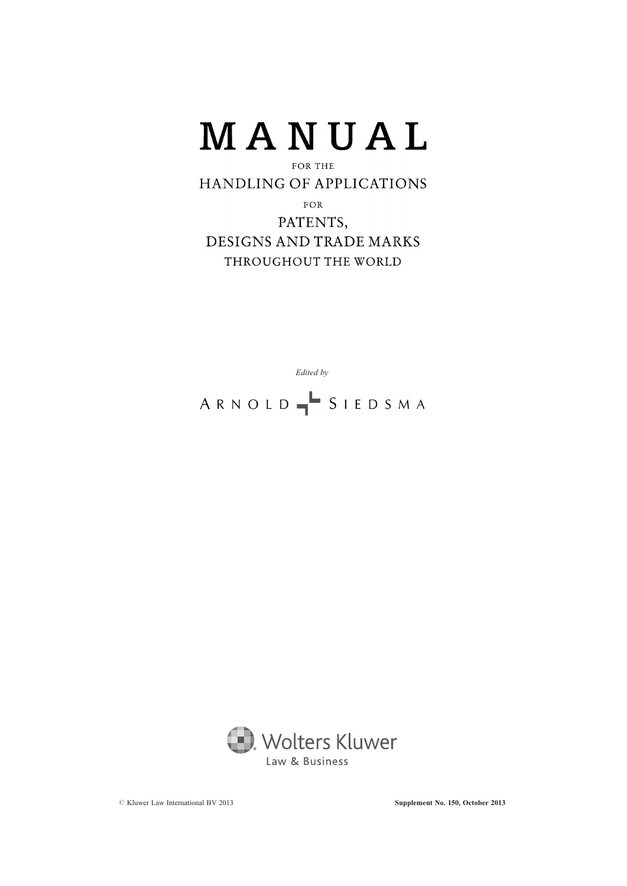# MANUAL

FOR THE

## HANDLING OF APPLICATIONS

FOR

## PATENTS, DESIGNS AND TRADE MARKS

THROUGHOUT THE WORLD

*Edited by*

ARNOLD SIEDSMA

Wolters Kluwer

Law & Business

© Kluwer Law International BV 2013

**Supplement No. 150, October 2013**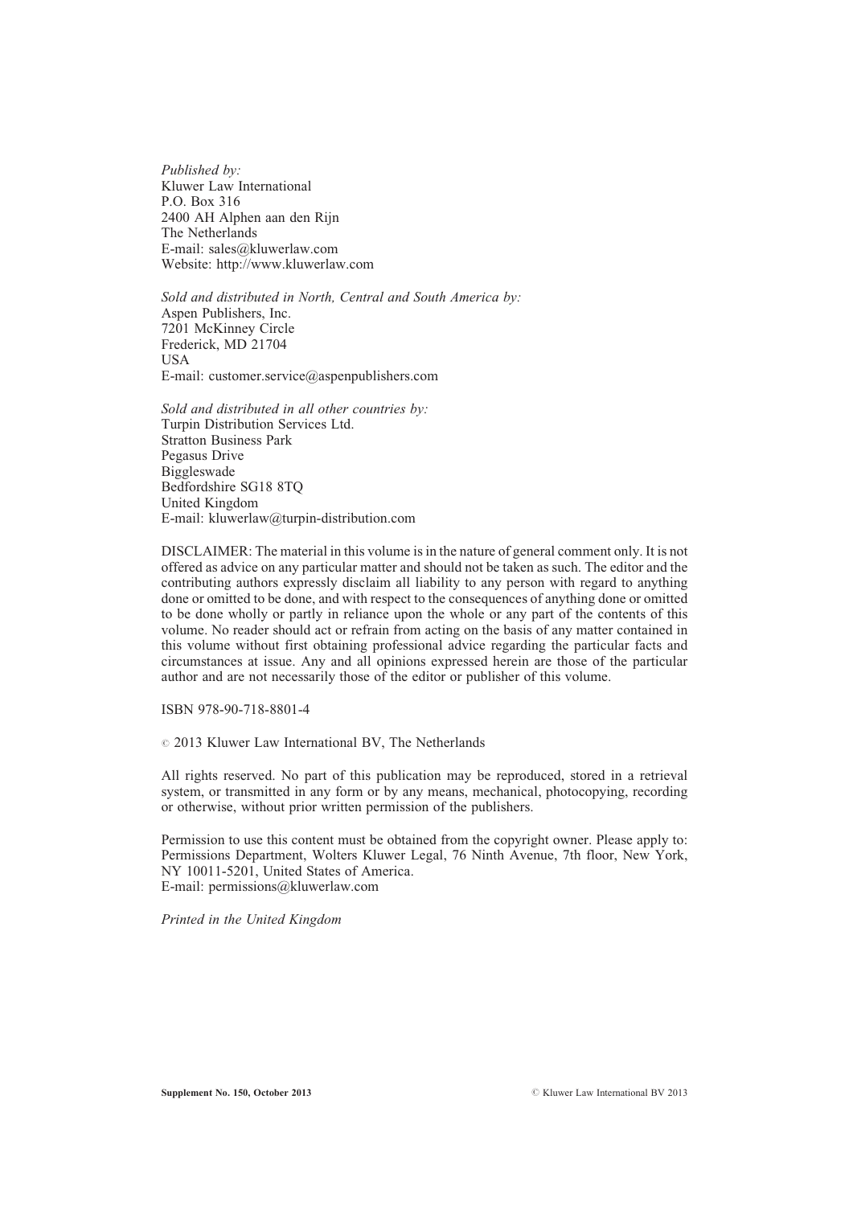*Published by:*
Kluwer Law International
P.O. Box 316
2400 AH Alphen aan den Rijn
The Netherlands
E-mail: sales@kluwerlaw.com
Website: http://www.kluwerlaw.com

*Sold and distributed in North, Central and South America by:*
Aspen Publishers, Inc.
7201 McKinney Circle
Frederick, MD 21704
USA
E-mail: customer.service@aspenpublishers.com

*Sold and distributed in all other countries by:*
Turpin Distribution Services Ltd.
Stratton Business Park
Pegasus Drive
Biggleswade
Bedfordshire SG18 8TQ
United Kingdom
E-mail: kluwerlaw@turpin-distribution.com

DISCLAIMER: The material in this volume is in the nature of general comment only. It is not offered as advice on any particular matter and should not be taken as such. The editor and the contributing authors expressly disclaim all liability to any person with regard to anything done or omitted to be done, and with respect to the consequences of anything done or omitted to be done wholly or partly in reliance upon the whole or any part of the contents of this volume. No reader should act or refrain from acting on the basis of any matter contained in this volume without first obtaining professional advice regarding the particular facts and circumstances at issue. Any and all opinions expressed herein are those of the particular author and are not necessarily those of the editor or publisher of this volume.

ISBN 978-90-718-8801-4

© 2013 Kluwer Law International BV, The Netherlands

All rights reserved. No part of this publication may be reproduced, stored in a retrieval system, or transmitted in any form or by any means, mechanical, photocopying, recording or otherwise, without prior written permission of the publishers.

Permission to use this content must be obtained from the copyright owner. Please apply to: Permissions Department, Wolters Kluwer Legal, 76 Ninth Avenue, 7th floor, New York, NY 10011-5201, United States of America.
E-mail: permissions@kluwerlaw.com

*Printed in the United Kingdom*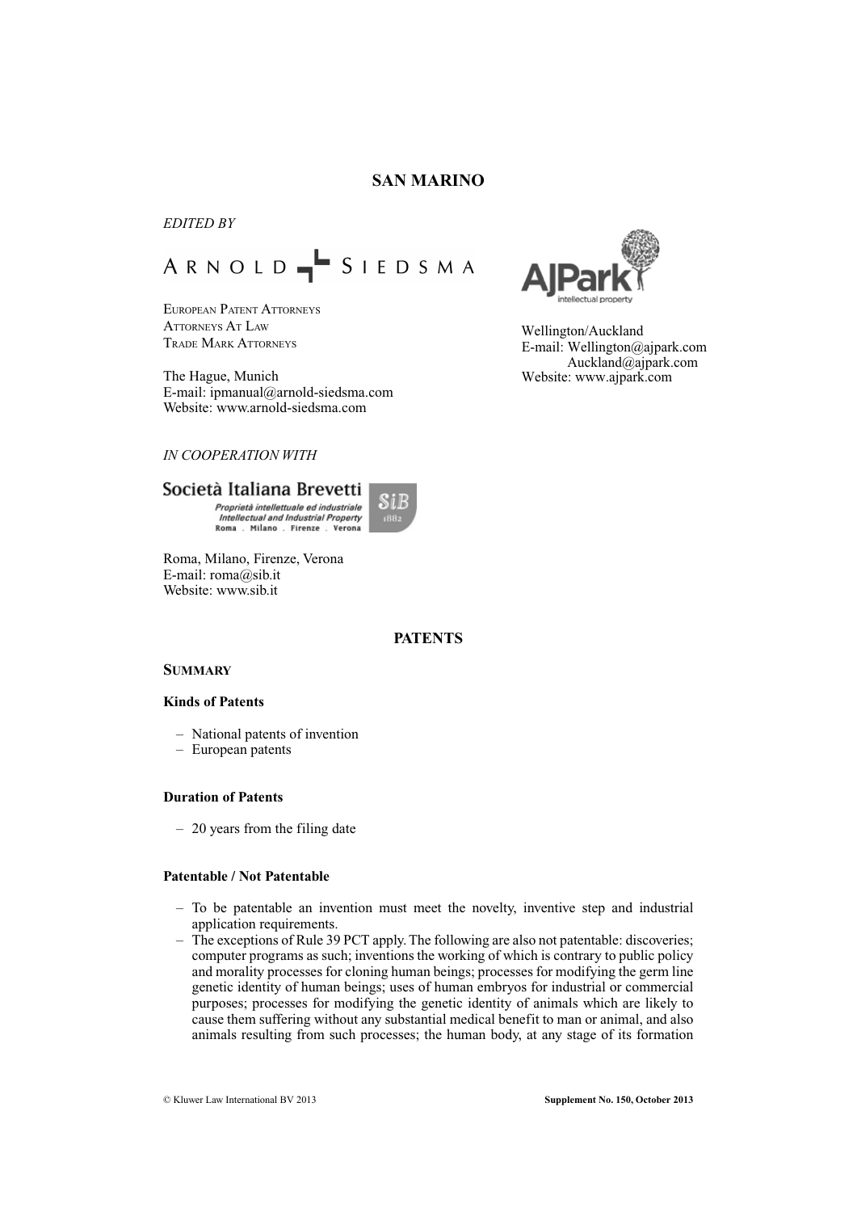# SAN MARINO

*EDITED BY*

ARNOLD SIEDSMA

EUROPEAN PATENT ATTORNEYS
ATTORNEYS AT LAW
TRADE MARK ATTORNEYS

The Hague, Munich
E-mail: ipmanual@arnold-siedsma.com
Website: www.arnold-siedsma.com

AJPark
intellectual property

Wellington/Auckland
E-mail: Wellington@ajpark.com
Auckland@ajpark.com
Website: www.ajpark.com

*IN COOPERATION WITH*

Società Italiana Brevetti
*Proprietà intellettuale ed industriale*
*Intellectual and Industrial Property*
Roma . Milano . Firenze . Verona
SiB 1882

Roma, Milano, Firenze, Verona
E-mail: roma@sib.it
Website: www.sib.it

## PATENTS

### SUMMARY

#### Kinds of Patents

- National patents of invention
- European patents

#### Duration of Patents

- 20 years from the filing date

#### Patentable / Not Patentable

- To be patentable an invention must meet the novelty, inventive step and industrial application requirements.
- The exceptions of Rule 39 PCT apply. The following are also not patentable: discoveries; computer programs as such; inventions the working of which is contrary to public policy and morality processes for cloning human beings; processes for modifying the germ line genetic identity of human beings; uses of human embryos for industrial or commercial purposes; processes for modifying the genetic identity of animals which are likely to cause them suffering without any substantial medical benefit to man or animal, and also animals resulting from such processes; the human body, at any stage of its formation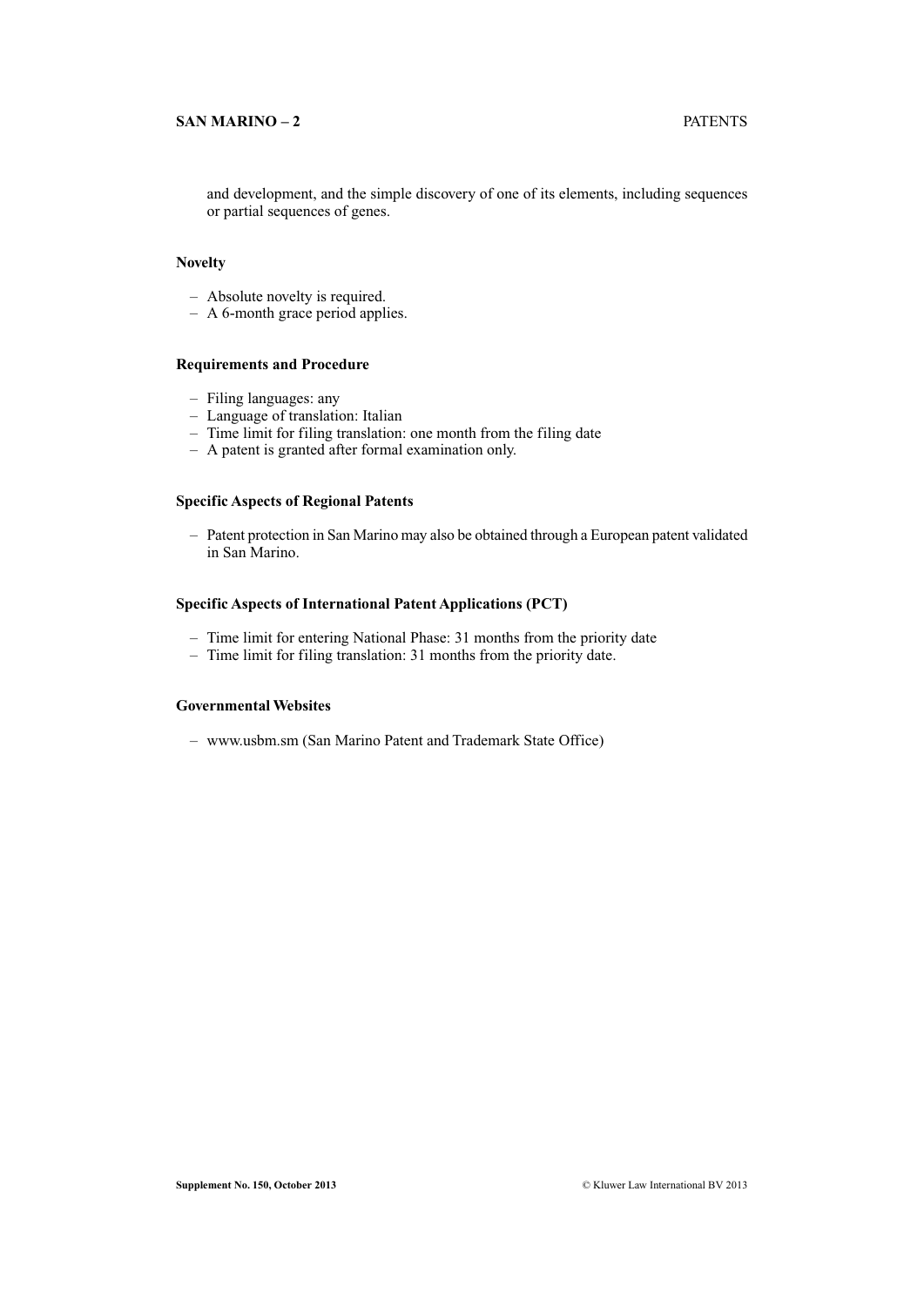and development, and the simple discovery of one of its elements, including sequences or partial sequences of genes.

### Novelty

- Absolute novelty is required.
- A 6-month grace period applies.

### Requirements and Procedure

- Filing languages: any
- Language of translation: Italian
- Time limit for filing translation: one month from the filing date
- A patent is granted after formal examination only.

### Specific Aspects of Regional Patents

- Patent protection in San Marino may also be obtained through a European patent validated in San Marino.

### Specific Aspects of International Patent Applications (PCT)

- Time limit for entering National Phase: 31 months from the priority date
- Time limit for filing translation: 31 months from the priority date.

### Governmental Websites

- www.usbm.sm (San Marino Patent and Trademark State Office)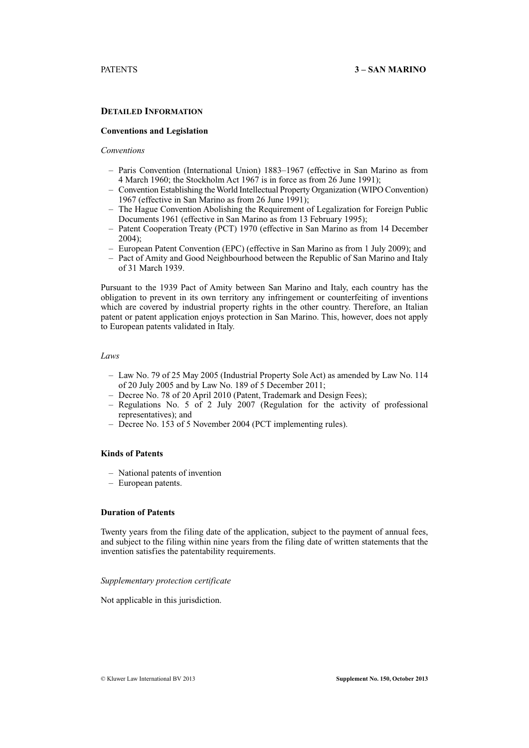## Detailed Information

### Conventions and Legislation

*Conventions*

- Paris Convention (International Union) 1883–1967 (effective in San Marino as from 4 March 1960; the Stockholm Act 1967 is in force as from 26 June 1991);
- Convention Establishing the World Intellectual Property Organization (WIPO Convention) 1967 (effective in San Marino as from 26 June 1991);
- The Hague Convention Abolishing the Requirement of Legalization for Foreign Public Documents 1961 (effective in San Marino as from 13 February 1995);
- Patent Cooperation Treaty (PCT) 1970 (effective in San Marino as from 14 December 2004);
- European Patent Convention (EPC) (effective in San Marino as from 1 July 2009); and
- Pact of Amity and Good Neighbourhood between the Republic of San Marino and Italy of 31 March 1939.

Pursuant to the 1939 Pact of Amity between San Marino and Italy, each country has the obligation to prevent in its own territory any infringement or counterfeiting of inventions which are covered by industrial property rights in the other country. Therefore, an Italian patent or patent application enjoys protection in San Marino. This, however, does not apply to European patents validated in Italy.

*Laws*

- Law No. 79 of 25 May 2005 (Industrial Property Sole Act) as amended by Law No. 114 of 20 July 2005 and by Law No. 189 of 5 December 2011;
- Decree No. 78 of 20 April 2010 (Patent, Trademark and Design Fees);
- Regulations No. 5 of 2 July 2007 (Regulation for the activity of professional representatives); and
- Decree No. 153 of 5 November 2004 (PCT implementing rules).

### Kinds of Patents

- National patents of invention
- European patents.

### Duration of Patents

Twenty years from the filing date of the application, subject to the payment of annual fees, and subject to the filing within nine years from the filing date of written statements that the invention satisfies the patentability requirements.

*Supplementary protection certificate*

Not applicable in this jurisdiction.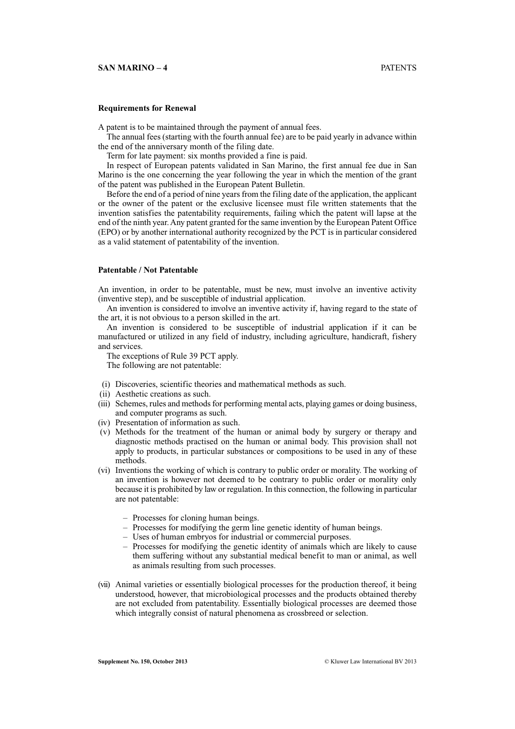### Requirements for Renewal

A patent is to be maintained through the payment of annual fees.

The annual fees (starting with the fourth annual fee) are to be paid yearly in advance within the end of the anniversary month of the filing date.

Term for late payment: six months provided a fine is paid.

In respect of European patents validated in San Marino, the first annual fee due in San Marino is the one concerning the year following the year in which the mention of the grant of the patent was published in the European Patent Bulletin.

Before the end of a period of nine years from the filing date of the application, the applicant or the owner of the patent or the exclusive licensee must file written statements that the invention satisfies the patentability requirements, failing which the patent will lapse at the end of the ninth year. Any patent granted for the same invention by the European Patent Office (EPO) or by another international authority recognized by the PCT is in particular considered as a valid statement of patentability of the invention.

### Patentable / Not Patentable

An invention, in order to be patentable, must be new, must involve an inventive activity (inventive step), and be susceptible of industrial application.

An invention is considered to involve an inventive activity if, having regard to the state of the art, it is not obvious to a person skilled in the art.

An invention is considered to be susceptible of industrial application if it can be manufactured or utilized in any field of industry, including agriculture, handicraft, fishery and services.

The exceptions of Rule 39 PCT apply.

The following are not patentable:

(i) Discoveries, scientific theories and mathematical methods as such.
(ii) Aesthetic creations as such.
(iii) Schemes, rules and methods for performing mental acts, playing games or doing business, and computer programs as such.
(iv) Presentation of information as such.
(v) Methods for the treatment of the human or animal body by surgery or therapy and diagnostic methods practised on the human or animal body. This provision shall not apply to products, in particular substances or compositions to be used in any of these methods.
(vi) Inventions the working of which is contrary to public order or morality. The working of an invention is however not deemed to be contrary to public order or morality only because it is prohibited by law or regulation. In this connection, the following in particular are not patentable:
   - Processes for cloning human beings.
   - Processes for modifying the germ line genetic identity of human beings.
   - Uses of human embryos for industrial or commercial purposes.
   - Processes for modifying the genetic identity of animals which are likely to cause them suffering without any substantial medical benefit to man or animal, as well as animals resulting from such processes.
(vii) Animal varieties or essentially biological processes for the production thereof, it being understood, however, that microbiological processes and the products obtained thereby are not excluded from patentability. Essentially biological processes are deemed those which integrally consist of natural phenomena as crossbreed or selection.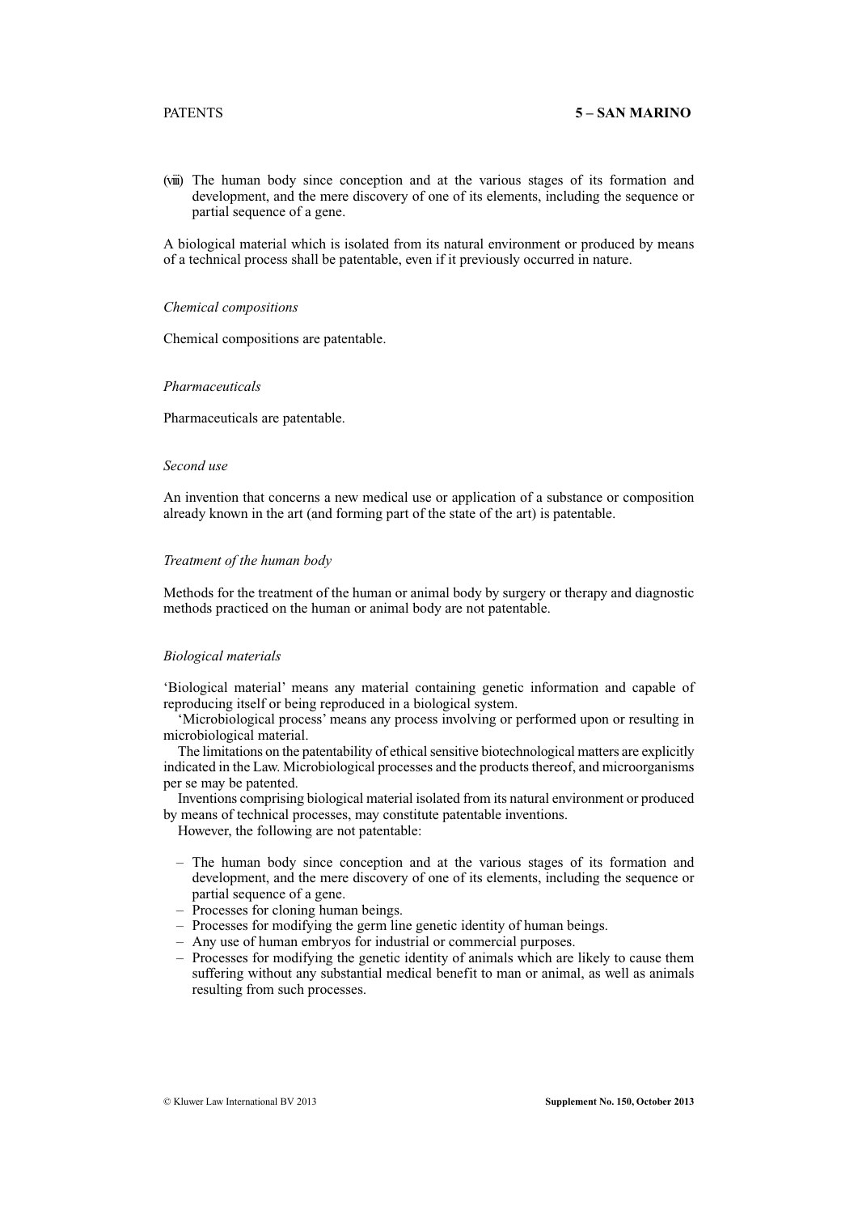(viii) The human body since conception and at the various stages of its formation and development, and the mere discovery of one of its elements, including the sequence or partial sequence of a gene.

A biological material which is isolated from its natural environment or produced by means of a technical process shall be patentable, even if it previously occurred in nature.

*Chemical compositions*

Chemical compositions are patentable.

*Pharmaceuticals*

Pharmaceuticals are patentable.

*Second use*

An invention that concerns a new medical use or application of a substance or composition already known in the art (and forming part of the state of the art) is patentable.

*Treatment of the human body*

Methods for the treatment of the human or animal body by surgery or therapy and diagnostic methods practiced on the human or animal body are not patentable.

*Biological materials*

'Biological material' means any material containing genetic information and capable of reproducing itself or being reproduced in a biological system.

'Microbiological process' means any process involving or performed upon or resulting in microbiological material.

The limitations on the patentability of ethical sensitive biotechnological matters are explicitly indicated in the Law. Microbiological processes and the products thereof, and microorganisms per se may be patented.

Inventions comprising biological material isolated from its natural environment or produced by means of technical processes, may constitute patentable inventions.

However, the following are not patentable:

- The human body since conception and at the various stages of its formation and development, and the mere discovery of one of its elements, including the sequence or partial sequence of a gene.
- Processes for cloning human beings.
- Processes for modifying the germ line genetic identity of human beings.
- Any use of human embryos for industrial or commercial purposes.
- Processes for modifying the genetic identity of animals which are likely to cause them suffering without any substantial medical benefit to man or animal, as well as animals resulting from such processes.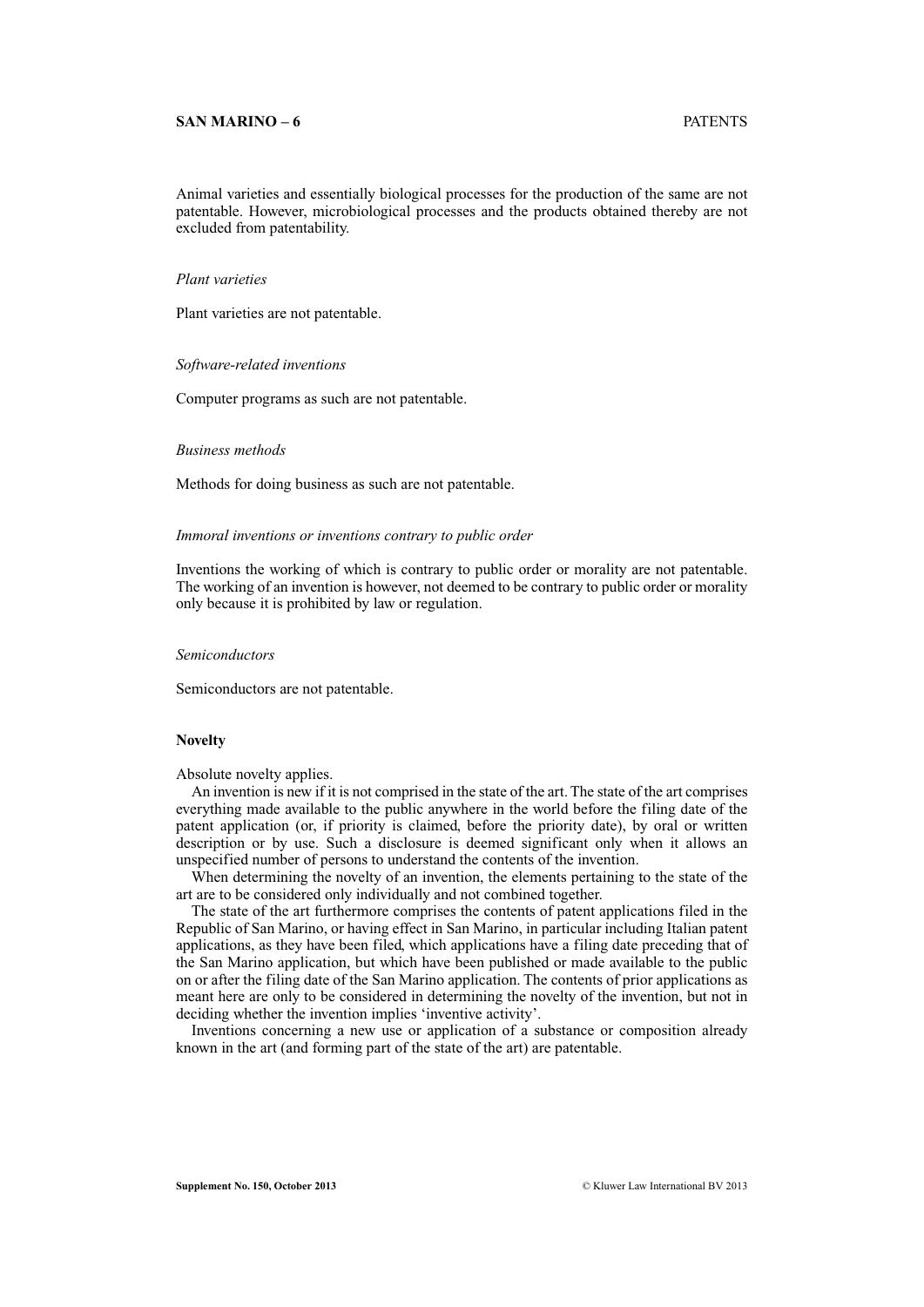Animal varieties and essentially biological processes for the production of the same are not patentable. However, microbiological processes and the products obtained thereby are not excluded from patentability.

*Plant varieties*

Plant varieties are not patentable.

*Software-related inventions*

Computer programs as such are not patentable.

*Business methods*

Methods for doing business as such are not patentable.

*Immoral inventions or inventions contrary to public order*

Inventions the working of which is contrary to public order or morality are not patentable. The working of an invention is however, not deemed to be contrary to public order or morality only because it is prohibited by law or regulation.

*Semiconductors*

Semiconductors are not patentable.

**Novelty**

Absolute novelty applies.

An invention is new if it is not comprised in the state of the art. The state of the art comprises everything made available to the public anywhere in the world before the filing date of the patent application (or, if priority is claimed, before the priority date), by oral or written description or by use. Such a disclosure is deemed significant only when it allows an unspecified number of persons to understand the contents of the invention.

When determining the novelty of an invention, the elements pertaining to the state of the art are to be considered only individually and not combined together.

The state of the art furthermore comprises the contents of patent applications filed in the Republic of San Marino, or having effect in San Marino, in particular including Italian patent applications, as they have been filed, which applications have a filing date preceding that of the San Marino application, but which have been published or made available to the public on or after the filing date of the San Marino application. The contents of prior applications as meant here are only to be considered in determining the novelty of the invention, but not in deciding whether the invention implies 'inventive activity'.

Inventions concerning a new use or application of a substance or composition already known in the art (and forming part of the state of the art) are patentable.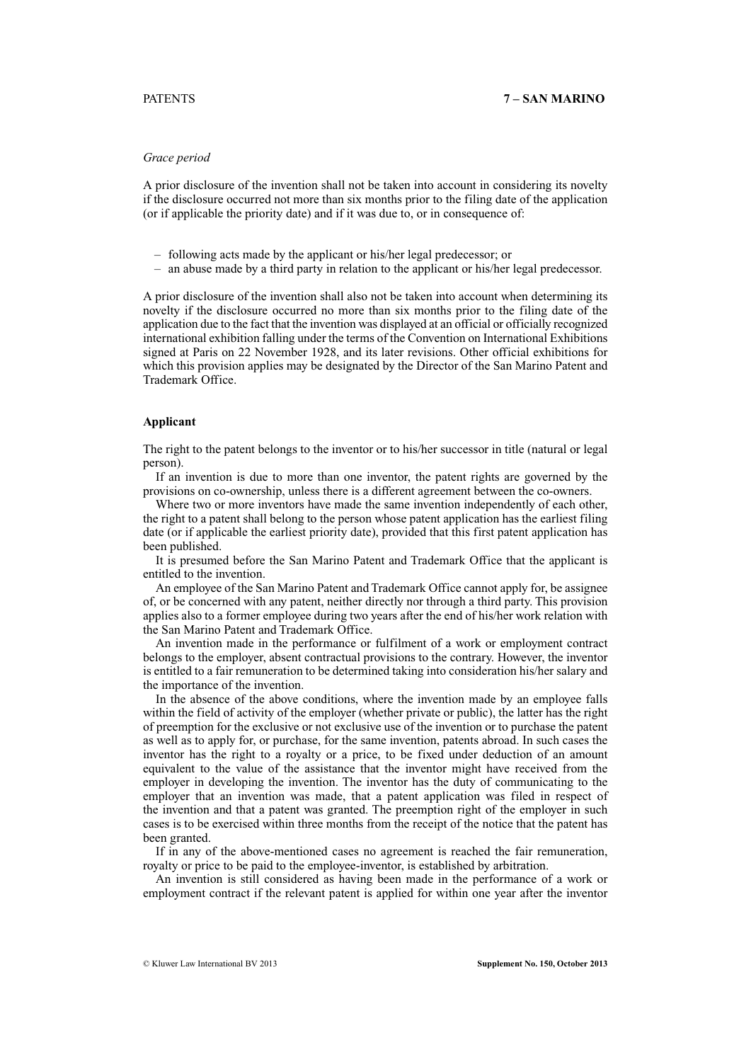*Grace period*

A prior disclosure of the invention shall not be taken into account in considering its novelty if the disclosure occurred not more than six months prior to the filing date of the application (or if applicable the priority date) and if it was due to, or in consequence of:

- following acts made by the applicant or his/her legal predecessor; or
- an abuse made by a third party in relation to the applicant or his/her legal predecessor.

A prior disclosure of the invention shall also not be taken into account when determining its novelty if the disclosure occurred no more than six months prior to the filing date of the application due to the fact that the invention was displayed at an official or officially recognized international exhibition falling under the terms of the Convention on International Exhibitions signed at Paris on 22 November 1928, and its later revisions. Other official exhibitions for which this provision applies may be designated by the Director of the San Marino Patent and Trademark Office.

**Applicant**

The right to the patent belongs to the inventor or to his/her successor in title (natural or legal person).

If an invention is due to more than one inventor, the patent rights are governed by the provisions on co-ownership, unless there is a different agreement between the co-owners.

Where two or more inventors have made the same invention independently of each other, the right to a patent shall belong to the person whose patent application has the earliest filing date (or if applicable the earliest priority date), provided that this first patent application has been published.

It is presumed before the San Marino Patent and Trademark Office that the applicant is entitled to the invention.

An employee of the San Marino Patent and Trademark Office cannot apply for, be assignee of, or be concerned with any patent, neither directly nor through a third party. This provision applies also to a former employee during two years after the end of his/her work relation with the San Marino Patent and Trademark Office.

An invention made in the performance or fulfilment of a work or employment contract belongs to the employer, absent contractual provisions to the contrary. However, the inventor is entitled to a fair remuneration to be determined taking into consideration his/her salary and the importance of the invention.

In the absence of the above conditions, where the invention made by an employee falls within the field of activity of the employer (whether private or public), the latter has the right of preemption for the exclusive or not exclusive use of the invention or to purchase the patent as well as to apply for, or purchase, for the same invention, patents abroad. In such cases the inventor has the right to a royalty or a price, to be fixed under deduction of an amount equivalent to the value of the assistance that the inventor might have received from the employer in developing the invention. The inventor has the duty of communicating to the employer that an invention was made, that a patent application was filed in respect of the invention and that a patent was granted. The preemption right of the employer in such cases is to be exercised within three months from the receipt of the notice that the patent has been granted.

If in any of the above-mentioned cases no agreement is reached the fair remuneration, royalty or price to be paid to the employee-inventor, is established by arbitration.

An invention is still considered as having been made in the performance of a work or employment contract if the relevant patent is applied for within one year after the inventor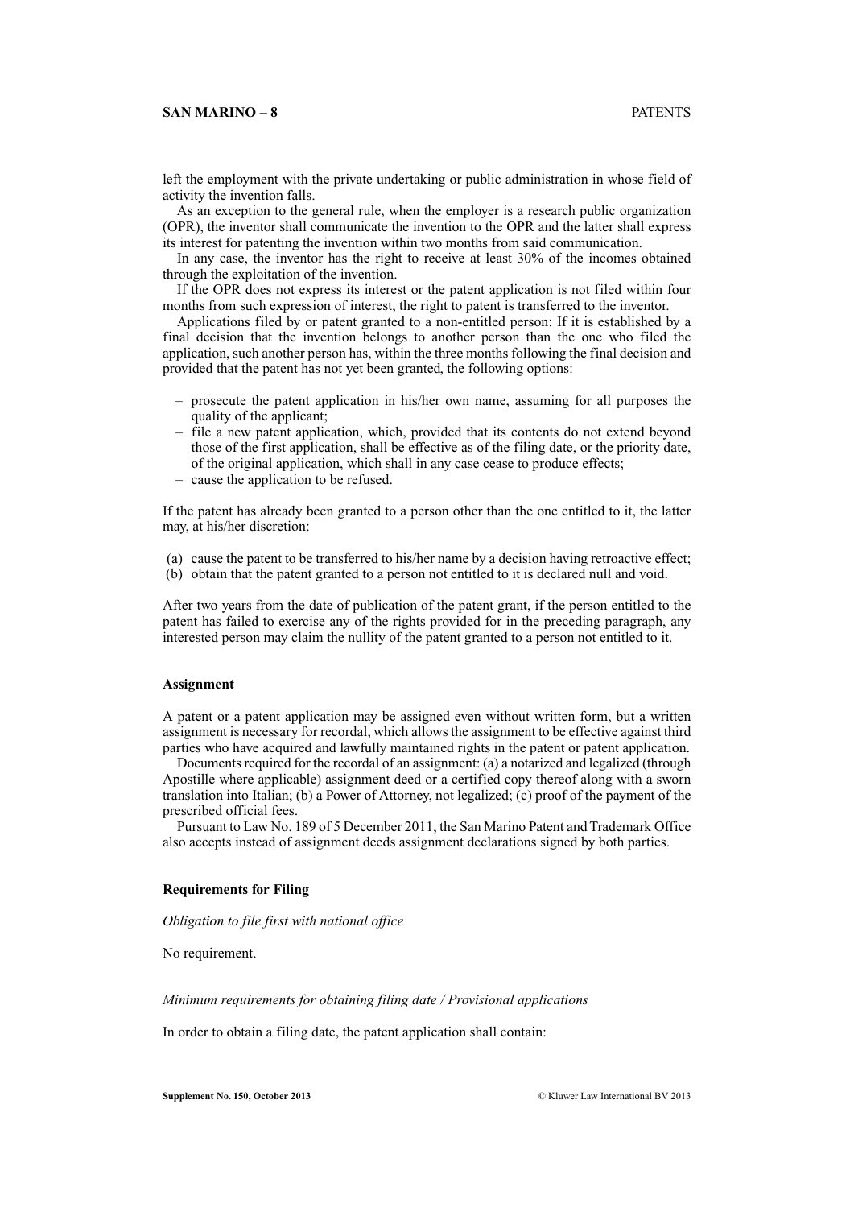left the employment with the private undertaking or public administration in whose field of activity the invention falls.

As an exception to the general rule, when the employer is a research public organization (OPR), the inventor shall communicate the invention to the OPR and the latter shall express its interest for patenting the invention within two months from said communication.

In any case, the inventor has the right to receive at least 30% of the incomes obtained through the exploitation of the invention.

If the OPR does not express its interest or the patent application is not filed within four months from such expression of interest, the right to patent is transferred to the inventor.

Applications filed by or patent granted to a non-entitled person: If it is established by a final decision that the invention belongs to another person than the one who filed the application, such another person has, within the three months following the final decision and provided that the patent has not yet been granted, the following options:

– prosecute the patent application in his/her own name, assuming for all purposes the quality of the applicant;
– file a new patent application, which, provided that its contents do not extend beyond those of the first application, shall be effective as of the filing date, or the priority date, of the original application, which shall in any case cease to produce effects;
– cause the application to be refused.

If the patent has already been granted to a person other than the one entitled to it, the latter may, at his/her discretion:

(a) cause the patent to be transferred to his/her name by a decision having retroactive effect;
(b) obtain that the patent granted to a person not entitled to it is declared null and void.

After two years from the date of publication of the patent grant, if the person entitled to the patent has failed to exercise any of the rights provided for in the preceding paragraph, any interested person may claim the nullity of the patent granted to a person not entitled to it.

**Assignment**

A patent or a patent application may be assigned even without written form, but a written assignment is necessary for recordal, which allows the assignment to be effective against third parties who have acquired and lawfully maintained rights in the patent or patent application.

Documents required for the recordal of an assignment: (a) a notarized and legalized (through Apostille where applicable) assignment deed or a certified copy thereof along with a sworn translation into Italian; (b) a Power of Attorney, not legalized; (c) proof of the payment of the prescribed official fees.

Pursuant to Law No. 189 of 5 December 2011, the San Marino Patent and Trademark Office also accepts instead of assignment deeds assignment declarations signed by both parties.

**Requirements for Filing**

*Obligation to file first with national office*

No requirement.

*Minimum requirements for obtaining filing date / Provisional applications*

In order to obtain a filing date, the patent application shall contain: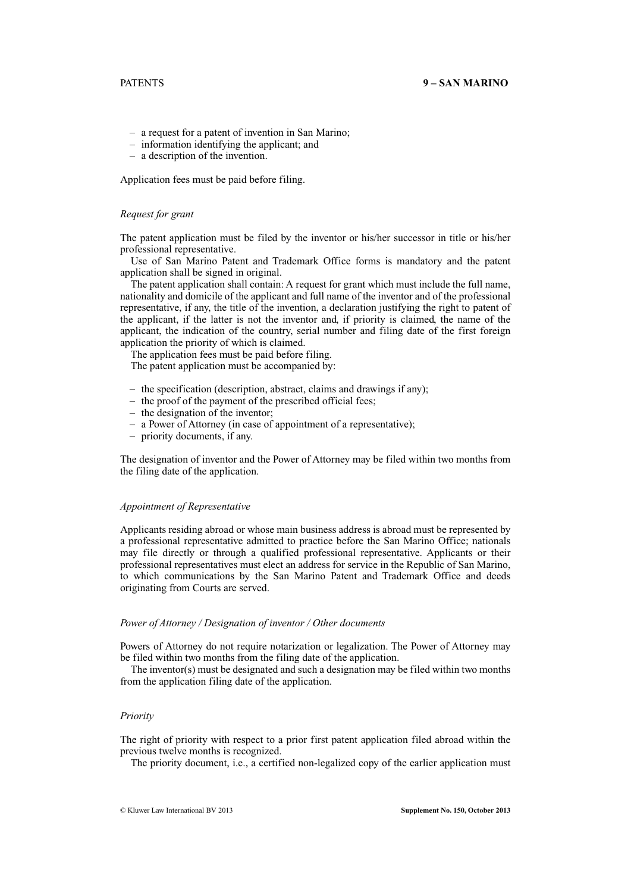– a request for a patent of invention in San Marino;
– information identifying the applicant; and
– a description of the invention.

Application fees must be paid before filing.

*Request for grant*

The patent application must be filed by the inventor or his/her successor in title or his/her professional representative.

Use of San Marino Patent and Trademark Office forms is mandatory and the patent application shall be signed in original.

The patent application shall contain: A request for grant which must include the full name, nationality and domicile of the applicant and full name of the inventor and of the professional representative, if any, the title of the invention, a declaration justifying the right to patent of the applicant, if the latter is not the inventor and, if priority is claimed, the name of the applicant, the indication of the country, serial number and filing date of the first foreign application the priority of which is claimed.

The application fees must be paid before filing.

The patent application must be accompanied by:

– the specification (description, abstract, claims and drawings if any);
– the proof of the payment of the prescribed official fees;
– the designation of the inventor;
– a Power of Attorney (in case of appointment of a representative);
– priority documents, if any.

The designation of inventor and the Power of Attorney may be filed within two months from the filing date of the application.

*Appointment of Representative*

Applicants residing abroad or whose main business address is abroad must be represented by a professional representative admitted to practice before the San Marino Office; nationals may file directly or through a qualified professional representative. Applicants or their professional representatives must elect an address for service in the Republic of San Marino, to which communications by the San Marino Patent and Trademark Office and deeds originating from Courts are served.

*Power of Attorney / Designation of inventor / Other documents*

Powers of Attorney do not require notarization or legalization. The Power of Attorney may be filed within two months from the filing date of the application.

The inventor(s) must be designated and such a designation may be filed within two months from the application filing date of the application.

*Priority*

The right of priority with respect to a prior first patent application filed abroad within the previous twelve months is recognized.

The priority document, i.e., a certified non-legalized copy of the earlier application must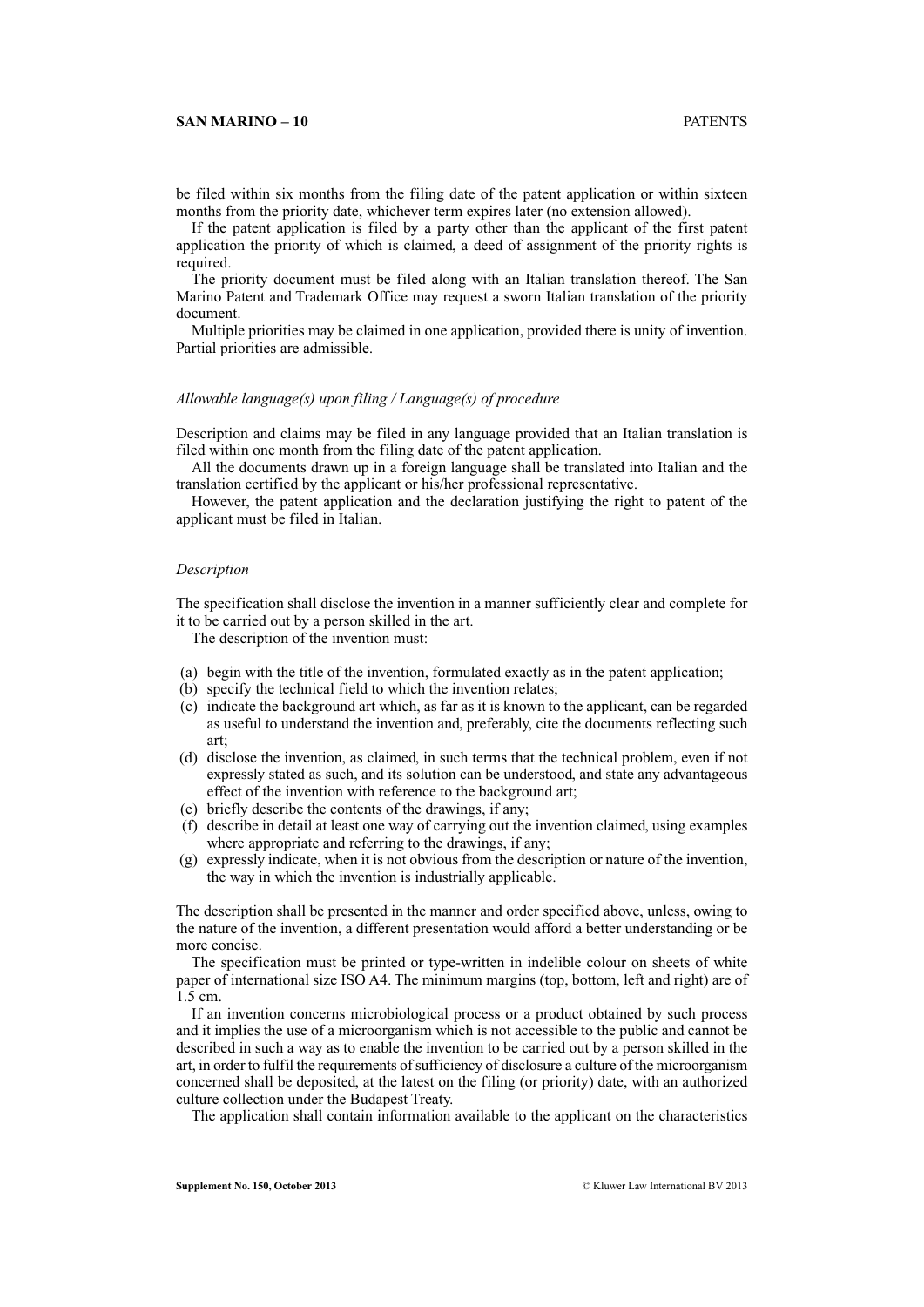be filed within six months from the filing date of the patent application or within sixteen months from the priority date, whichever term expires later (no extension allowed).

If the patent application is filed by a party other than the applicant of the first patent application the priority of which is claimed, a deed of assignment of the priority rights is required.

The priority document must be filed along with an Italian translation thereof. The San Marino Patent and Trademark Office may request a sworn Italian translation of the priority document.

Multiple priorities may be claimed in one application, provided there is unity of invention. Partial priorities are admissible.

*Allowable language(s) upon filing / Language(s) of procedure*

Description and claims may be filed in any language provided that an Italian translation is filed within one month from the filing date of the patent application.

All the documents drawn up in a foreign language shall be translated into Italian and the translation certified by the applicant or his/her professional representative.

However, the patent application and the declaration justifying the right to patent of the applicant must be filed in Italian.

*Description*

The specification shall disclose the invention in a manner sufficiently clear and complete for it to be carried out by a person skilled in the art.

The description of the invention must:

(a) begin with the title of the invention, formulated exactly as in the patent application;
(b) specify the technical field to which the invention relates;
(c) indicate the background art which, as far as it is known to the applicant, can be regarded as useful to understand the invention and, preferably, cite the documents reflecting such art;
(d) disclose the invention, as claimed, in such terms that the technical problem, even if not expressly stated as such, and its solution can be understood, and state any advantageous effect of the invention with reference to the background art;
(e) briefly describe the contents of the drawings, if any;
(f) describe in detail at least one way of carrying out the invention claimed, using examples where appropriate and referring to the drawings, if any;
(g) expressly indicate, when it is not obvious from the description or nature of the invention, the way in which the invention is industrially applicable.

The description shall be presented in the manner and order specified above, unless, owing to the nature of the invention, a different presentation would afford a better understanding or be more concise.

The specification must be printed or type-written in indelible colour on sheets of white paper of international size ISO A4. The minimum margins (top, bottom, left and right) are of 1.5 cm.

If an invention concerns microbiological process or a product obtained by such process and it implies the use of a microorganism which is not accessible to the public and cannot be described in such a way as to enable the invention to be carried out by a person skilled in the art, in order to fulfil the requirements of sufficiency of disclosure a culture of the microorganism concerned shall be deposited, at the latest on the filing (or priority) date, with an authorized culture collection under the Budapest Treaty.

The application shall contain information available to the applicant on the characteristics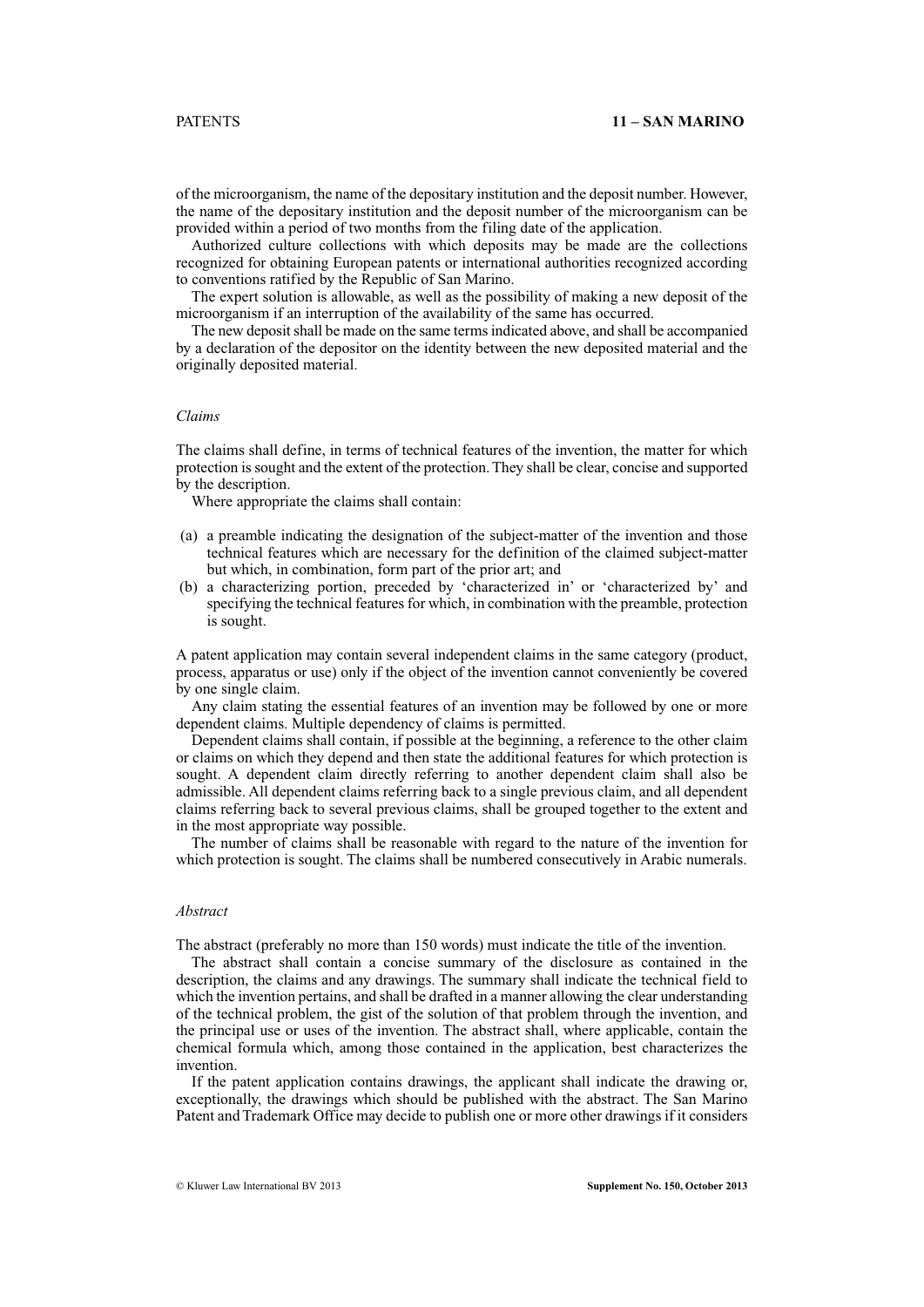of the microorganism, the name of the depositary institution and the deposit number. However, the name of the depositary institution and the deposit number of the microorganism can be provided within a period of two months from the filing date of the application.

Authorized culture collections with which deposits may be made are the collections recognized for obtaining European patents or international authorities recognized according to conventions ratified by the Republic of San Marino.

The expert solution is allowable, as well as the possibility of making a new deposit of the microorganism if an interruption of the availability of the same has occurred.

The new deposit shall be made on the same terms indicated above, and shall be accompanied by a declaration of the depositor on the identity between the new deposited material and the originally deposited material.

*Claims*

The claims shall define, in terms of technical features of the invention, the matter for which protection is sought and the extent of the protection. They shall be clear, concise and supported by the description.

Where appropriate the claims shall contain:

(a) a preamble indicating the designation of the subject-matter of the invention and those technical features which are necessary for the definition of the claimed subject-matter but which, in combination, form part of the prior art; and
(b) a characterizing portion, preceded by 'characterized in' or 'characterized by' and specifying the technical features for which, in combination with the preamble, protection is sought.

A patent application may contain several independent claims in the same category (product, process, apparatus or use) only if the object of the invention cannot conveniently be covered by one single claim.

Any claim stating the essential features of an invention may be followed by one or more dependent claims. Multiple dependency of claims is permitted.

Dependent claims shall contain, if possible at the beginning, a reference to the other claim or claims on which they depend and then state the additional features for which protection is sought. A dependent claim directly referring to another dependent claim shall also be admissible. All dependent claims referring back to a single previous claim, and all dependent claims referring back to several previous claims, shall be grouped together to the extent and in the most appropriate way possible.

The number of claims shall be reasonable with regard to the nature of the invention for which protection is sought. The claims shall be numbered consecutively in Arabic numerals.

*Abstract*

The abstract (preferably no more than 150 words) must indicate the title of the invention.

The abstract shall contain a concise summary of the disclosure as contained in the description, the claims and any drawings. The summary shall indicate the technical field to which the invention pertains, and shall be drafted in a manner allowing the clear understanding of the technical problem, the gist of the solution of that problem through the invention, and the principal use or uses of the invention. The abstract shall, where applicable, contain the chemical formula which, among those contained in the application, best characterizes the invention.

If the patent application contains drawings, the applicant shall indicate the drawing or, exceptionally, the drawings which should be published with the abstract. The San Marino Patent and Trademark Office may decide to publish one or more other drawings if it considers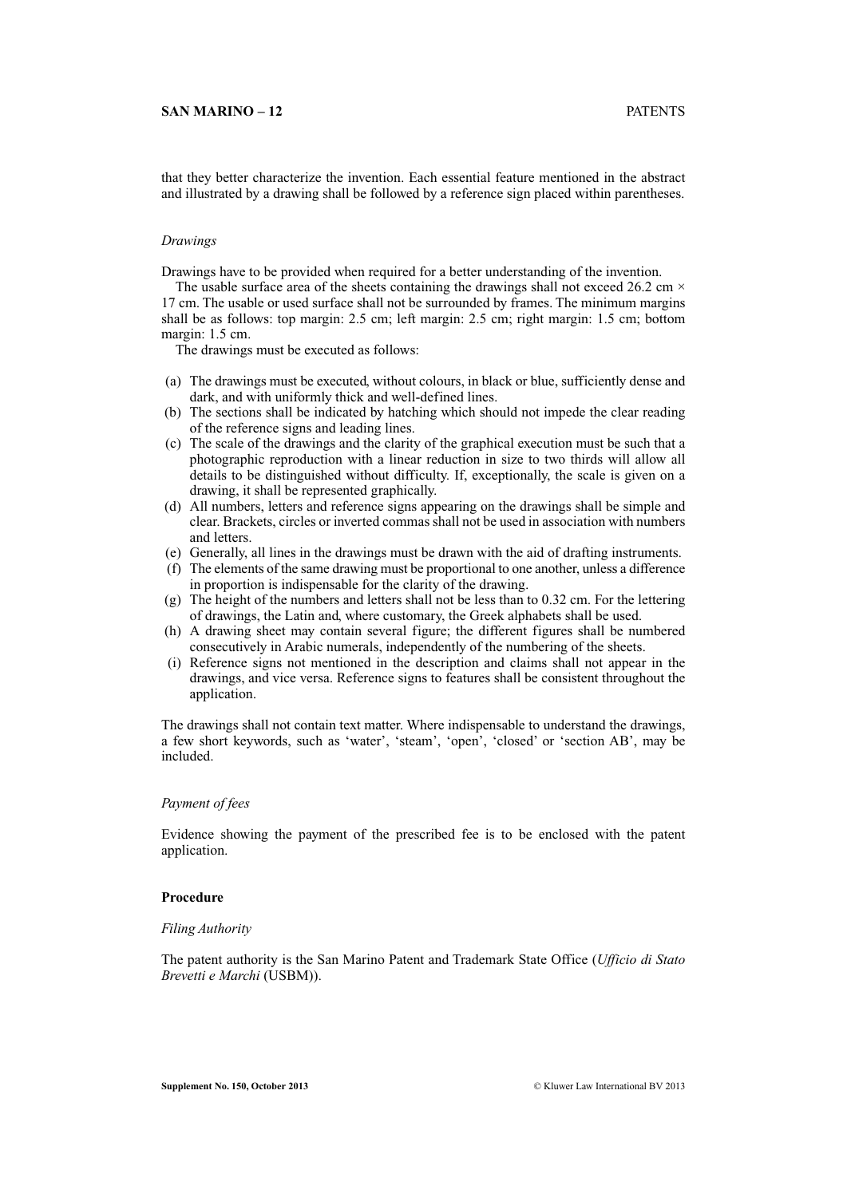that they better characterize the invention. Each essential feature mentioned in the abstract and illustrated by a drawing shall be followed by a reference sign placed within parentheses.

*Drawings*

Drawings have to be provided when required for a better understanding of the invention.

The usable surface area of the sheets containing the drawings shall not exceed 26.2 cm × 17 cm. The usable or used surface shall not be surrounded by frames. The minimum margins shall be as follows: top margin: 2.5 cm; left margin: 2.5 cm; right margin: 1.5 cm; bottom margin: 1.5 cm.

The drawings must be executed as follows:

(a) The drawings must be executed, without colours, in black or blue, sufficiently dense and dark, and with uniformly thick and well-defined lines.
(b) The sections shall be indicated by hatching which should not impede the clear reading of the reference signs and leading lines.
(c) The scale of the drawings and the clarity of the graphical execution must be such that a photographic reproduction with a linear reduction in size to two thirds will allow all details to be distinguished without difficulty. If, exceptionally, the scale is given on a drawing, it shall be represented graphically.
(d) All numbers, letters and reference signs appearing on the drawings shall be simple and clear. Brackets, circles or inverted commas shall not be used in association with numbers and letters.
(e) Generally, all lines in the drawings must be drawn with the aid of drafting instruments.
(f) The elements of the same drawing must be proportional to one another, unless a difference in proportion is indispensable for the clarity of the drawing.
(g) The height of the numbers and letters shall not be less than to 0.32 cm. For the lettering of drawings, the Latin and, where customary, the Greek alphabets shall be used.
(h) A drawing sheet may contain several figure; the different figures shall be numbered consecutively in Arabic numerals, independently of the numbering of the sheets.
(i) Reference signs not mentioned in the description and claims shall not appear in the drawings, and vice versa. Reference signs to features shall be consistent throughout the application.

The drawings shall not contain text matter. Where indispensable to understand the drawings, a few short keywords, such as 'water', 'steam', 'open', 'closed' or 'section AB', may be included.

*Payment of fees*

Evidence showing the payment of the prescribed fee is to be enclosed with the patent application.

**Procedure**

*Filing Authority*

The patent authority is the San Marino Patent and Trademark State Office (*Ufficio di Stato Brevetti e Marchi* (USBM)).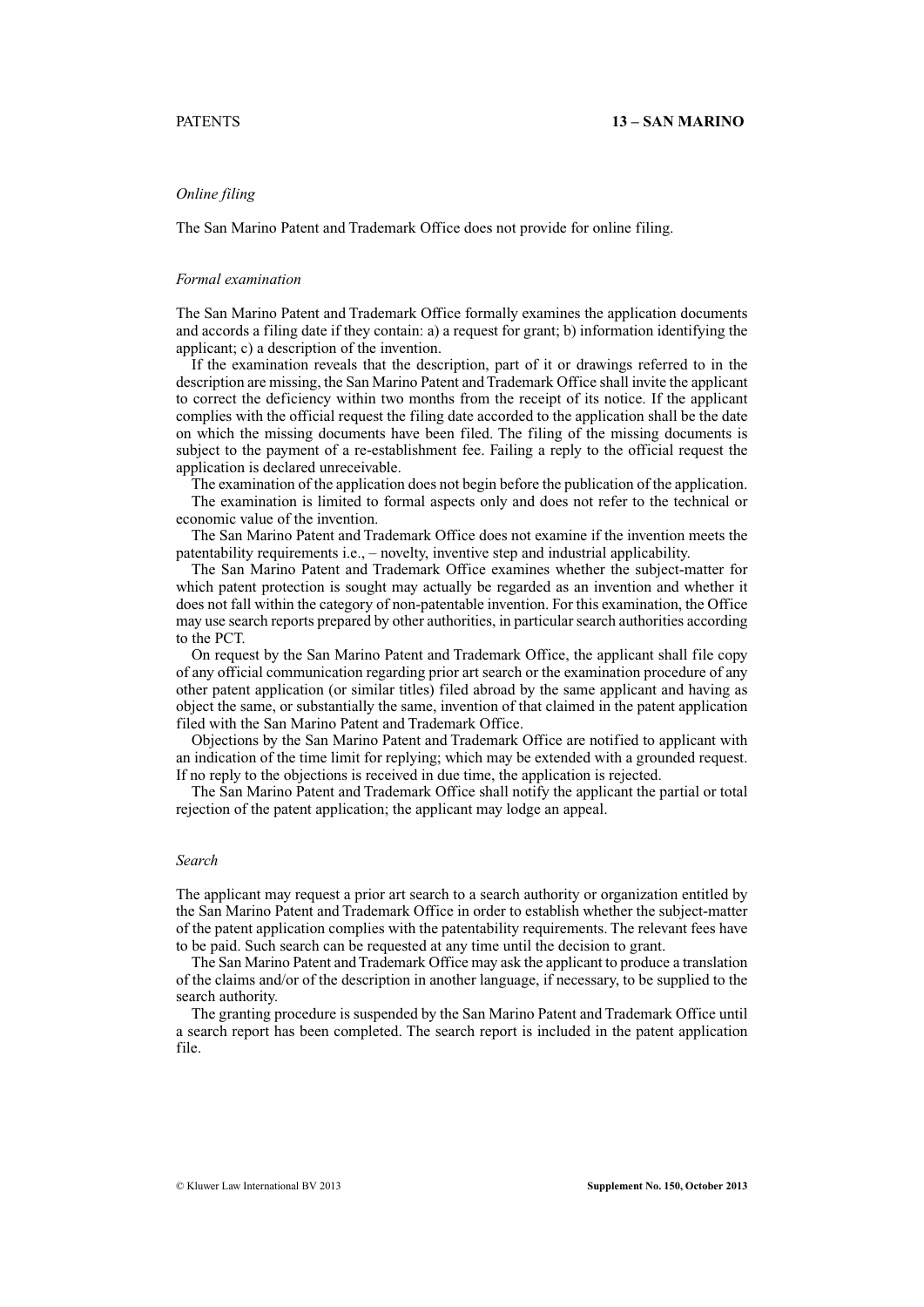*Online filing*

The San Marino Patent and Trademark Office does not provide for online filing.

*Formal examination*

The San Marino Patent and Trademark Office formally examines the application documents and accords a filing date if they contain: a) a request for grant; b) information identifying the applicant; c) a description of the invention.

If the examination reveals that the description, part of it or drawings referred to in the description are missing, the San Marino Patent and Trademark Office shall invite the applicant to correct the deficiency within two months from the receipt of its notice. If the applicant complies with the official request the filing date accorded to the application shall be the date on which the missing documents have been filed. The filing of the missing documents is subject to the payment of a re-establishment fee. Failing a reply to the official request the application is declared unreceivable.

The examination of the application does not begin before the publication of the application.

The examination is limited to formal aspects only and does not refer to the technical or economic value of the invention.

The San Marino Patent and Trademark Office does not examine if the invention meets the patentability requirements i.e., – novelty, inventive step and industrial applicability.

The San Marino Patent and Trademark Office examines whether the subject-matter for which patent protection is sought may actually be regarded as an invention and whether it does not fall within the category of non-patentable invention. For this examination, the Office may use search reports prepared by other authorities, in particular search authorities according to the PCT.

On request by the San Marino Patent and Trademark Office, the applicant shall file copy of any official communication regarding prior art search or the examination procedure of any other patent application (or similar titles) filed abroad by the same applicant and having as object the same, or substantially the same, invention of that claimed in the patent application filed with the San Marino Patent and Trademark Office.

Objections by the San Marino Patent and Trademark Office are notified to applicant with an indication of the time limit for replying; which may be extended with a grounded request. If no reply to the objections is received in due time, the application is rejected.

The San Marino Patent and Trademark Office shall notify the applicant the partial or total rejection of the patent application; the applicant may lodge an appeal.

*Search*

The applicant may request a prior art search to a search authority or organization entitled by the San Marino Patent and Trademark Office in order to establish whether the subject-matter of the patent application complies with the patentability requirements. The relevant fees have to be paid. Such search can be requested at any time until the decision to grant.

The San Marino Patent and Trademark Office may ask the applicant to produce a translation of the claims and/or of the description in another language, if necessary, to be supplied to the search authority.

The granting procedure is suspended by the San Marino Patent and Trademark Office until a search report has been completed. The search report is included in the patent application file.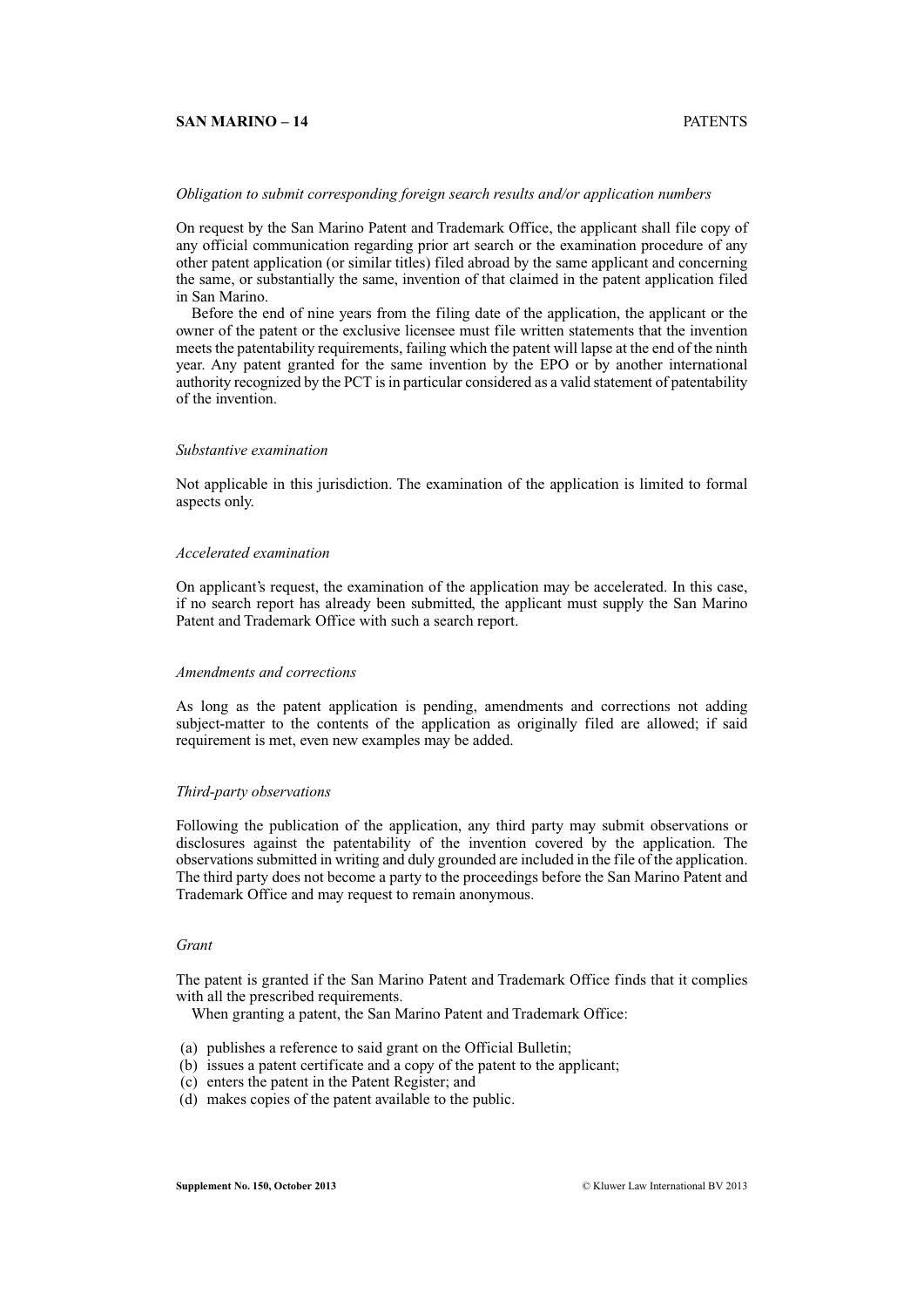*Obligation to submit corresponding foreign search results and/or application numbers*

On request by the San Marino Patent and Trademark Office, the applicant shall file copy of any official communication regarding prior art search or the examination procedure of any other patent application (or similar titles) filed abroad by the same applicant and concerning the same, or substantially the same, invention of that claimed in the patent application filed in San Marino.

Before the end of nine years from the filing date of the application, the applicant or the owner of the patent or the exclusive licensee must file written statements that the invention meets the patentability requirements, failing which the patent will lapse at the end of the ninth year. Any patent granted for the same invention by the EPO or by another international authority recognized by the PCT is in particular considered as a valid statement of patentability of the invention.

*Substantive examination*

Not applicable in this jurisdiction. The examination of the application is limited to formal aspects only.

*Accelerated examination*

On applicant's request, the examination of the application may be accelerated. In this case, if no search report has already been submitted, the applicant must supply the San Marino Patent and Trademark Office with such a search report.

*Amendments and corrections*

As long as the patent application is pending, amendments and corrections not adding subject-matter to the contents of the application as originally filed are allowed; if said requirement is met, even new examples may be added.

*Third-party observations*

Following the publication of the application, any third party may submit observations or disclosures against the patentability of the invention covered by the application. The observations submitted in writing and duly grounded are included in the file of the application. The third party does not become a party to the proceedings before the San Marino Patent and Trademark Office and may request to remain anonymous.

*Grant*

The patent is granted if the San Marino Patent and Trademark Office finds that it complies with all the prescribed requirements.

When granting a patent, the San Marino Patent and Trademark Office:

(a) publishes a reference to said grant on the Official Bulletin;
(b) issues a patent certificate and a copy of the patent to the applicant;
(c) enters the patent in the Patent Register; and
(d) makes copies of the patent available to the public.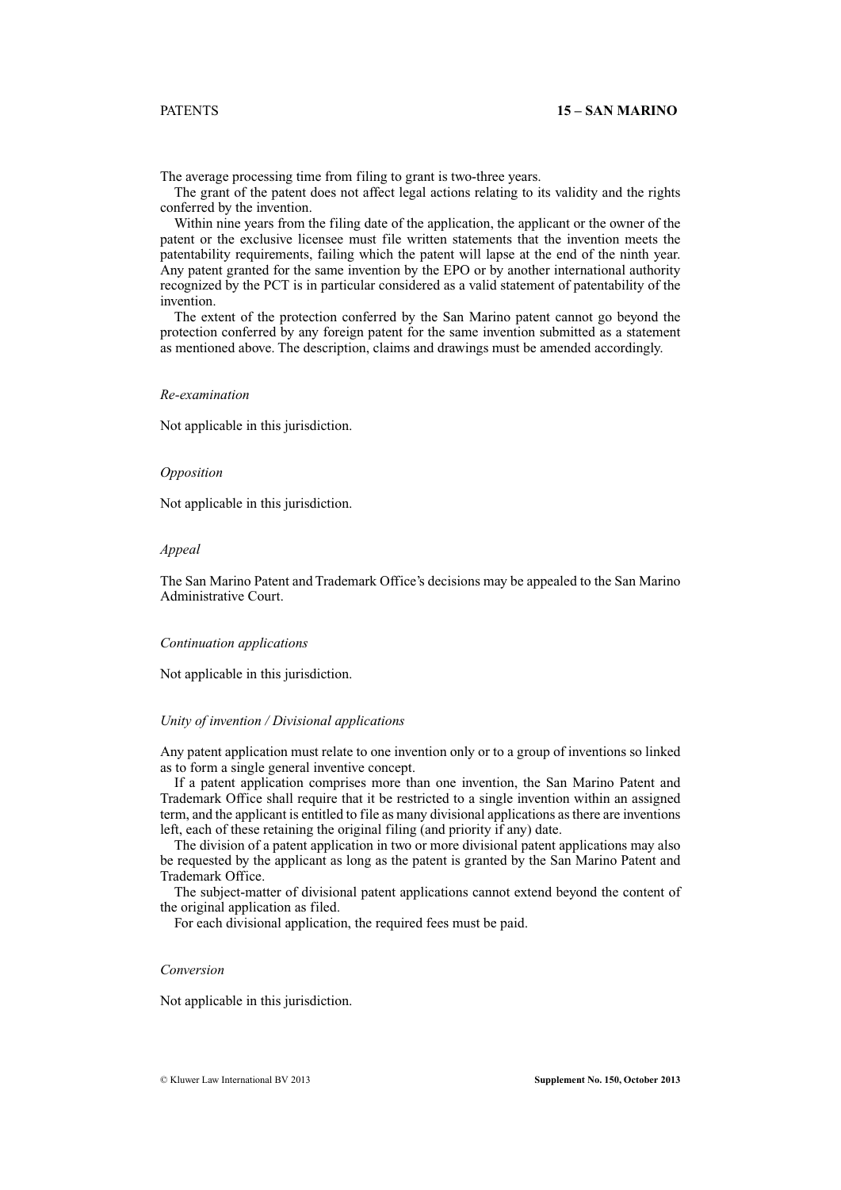The average processing time from filing to grant is two-three years.

The grant of the patent does not affect legal actions relating to its validity and the rights conferred by the invention.

Within nine years from the filing date of the application, the applicant or the owner of the patent or the exclusive licensee must file written statements that the invention meets the patentability requirements, failing which the patent will lapse at the end of the ninth year. Any patent granted for the same invention by the EPO or by another international authority recognized by the PCT is in particular considered as a valid statement of patentability of the invention.

The extent of the protection conferred by the San Marino patent cannot go beyond the protection conferred by any foreign patent for the same invention submitted as a statement as mentioned above. The description, claims and drawings must be amended accordingly.

*Re-examination*

Not applicable in this jurisdiction.

*Opposition*

Not applicable in this jurisdiction.

*Appeal*

The San Marino Patent and Trademark Office's decisions may be appealed to the San Marino Administrative Court.

*Continuation applications*

Not applicable in this jurisdiction.

*Unity of invention / Divisional applications*

Any patent application must relate to one invention only or to a group of inventions so linked as to form a single general inventive concept.

If a patent application comprises more than one invention, the San Marino Patent and Trademark Office shall require that it be restricted to a single invention within an assigned term, and the applicant is entitled to file as many divisional applications as there are inventions left, each of these retaining the original filing (and priority if any) date.

The division of a patent application in two or more divisional patent applications may also be requested by the applicant as long as the patent is granted by the San Marino Patent and Trademark Office.

The subject-matter of divisional patent applications cannot extend beyond the content of the original application as filed.

For each divisional application, the required fees must be paid.

*Conversion*

Not applicable in this jurisdiction.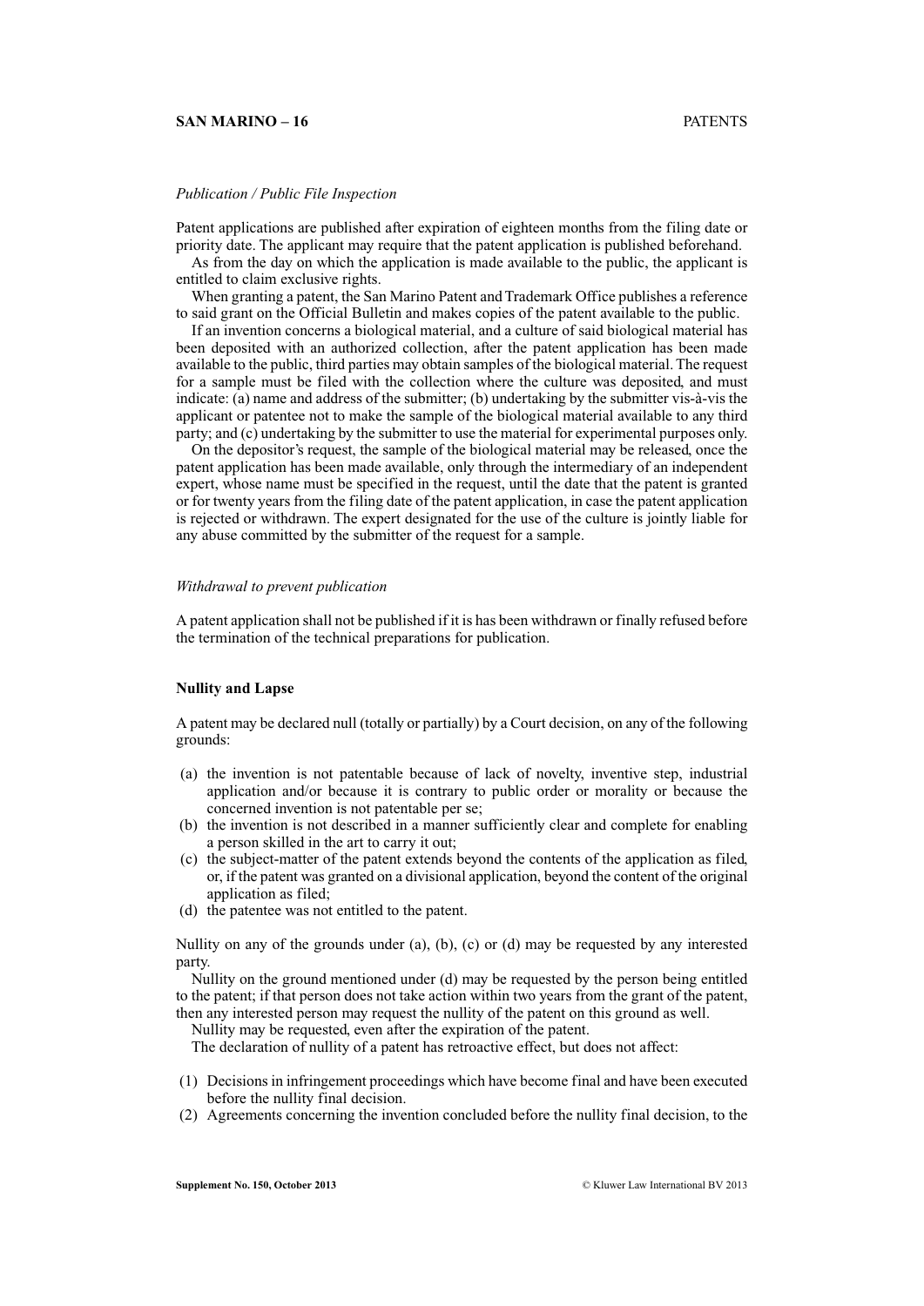*Publication / Public File Inspection*

Patent applications are published after expiration of eighteen months from the filing date or priority date. The applicant may require that the patent application is published beforehand.

As from the day on which the application is made available to the public, the applicant is entitled to claim exclusive rights.

When granting a patent, the San Marino Patent and Trademark Office publishes a reference to said grant on the Official Bulletin and makes copies of the patent available to the public.

If an invention concerns a biological material, and a culture of said biological material has been deposited with an authorized collection, after the patent application has been made available to the public, third parties may obtain samples of the biological material. The request for a sample must be filed with the collection where the culture was deposited, and must indicate: (a) name and address of the submitter; (b) undertaking by the submitter vis-à-vis the applicant or patentee not to make the sample of the biological material available to any third party; and (c) undertaking by the submitter to use the material for experimental purposes only.

On the depositor's request, the sample of the biological material may be released, once the patent application has been made available, only through the intermediary of an independent expert, whose name must be specified in the request, until the date that the patent is granted or for twenty years from the filing date of the patent application, in case the patent application is rejected or withdrawn. The expert designated for the use of the culture is jointly liable for any abuse committed by the submitter of the request for a sample.

*Withdrawal to prevent publication*

A patent application shall not be published if it is has been withdrawn or finally refused before the termination of the technical preparations for publication.

**Nullity and Lapse**

A patent may be declared null (totally or partially) by a Court decision, on any of the following grounds:

(a) the invention is not patentable because of lack of novelty, inventive step, industrial application and/or because it is contrary to public order or morality or because the concerned invention is not patentable per se;
(b) the invention is not described in a manner sufficiently clear and complete for enabling a person skilled in the art to carry it out;
(c) the subject-matter of the patent extends beyond the contents of the application as filed, or, if the patent was granted on a divisional application, beyond the content of the original application as filed;
(d) the patentee was not entitled to the patent.

Nullity on any of the grounds under (a), (b), (c) or (d) may be requested by any interested party.

Nullity on the ground mentioned under (d) may be requested by the person being entitled to the patent; if that person does not take action within two years from the grant of the patent, then any interested person may request the nullity of the patent on this ground as well.

Nullity may be requested, even after the expiration of the patent.

The declaration of nullity of a patent has retroactive effect, but does not affect:

(1) Decisions in infringement proceedings which have become final and have been executed before the nullity final decision.
(2) Agreements concerning the invention concluded before the nullity final decision, to the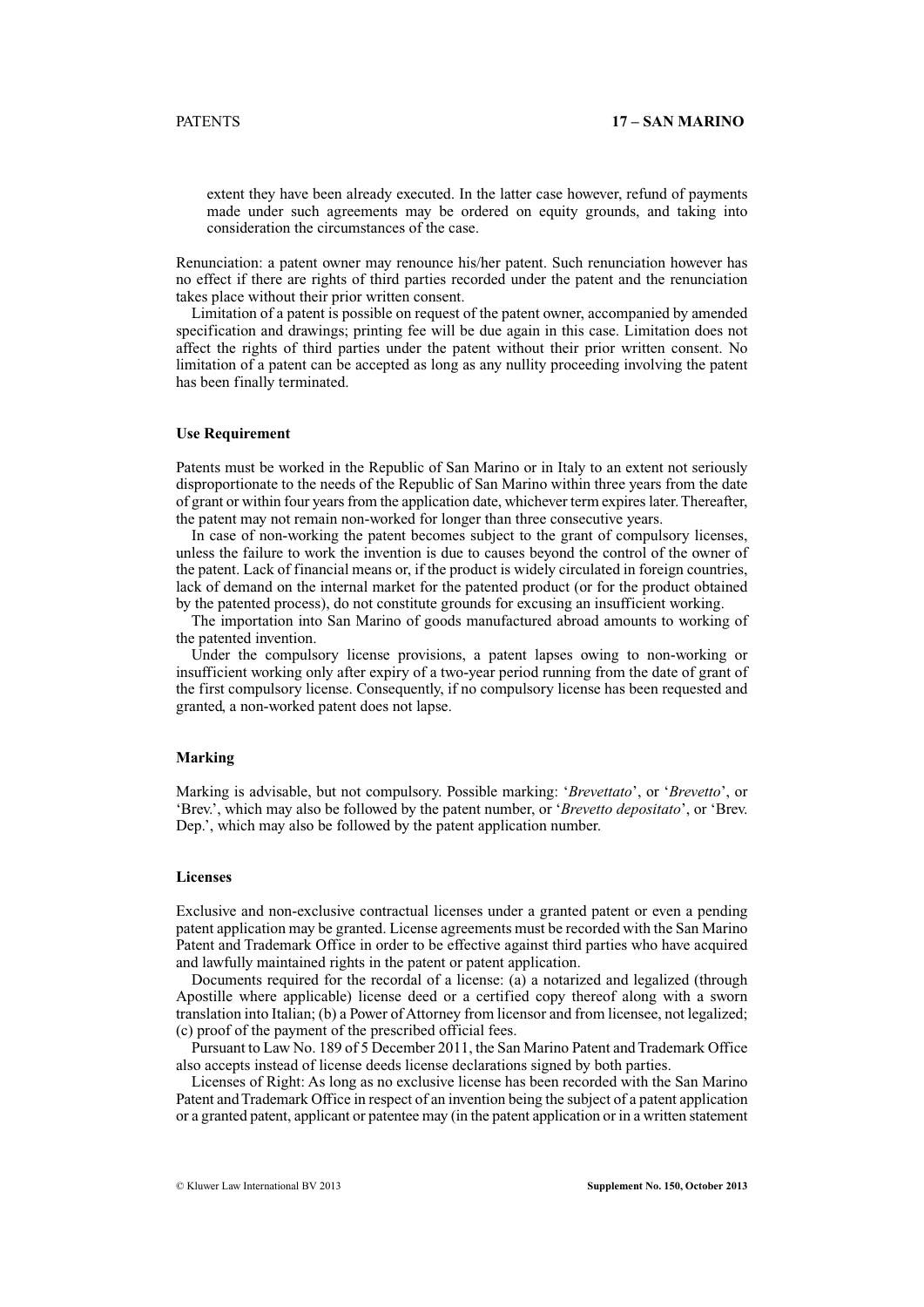extent they have been already executed. In the latter case however, refund of payments made under such agreements may be ordered on equity grounds, and taking into consideration the circumstances of the case.

Renunciation: a patent owner may renounce his/her patent. Such renunciation however has no effect if there are rights of third parties recorded under the patent and the renunciation takes place without their prior written consent.

Limitation of a patent is possible on request of the patent owner, accompanied by amended specification and drawings; printing fee will be due again in this case. Limitation does not affect the rights of third parties under the patent without their prior written consent. No limitation of a patent can be accepted as long as any nullity proceeding involving the patent has been finally terminated.

### Use Requirement

Patents must be worked in the Republic of San Marino or in Italy to an extent not seriously disproportionate to the needs of the Republic of San Marino within three years from the date of grant or within four years from the application date, whichever term expires later. Thereafter, the patent may not remain non-worked for longer than three consecutive years.

In case of non-working the patent becomes subject to the grant of compulsory licenses, unless the failure to work the invention is due to causes beyond the control of the owner of the patent. Lack of financial means or, if the product is widely circulated in foreign countries, lack of demand on the internal market for the patented product (or for the product obtained by the patented process), do not constitute grounds for excusing an insufficient working.

The importation into San Marino of goods manufactured abroad amounts to working of the patented invention.

Under the compulsory license provisions, a patent lapses owing to non-working or insufficient working only after expiry of a two-year period running from the date of grant of the first compulsory license. Consequently, if no compulsory license has been requested and granted, a non-worked patent does not lapse.

### Marking

Marking is advisable, but not compulsory. Possible marking: '*Brevettato*', or '*Brevetto*', or 'Brev.', which may also be followed by the patent number, or '*Brevetto depositato*', or 'Brev. Dep.', which may also be followed by the patent application number.

### Licenses

Exclusive and non-exclusive contractual licenses under a granted patent or even a pending patent application may be granted. License agreements must be recorded with the San Marino Patent and Trademark Office in order to be effective against third parties who have acquired and lawfully maintained rights in the patent or patent application.

Documents required for the recordal of a license: (a) a notarized and legalized (through Apostille where applicable) license deed or a certified copy thereof along with a sworn translation into Italian; (b) a Power of Attorney from licensor and from licensee, not legalized; (c) proof of the payment of the prescribed official fees.

Pursuant to Law No. 189 of 5 December 2011, the San Marino Patent and Trademark Office also accepts instead of license deeds license declarations signed by both parties.

Licenses of Right: As long as no exclusive license has been recorded with the San Marino Patent and Trademark Office in respect of an invention being the subject of a patent application or a granted patent, applicant or patentee may (in the patent application or in a written statement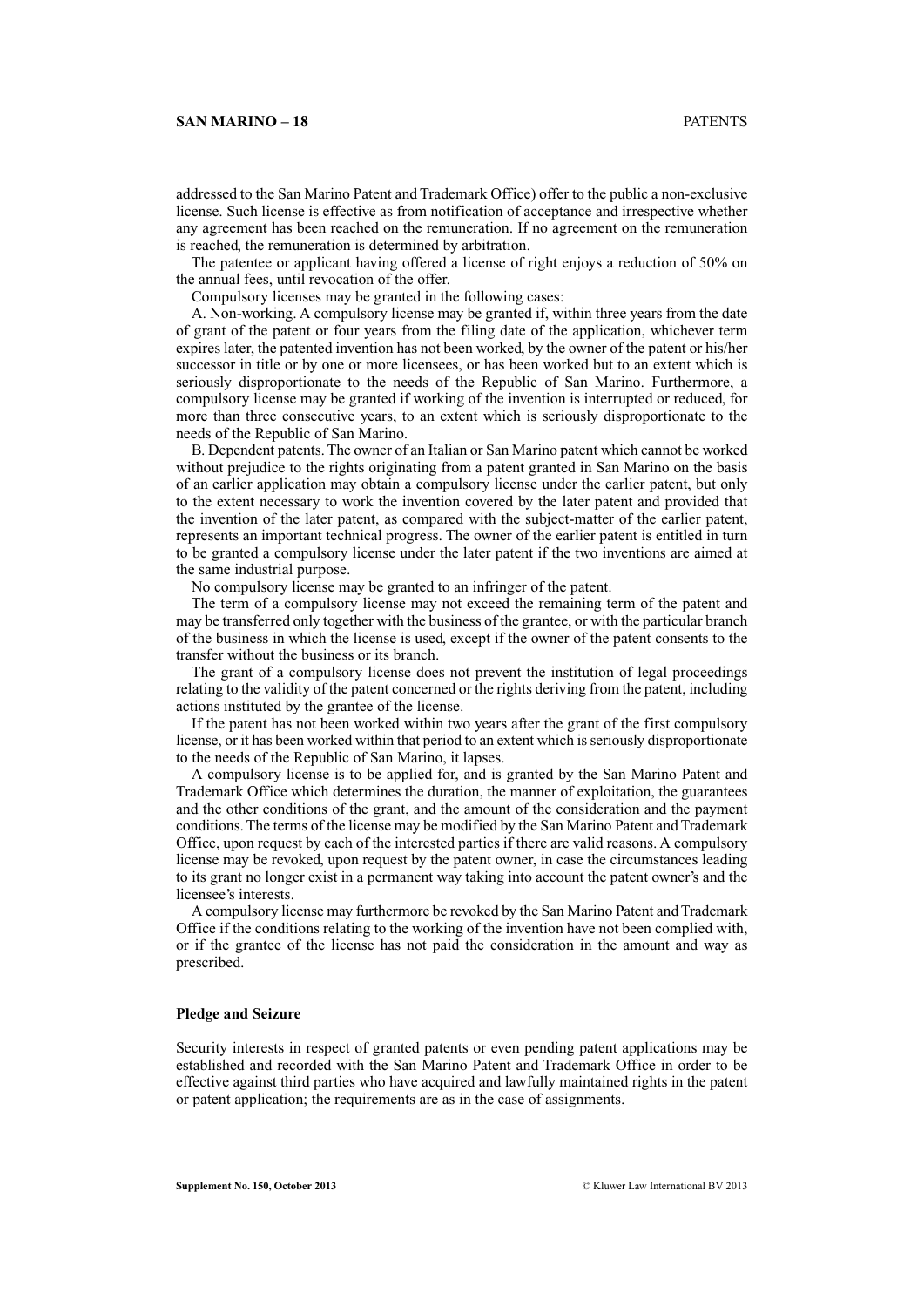addressed to the San Marino Patent and Trademark Office) offer to the public a non-exclusive license. Such license is effective as from notification of acceptance and irrespective whether any agreement has been reached on the remuneration. If no agreement on the remuneration is reached, the remuneration is determined by arbitration.

The patentee or applicant having offered a license of right enjoys a reduction of 50% on the annual fees, until revocation of the offer.

Compulsory licenses may be granted in the following cases:

A. Non-working. A compulsory license may be granted if, within three years from the date of grant of the patent or four years from the filing date of the application, whichever term expires later, the patented invention has not been worked, by the owner of the patent or his/her successor in title or by one or more licensees, or has been worked but to an extent which is seriously disproportionate to the needs of the Republic of San Marino. Furthermore, a compulsory license may be granted if working of the invention is interrupted or reduced, for more than three consecutive years, to an extent which is seriously disproportionate to the needs of the Republic of San Marino.

B. Dependent patents. The owner of an Italian or San Marino patent which cannot be worked without prejudice to the rights originating from a patent granted in San Marino on the basis of an earlier application may obtain a compulsory license under the earlier patent, but only to the extent necessary to work the invention covered by the later patent and provided that the invention of the later patent, as compared with the subject-matter of the earlier patent, represents an important technical progress. The owner of the earlier patent is entitled in turn to be granted a compulsory license under the later patent if the two inventions are aimed at the same industrial purpose.

No compulsory license may be granted to an infringer of the patent.

The term of a compulsory license may not exceed the remaining term of the patent and may be transferred only together with the business of the grantee, or with the particular branch of the business in which the license is used, except if the owner of the patent consents to the transfer without the business or its branch.

The grant of a compulsory license does not prevent the institution of legal proceedings relating to the validity of the patent concerned or the rights deriving from the patent, including actions instituted by the grantee of the license.

If the patent has not been worked within two years after the grant of the first compulsory license, or it has been worked within that period to an extent which is seriously disproportionate to the needs of the Republic of San Marino, it lapses.

A compulsory license is to be applied for, and is granted by the San Marino Patent and Trademark Office which determines the duration, the manner of exploitation, the guarantees and the other conditions of the grant, and the amount of the consideration and the payment conditions. The terms of the license may be modified by the San Marino Patent and Trademark Office, upon request by each of the interested parties if there are valid reasons. A compulsory license may be revoked, upon request by the patent owner, in case the circumstances leading to its grant no longer exist in a permanent way taking into account the patent owner's and the licensee's interests.

A compulsory license may furthermore be revoked by the San Marino Patent and Trademark Office if the conditions relating to the working of the invention have not been complied with, or if the grantee of the license has not paid the consideration in the amount and way as prescribed.

### Pledge and Seizure

Security interests in respect of granted patents or even pending patent applications may be established and recorded with the San Marino Patent and Trademark Office in order to be effective against third parties who have acquired and lawfully maintained rights in the patent or patent application; the requirements are as in the case of assignments.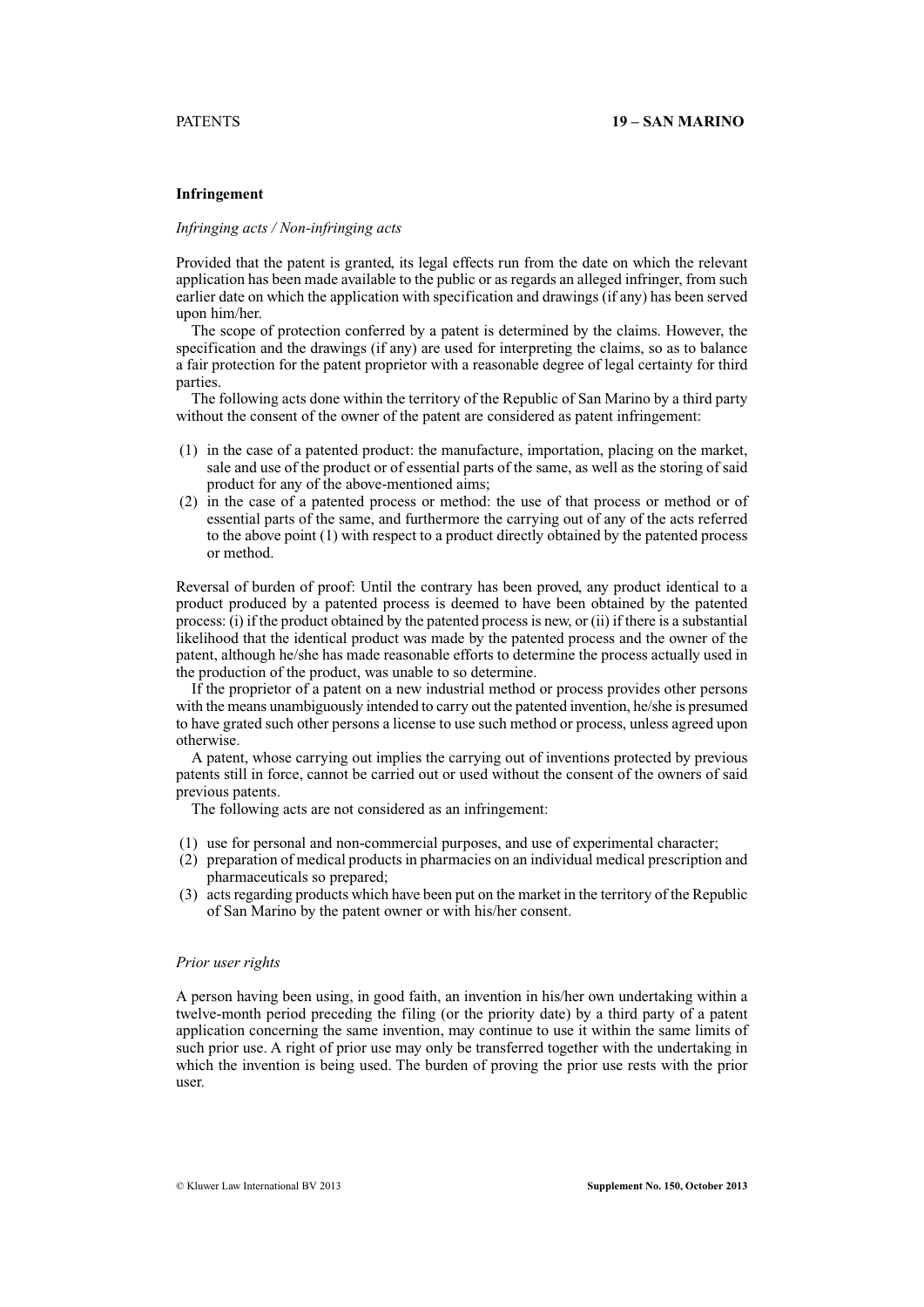## Infringement

### *Infringing acts / Non-infringing acts*

Provided that the patent is granted, its legal effects run from the date on which the relevant application has been made available to the public or as regards an alleged infringer, from such earlier date on which the application with specification and drawings (if any) has been served upon him/her.

The scope of protection conferred by a patent is determined by the claims. However, the specification and the drawings (if any) are used for interpreting the claims, so as to balance a fair protection for the patent proprietor with a reasonable degree of legal certainty for third parties.

The following acts done within the territory of the Republic of San Marino by a third party without the consent of the owner of the patent are considered as patent infringement:

(1) in the case of a patented product: the manufacture, importation, placing on the market, sale and use of the product or of essential parts of the same, as well as the storing of said product for any of the above-mentioned aims;
(2) in the case of a patented process or method: the use of that process or method or of essential parts of the same, and furthermore the carrying out of any of the acts referred to the above point (1) with respect to a product directly obtained by the patented process or method.

Reversal of burden of proof: Until the contrary has been proved, any product identical to a product produced by a patented process is deemed to have been obtained by the patented process: (i) if the product obtained by the patented process is new, or (ii) if there is a substantial likelihood that the identical product was made by the patented process and the owner of the patent, although he/she has made reasonable efforts to determine the process actually used in the production of the product, was unable to so determine.

If the proprietor of a patent on a new industrial method or process provides other persons with the means unambiguously intended to carry out the patented invention, he/she is presumed to have grated such other persons a license to use such method or process, unless agreed upon otherwise.

A patent, whose carrying out implies the carrying out of inventions protected by previous patents still in force, cannot be carried out or used without the consent of the owners of said previous patents.

The following acts are not considered as an infringement:

(1) use for personal and non-commercial purposes, and use of experimental character;
(2) preparation of medical products in pharmacies on an individual medical prescription and pharmaceuticals so prepared;
(3) acts regarding products which have been put on the market in the territory of the Republic of San Marino by the patent owner or with his/her consent.

### *Prior user rights*

A person having been using, in good faith, an invention in his/her own undertaking within a twelve-month period preceding the filing (or the priority date) by a third party of a patent application concerning the same invention, may continue to use it within the same limits of such prior use. A right of prior use may only be transferred together with the undertaking in which the invention is being used. The burden of proving the prior use rests with the prior user.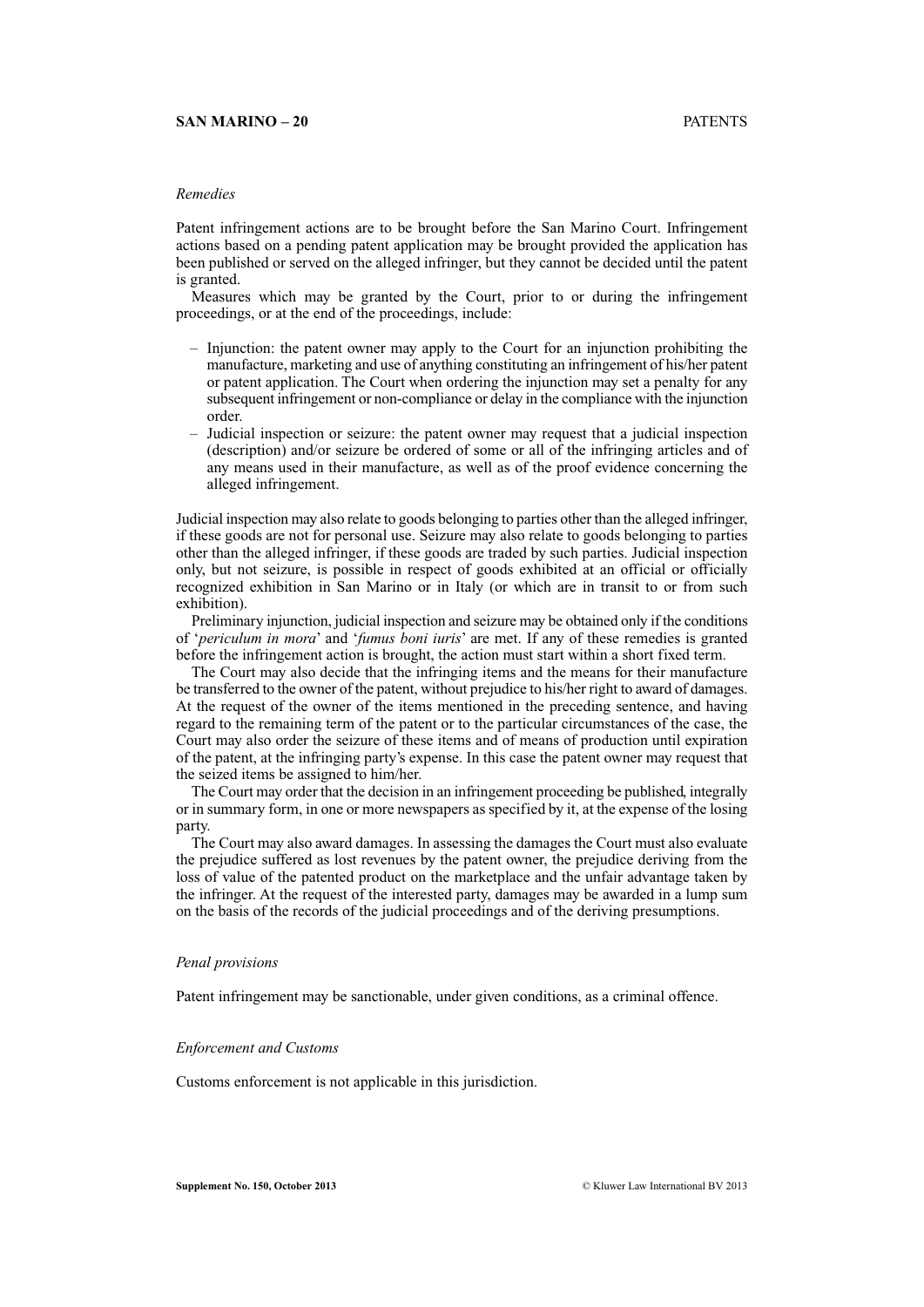*Remedies*

Patent infringement actions are to be brought before the San Marino Court. Infringement actions based on a pending patent application may be brought provided the application has been published or served on the alleged infringer, but they cannot be decided until the patent is granted.

Measures which may be granted by the Court, prior to or during the infringement proceedings, or at the end of the proceedings, include:

- Injunction: the patent owner may apply to the Court for an injunction prohibiting the manufacture, marketing and use of anything constituting an infringement of his/her patent or patent application. The Court when ordering the injunction may set a penalty for any subsequent infringement or non-compliance or delay in the compliance with the injunction order.
- Judicial inspection or seizure: the patent owner may request that a judicial inspection (description) and/or seizure be ordered of some or all of the infringing articles and of any means used in their manufacture, as well as of the proof evidence concerning the alleged infringement.

Judicial inspection may also relate to goods belonging to parties other than the alleged infringer, if these goods are not for personal use. Seizure may also relate to goods belonging to parties other than the alleged infringer, if these goods are traded by such parties. Judicial inspection only, but not seizure, is possible in respect of goods exhibited at an official or officially recognized exhibition in San Marino or in Italy (or which are in transit to or from such exhibition).

Preliminary injunction, judicial inspection and seizure may be obtained only if the conditions of '*periculum in mora*' and '*fumus boni iuris*' are met. If any of these remedies is granted before the infringement action is brought, the action must start within a short fixed term.

The Court may also decide that the infringing items and the means for their manufacture be transferred to the owner of the patent, without prejudice to his/her right to award of damages. At the request of the owner of the items mentioned in the preceding sentence, and having regard to the remaining term of the patent or to the particular circumstances of the case, the Court may also order the seizure of these items and of means of production until expiration of the patent, at the infringing party's expense. In this case the patent owner may request that the seized items be assigned to him/her.

The Court may order that the decision in an infringement proceeding be published, integrally or in summary form, in one or more newspapers as specified by it, at the expense of the losing party.

The Court may also award damages. In assessing the damages the Court must also evaluate the prejudice suffered as lost revenues by the patent owner, the prejudice deriving from the loss of value of the patented product on the marketplace and the unfair advantage taken by the infringer. At the request of the interested party, damages may be awarded in a lump sum on the basis of the records of the judicial proceedings and of the deriving presumptions.

*Penal provisions*

Patent infringement may be sanctionable, under given conditions, as a criminal offence.

*Enforcement and Customs*

Customs enforcement is not applicable in this jurisdiction.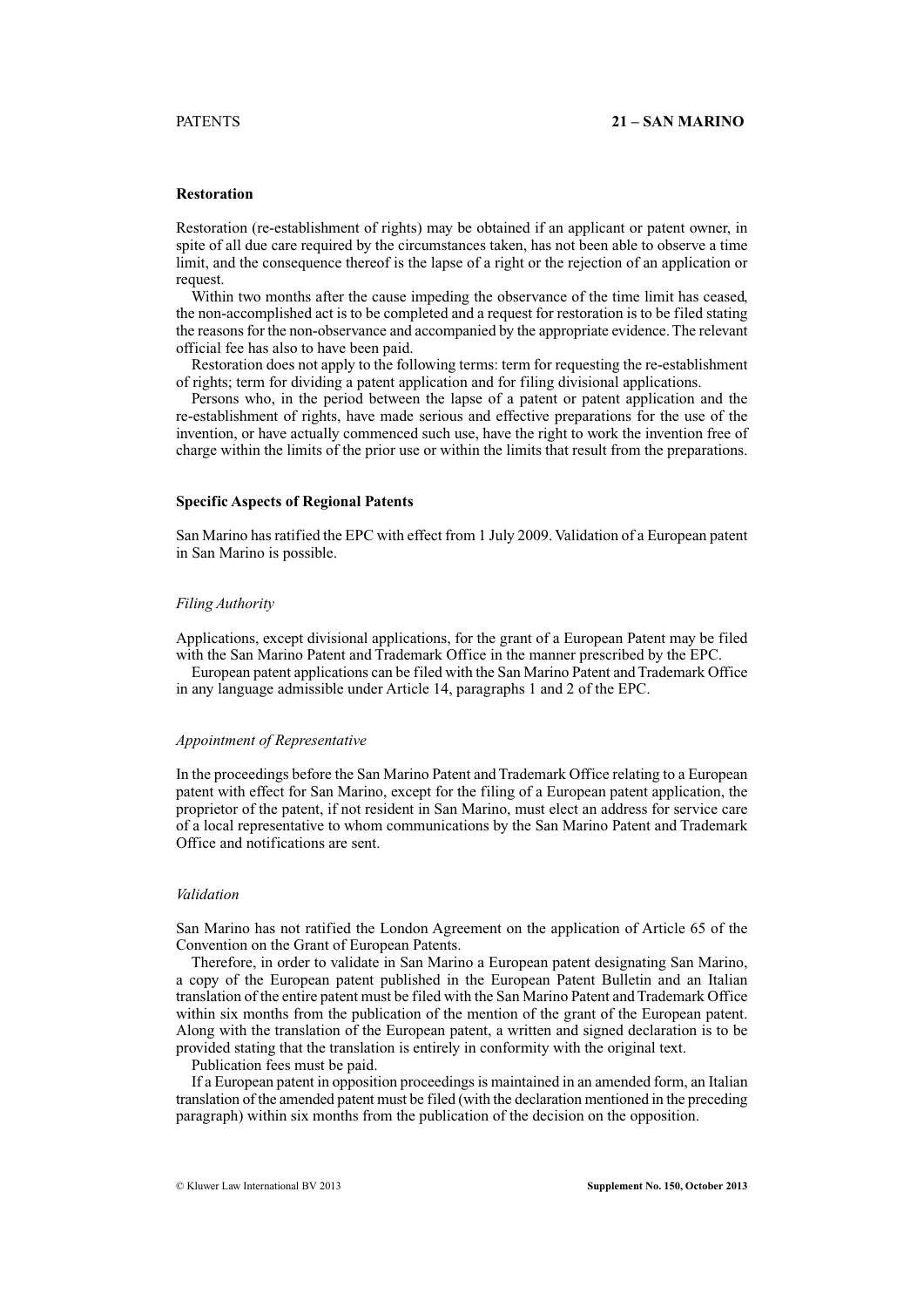## Restoration

Restoration (re-establishment of rights) may be obtained if an applicant or patent owner, in spite of all due care required by the circumstances taken, has not been able to observe a time limit, and the consequence thereof is the lapse of a right or the rejection of an application or request.

Within two months after the cause impeding the observance of the time limit has ceased, the non-accomplished act is to be completed and a request for restoration is to be filed stating the reasons for the non-observance and accompanied by the appropriate evidence. The relevant official fee has also to have been paid.

Restoration does not apply to the following terms: term for requesting the re-establishment of rights; term for dividing a patent application and for filing divisional applications.

Persons who, in the period between the lapse of a patent or patent application and the re-establishment of rights, have made serious and effective preparations for the use of the invention, or have actually commenced such use, have the right to work the invention free of charge within the limits of the prior use or within the limits that result from the preparations.

## Specific Aspects of Regional Patents

San Marino has ratified the EPC with effect from 1 July 2009. Validation of a European patent in San Marino is possible.

### *Filing Authority*

Applications, except divisional applications, for the grant of a European Patent may be filed with the San Marino Patent and Trademark Office in the manner prescribed by the EPC.

European patent applications can be filed with the San Marino Patent and Trademark Office in any language admissible under Article 14, paragraphs 1 and 2 of the EPC.

### *Appointment of Representative*

In the proceedings before the San Marino Patent and Trademark Office relating to a European patent with effect for San Marino, except for the filing of a European patent application, the proprietor of the patent, if not resident in San Marino, must elect an address for service care of a local representative to whom communications by the San Marino Patent and Trademark Office and notifications are sent.

### *Validation*

San Marino has not ratified the London Agreement on the application of Article 65 of the Convention on the Grant of European Patents.

Therefore, in order to validate in San Marino a European patent designating San Marino, a copy of the European patent published in the European Patent Bulletin and an Italian translation of the entire patent must be filed with the San Marino Patent and Trademark Office within six months from the publication of the mention of the grant of the European patent. Along with the translation of the European patent, a written and signed declaration is to be provided stating that the translation is entirely in conformity with the original text.

Publication fees must be paid.

If a European patent in opposition proceedings is maintained in an amended form, an Italian translation of the amended patent must be filed (with the declaration mentioned in the preceding paragraph) within six months from the publication of the decision on the opposition.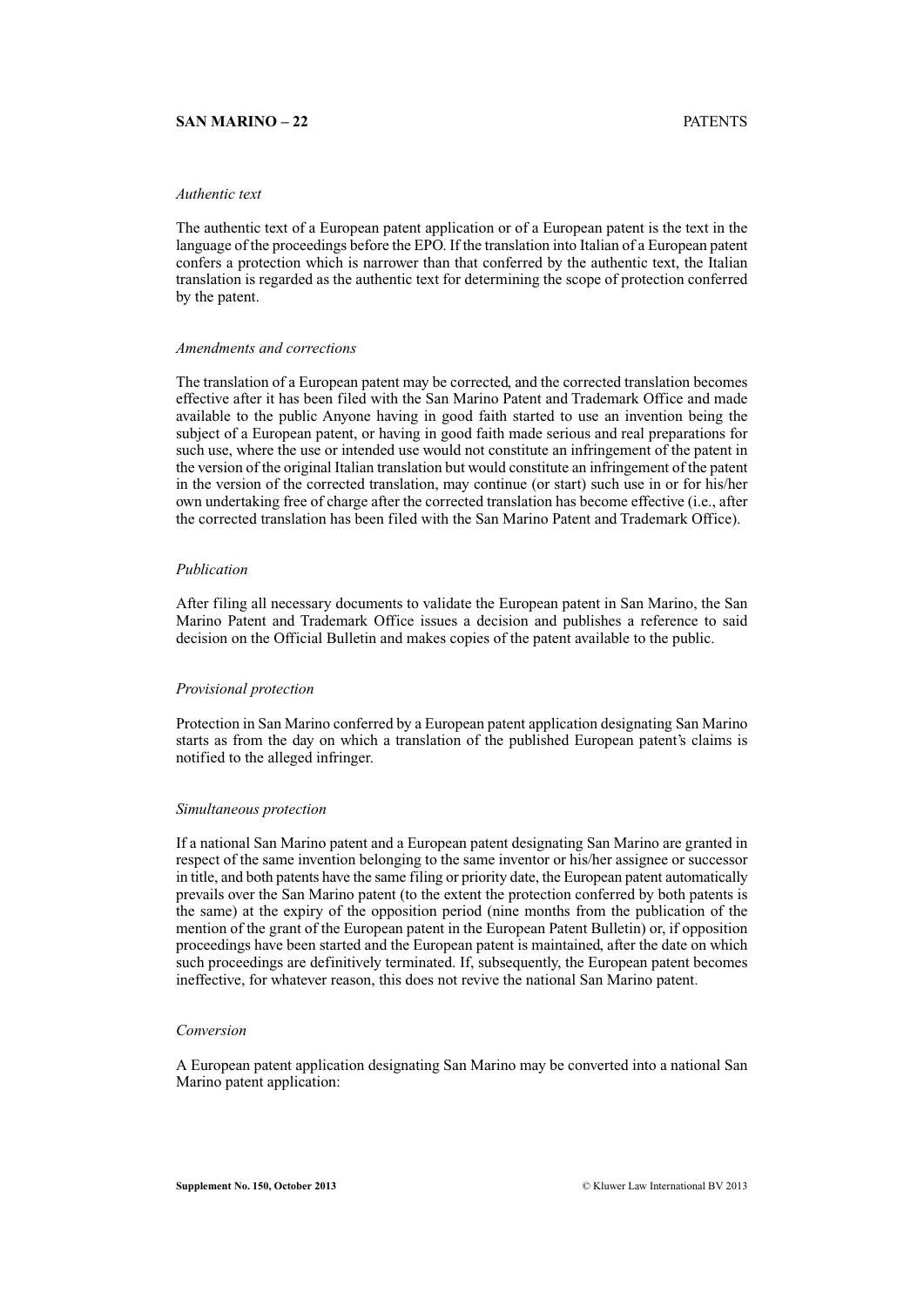*Authentic text*

The authentic text of a European patent application or of a European patent is the text in the language of the proceedings before the EPO. If the translation into Italian of a European patent confers a protection which is narrower than that conferred by the authentic text, the Italian translation is regarded as the authentic text for determining the scope of protection conferred by the patent.

*Amendments and corrections*

The translation of a European patent may be corrected, and the corrected translation becomes effective after it has been filed with the San Marino Patent and Trademark Office and made available to the public Anyone having in good faith started to use an invention being the subject of a European patent, or having in good faith made serious and real preparations for such use, where the use or intended use would not constitute an infringement of the patent in the version of the original Italian translation but would constitute an infringement of the patent in the version of the corrected translation, may continue (or start) such use in or for his/her own undertaking free of charge after the corrected translation has become effective (i.e., after the corrected translation has been filed with the San Marino Patent and Trademark Office).

*Publication*

After filing all necessary documents to validate the European patent in San Marino, the San Marino Patent and Trademark Office issues a decision and publishes a reference to said decision on the Official Bulletin and makes copies of the patent available to the public.

*Provisional protection*

Protection in San Marino conferred by a European patent application designating San Marino starts as from the day on which a translation of the published European patent's claims is notified to the alleged infringer.

*Simultaneous protection*

If a national San Marino patent and a European patent designating San Marino are granted in respect of the same invention belonging to the same inventor or his/her assignee or successor in title, and both patents have the same filing or priority date, the European patent automatically prevails over the San Marino patent (to the extent the protection conferred by both patents is the same) at the expiry of the opposition period (nine months from the publication of the mention of the grant of the European patent in the European Patent Bulletin) or, if opposition proceedings have been started and the European patent is maintained, after the date on which such proceedings are definitively terminated. If, subsequently, the European patent becomes ineffective, for whatever reason, this does not revive the national San Marino patent.

*Conversion*

A European patent application designating San Marino may be converted into a national San Marino patent application: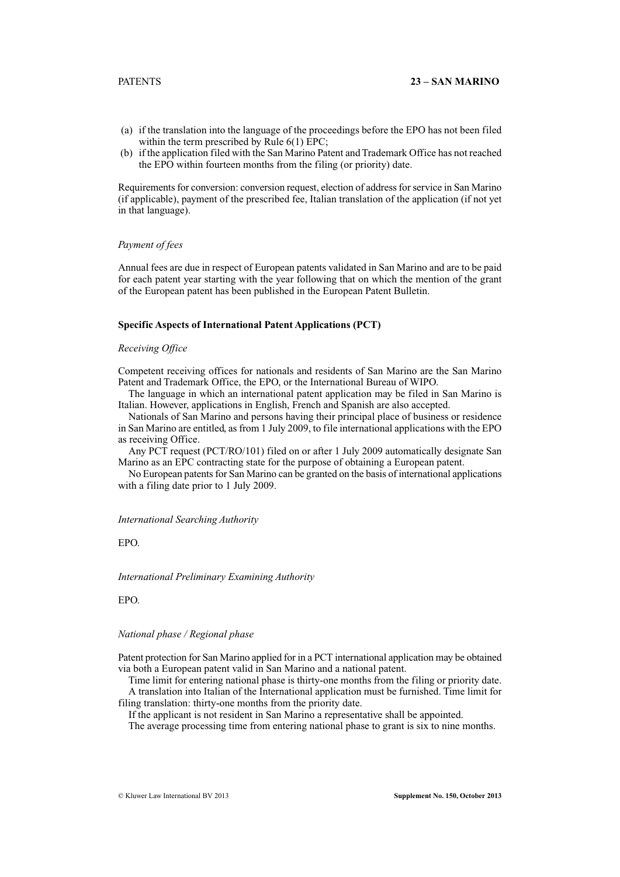(a) if the translation into the language of the proceedings before the EPO has not been filed within the term prescribed by Rule 6(1) EPC;
(b) if the application filed with the San Marino Patent and Trademark Office has not reached the EPO within fourteen months from the filing (or priority) date.

Requirements for conversion: conversion request, election of address for service in San Marino (if applicable), payment of the prescribed fee, Italian translation of the application (if not yet in that language).

*Payment of fees*

Annual fees are due in respect of European patents validated in San Marino and are to be paid for each patent year starting with the year following that on which the mention of the grant of the European patent has been published in the European Patent Bulletin.

**Specific Aspects of International Patent Applications (PCT)**

*Receiving Office*

Competent receiving offices for nationals and residents of San Marino are the San Marino Patent and Trademark Office, the EPO, or the International Bureau of WIPO.

The language in which an international patent application may be filed in San Marino is Italian. However, applications in English, French and Spanish are also accepted.

Nationals of San Marino and persons having their principal place of business or residence in San Marino are entitled, as from 1 July 2009, to file international applications with the EPO as receiving Office.

Any PCT request (PCT/RO/101) filed on or after 1 July 2009 automatically designate San Marino as an EPC contracting state for the purpose of obtaining a European patent.

No European patents for San Marino can be granted on the basis of international applications with a filing date prior to 1 July 2009.

*International Searching Authority*

EPO.

*International Preliminary Examining Authority*

EPO.

*National phase / Regional phase*

Patent protection for San Marino applied for in a PCT international application may be obtained via both a European patent valid in San Marino and a national patent.

Time limit for entering national phase is thirty-one months from the filing or priority date.

A translation into Italian of the International application must be furnished. Time limit for filing translation: thirty-one months from the priority date.

If the applicant is not resident in San Marino a representative shall be appointed.

The average processing time from entering national phase to grant is six to nine months.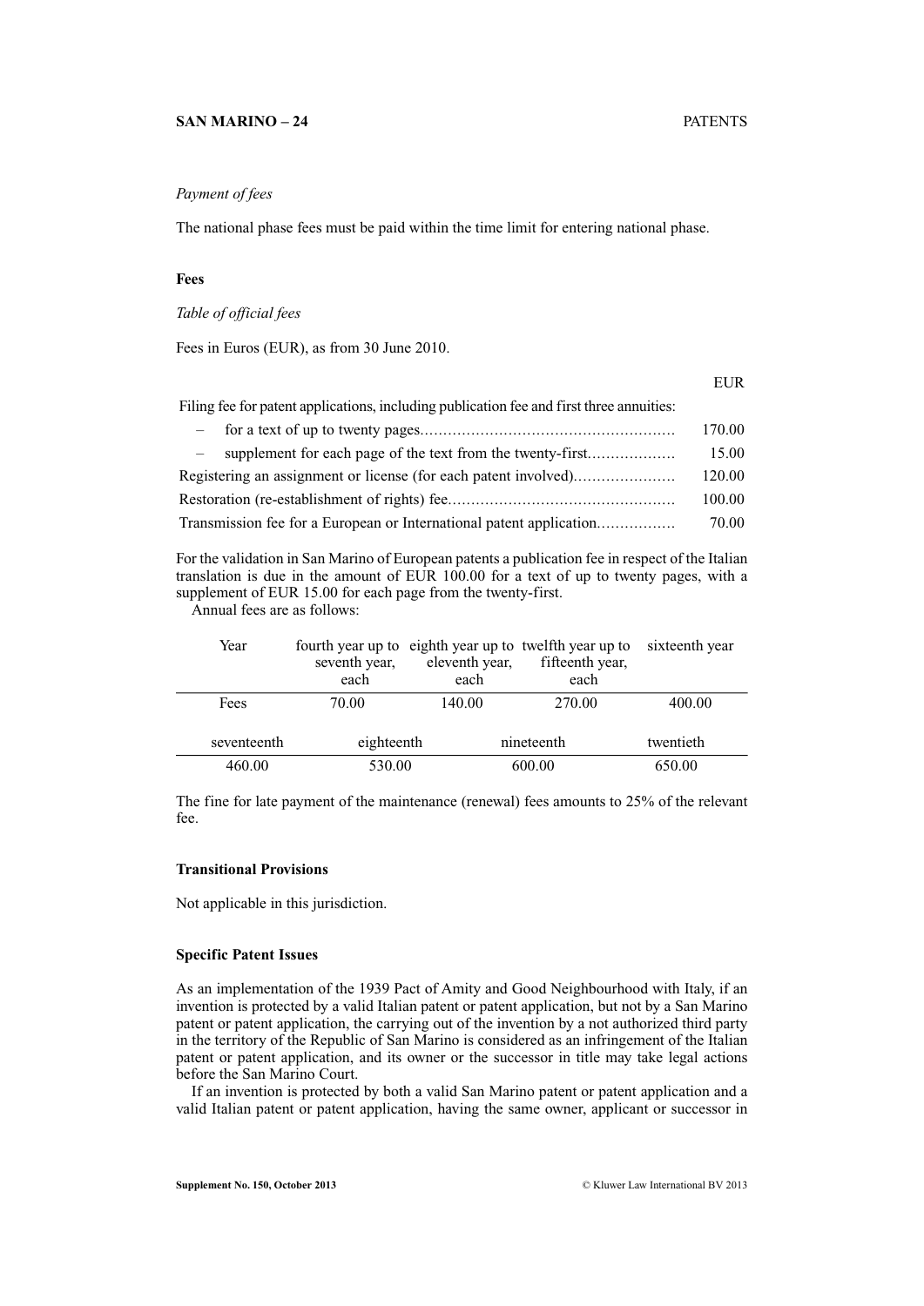*Payment of fees*

The national phase fees must be paid within the time limit for entering national phase.

**Fees**

*Table of official fees*

Fees in Euros (EUR), as from 30 June 2010.

| | EUR |
|---|---|
| Filing fee for patent applications, including publication fee and first three annuities: | |
| – for a text of up to twenty pages | 170.00 |
| – supplement for each page of the text from the twenty-first | 15.00 |
| Registering an assignment or license (for each patent involved) | 120.00 |
| Restoration (re-establishment of rights) fee | 100.00 |
| Transmission fee for a European or International patent application | 70.00 |

For the validation in San Marino of European patents a publication fee in respect of the Italian translation is due in the amount of EUR 100.00 for a text of up to twenty pages, with a supplement of EUR 15.00 for each page from the twenty-first.

Annual fees are as follows:

| Year | fourth year up to seventh year, each | eighth year up to eleventh year, each | twelfth year up to fifteenth year, each | sixteenth year |
|---|---|---|---|---|
| Fees | 70.00 | 140.00 | 270.00 | 400.00 |

| seventeenth | eighteenth | nineteenth | twentieth |
|---|---|---|---|
| 460.00 | 530.00 | 600.00 | 650.00 |

The fine for late payment of the maintenance (renewal) fees amounts to 25% of the relevant fee.

**Transitional Provisions**

Not applicable in this jurisdiction.

**Specific Patent Issues**

As an implementation of the 1939 Pact of Amity and Good Neighbourhood with Italy, if an invention is protected by a valid Italian patent or patent application, but not by a San Marino patent or patent application, the carrying out of the invention by a not authorized third party in the territory of the Republic of San Marino is considered as an infringement of the Italian patent or patent application, and its owner or the successor in title may take legal actions before the San Marino Court.

If an invention is protected by both a valid San Marino patent or patent application and a valid Italian patent or patent application, having the same owner, applicant or successor in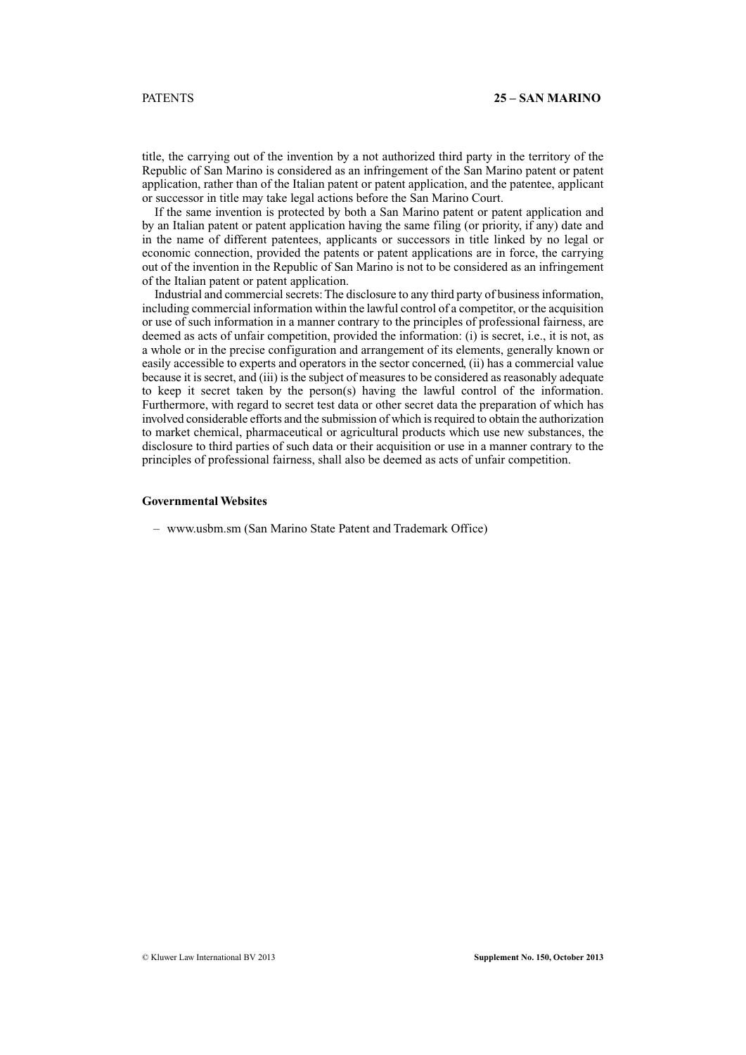title, the carrying out of the invention by a not authorized third party in the territory of the Republic of San Marino is considered as an infringement of the San Marino patent or patent application, rather than of the Italian patent or patent application, and the patentee, applicant or successor in title may take legal actions before the San Marino Court.

If the same invention is protected by both a San Marino patent or patent application and by an Italian patent or patent application having the same filing (or priority, if any) date and in the name of different patentees, applicants or successors in title linked by no legal or economic connection, provided the patents or patent applications are in force, the carrying out of the invention in the Republic of San Marino is not to be considered as an infringement of the Italian patent or patent application.

Industrial and commercial secrets: The disclosure to any third party of business information, including commercial information within the lawful control of a competitor, or the acquisition or use of such information in a manner contrary to the principles of professional fairness, are deemed as acts of unfair competition, provided the information: (i) is secret, i.e., it is not, as a whole or in the precise configuration and arrangement of its elements, generally known or easily accessible to experts and operators in the sector concerned, (ii) has a commercial value because it is secret, and (iii) is the subject of measures to be considered as reasonably adequate to keep it secret taken by the person(s) having the lawful control of the information. Furthermore, with regard to secret test data or other secret data the preparation of which has involved considerable efforts and the submission of which is required to obtain the authorization to market chemical, pharmaceutical or agricultural products which use new substances, the disclosure to third parties of such data or their acquisition or use in a manner contrary to the principles of professional fairness, shall also be deemed as acts of unfair competition.

**Governmental Websites**

– www.usbm.sm (San Marino State Patent and Trademark Office)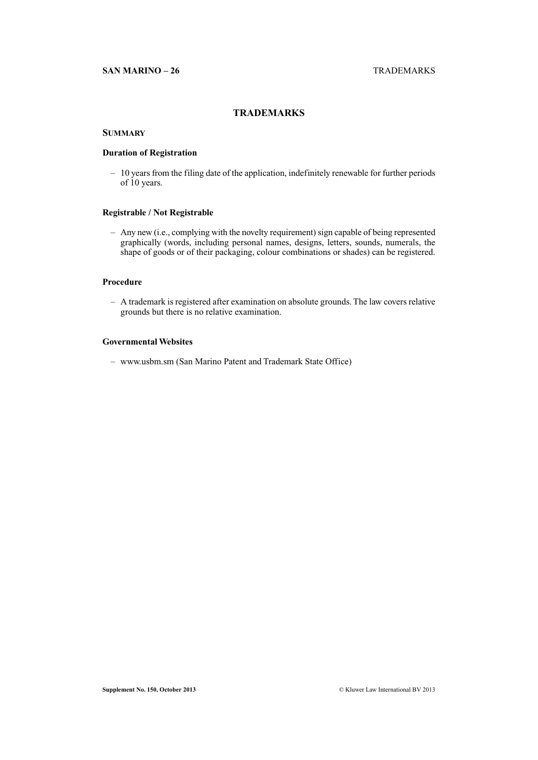# TRADEMARKS

## Summary

### Duration of Registration

– 10 years from the filing date of the application, indefinitely renewable for further periods of 10 years.

### Registrable / Not Registrable

– Any new (i.e., complying with the novelty requirement) sign capable of being represented graphically (words, including personal names, designs, letters, sounds, numerals, the shape of goods or of their packaging, colour combinations or shades) can be registered.

### Procedure

– A trademark is registered after examination on absolute grounds. The law covers relative grounds but there is no relative examination.

### Governmental Websites

– www.usbm.sm (San Marino Patent and Trademark State Office)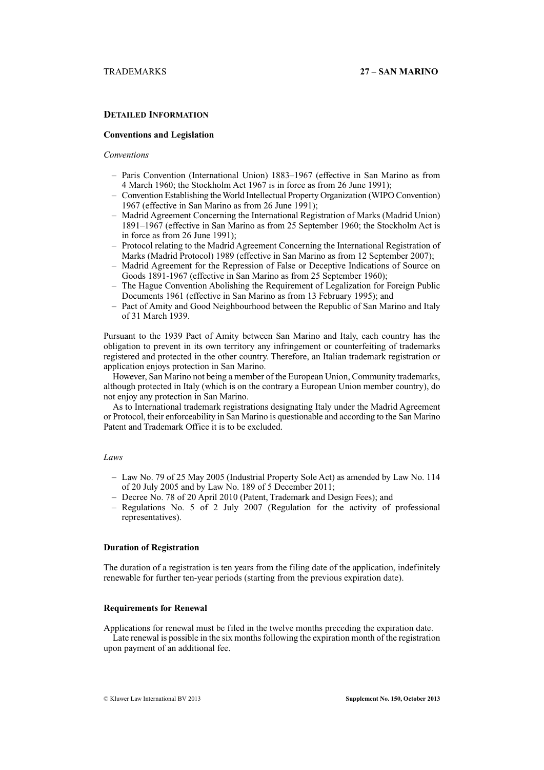## Detailed Information

### Conventions and Legislation

*Conventions*

- Paris Convention (International Union) 1883–1967 (effective in San Marino as from 4 March 1960; the Stockholm Act 1967 is in force as from 26 June 1991);
- Convention Establishing the World Intellectual Property Organization (WIPO Convention) 1967 (effective in San Marino as from 26 June 1991);
- Madrid Agreement Concerning the International Registration of Marks (Madrid Union) 1891–1967 (effective in San Marino as from 25 September 1960; the Stockholm Act is in force as from 26 June 1991);
- Protocol relating to the Madrid Agreement Concerning the International Registration of Marks (Madrid Protocol) 1989 (effective in San Marino as from 12 September 2007);
- Madrid Agreement for the Repression of False or Deceptive Indications of Source on Goods 1891-1967 (effective in San Marino as from 25 September 1960);
- The Hague Convention Abolishing the Requirement of Legalization for Foreign Public Documents 1961 (effective in San Marino as from 13 February 1995); and
- Pact of Amity and Good Neighbourhood between the Republic of San Marino and Italy of 31 March 1939.

Pursuant to the 1939 Pact of Amity between San Marino and Italy, each country has the obligation to prevent in its own territory any infringement or counterfeiting of trademarks registered and protected in the other country. Therefore, an Italian trademark registration or application enjoys protection in San Marino.

However, San Marino not being a member of the European Union, Community trademarks, although protected in Italy (which is on the contrary a European Union member country), do not enjoy any protection in San Marino.

As to International trademark registrations designating Italy under the Madrid Agreement or Protocol, their enforceability in San Marino is questionable and according to the San Marino Patent and Trademark Office it is to be excluded.

*Laws*

- Law No. 79 of 25 May 2005 (Industrial Property Sole Act) as amended by Law No. 114 of 20 July 2005 and by Law No. 189 of 5 December 2011;
- Decree No. 78 of 20 April 2010 (Patent, Trademark and Design Fees); and
- Regulations No. 5 of 2 July 2007 (Regulation for the activity of professional representatives).

### Duration of Registration

The duration of a registration is ten years from the filing date of the application, indefinitely renewable for further ten-year periods (starting from the previous expiration date).

### Requirements for Renewal

Applications for renewal must be filed in the twelve months preceding the expiration date.

Late renewal is possible in the six months following the expiration month of the registration upon payment of an additional fee.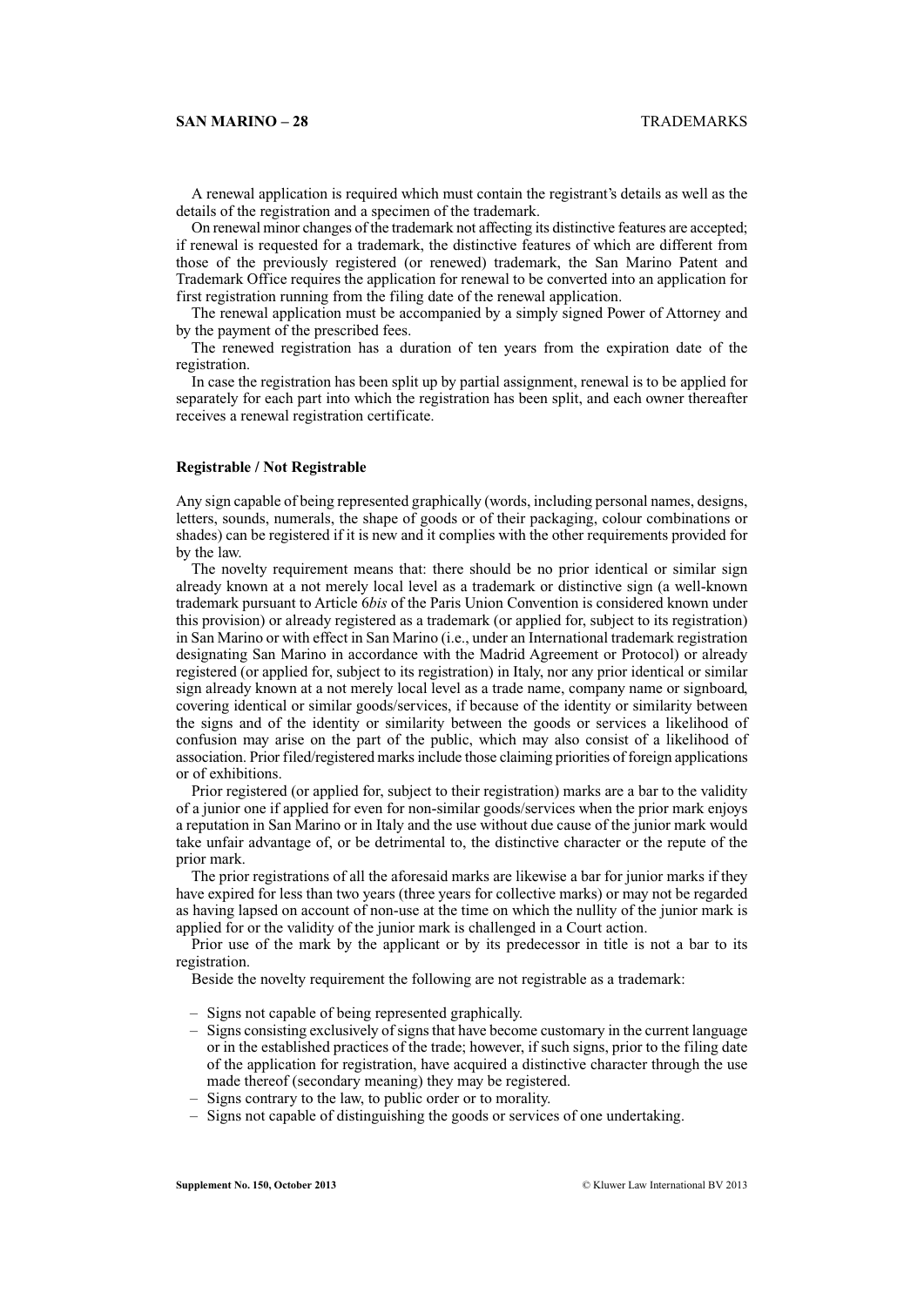A renewal application is required which must contain the registrant's details as well as the details of the registration and a specimen of the trademark.

On renewal minor changes of the trademark not affecting its distinctive features are accepted; if renewal is requested for a trademark, the distinctive features of which are different from those of the previously registered (or renewed) trademark, the San Marino Patent and Trademark Office requires the application for renewal to be converted into an application for first registration running from the filing date of the renewal application.

The renewal application must be accompanied by a simply signed Power of Attorney and by the payment of the prescribed fees.

The renewed registration has a duration of ten years from the expiration date of the registration.

In case the registration has been split up by partial assignment, renewal is to be applied for separately for each part into which the registration has been split, and each owner thereafter receives a renewal registration certificate.

**Registrable / Not Registrable**

Any sign capable of being represented graphically (words, including personal names, designs, letters, sounds, numerals, the shape of goods or of their packaging, colour combinations or shades) can be registered if it is new and it complies with the other requirements provided for by the law.

The novelty requirement means that: there should be no prior identical or similar sign already known at a not merely local level as a trademark or distinctive sign (a well-known trademark pursuant to Article 6*bis* of the Paris Union Convention is considered known under this provision) or already registered as a trademark (or applied for, subject to its registration) in San Marino or with effect in San Marino (i.e., under an International trademark registration designating San Marino in accordance with the Madrid Agreement or Protocol) or already registered (or applied for, subject to its registration) in Italy, nor any prior identical or similar sign already known at a not merely local level as a trade name, company name or signboard, covering identical or similar goods/services, if because of the identity or similarity between the signs and of the identity or similarity between the goods or services a likelihood of confusion may arise on the part of the public, which may also consist of a likelihood of association. Prior filed/registered marks include those claiming priorities of foreign applications or of exhibitions.

Prior registered (or applied for, subject to their registration) marks are a bar to the validity of a junior one if applied for even for non-similar goods/services when the prior mark enjoys a reputation in San Marino or in Italy and the use without due cause of the junior mark would take unfair advantage of, or be detrimental to, the distinctive character or the repute of the prior mark.

The prior registrations of all the aforesaid marks are likewise a bar for junior marks if they have expired for less than two years (three years for collective marks) or may not be regarded as having lapsed on account of non-use at the time on which the nullity of the junior mark is applied for or the validity of the junior mark is challenged in a Court action.

Prior use of the mark by the applicant or by its predecessor in title is not a bar to its registration.

Beside the novelty requirement the following are not registrable as a trademark:

– Signs not capable of being represented graphically.
– Signs consisting exclusively of signs that have become customary in the current language or in the established practices of the trade; however, if such signs, prior to the filing date of the application for registration, have acquired a distinctive character through the use made thereof (secondary meaning) they may be registered.
– Signs contrary to the law, to public order or to morality.
– Signs not capable of distinguishing the goods or services of one undertaking.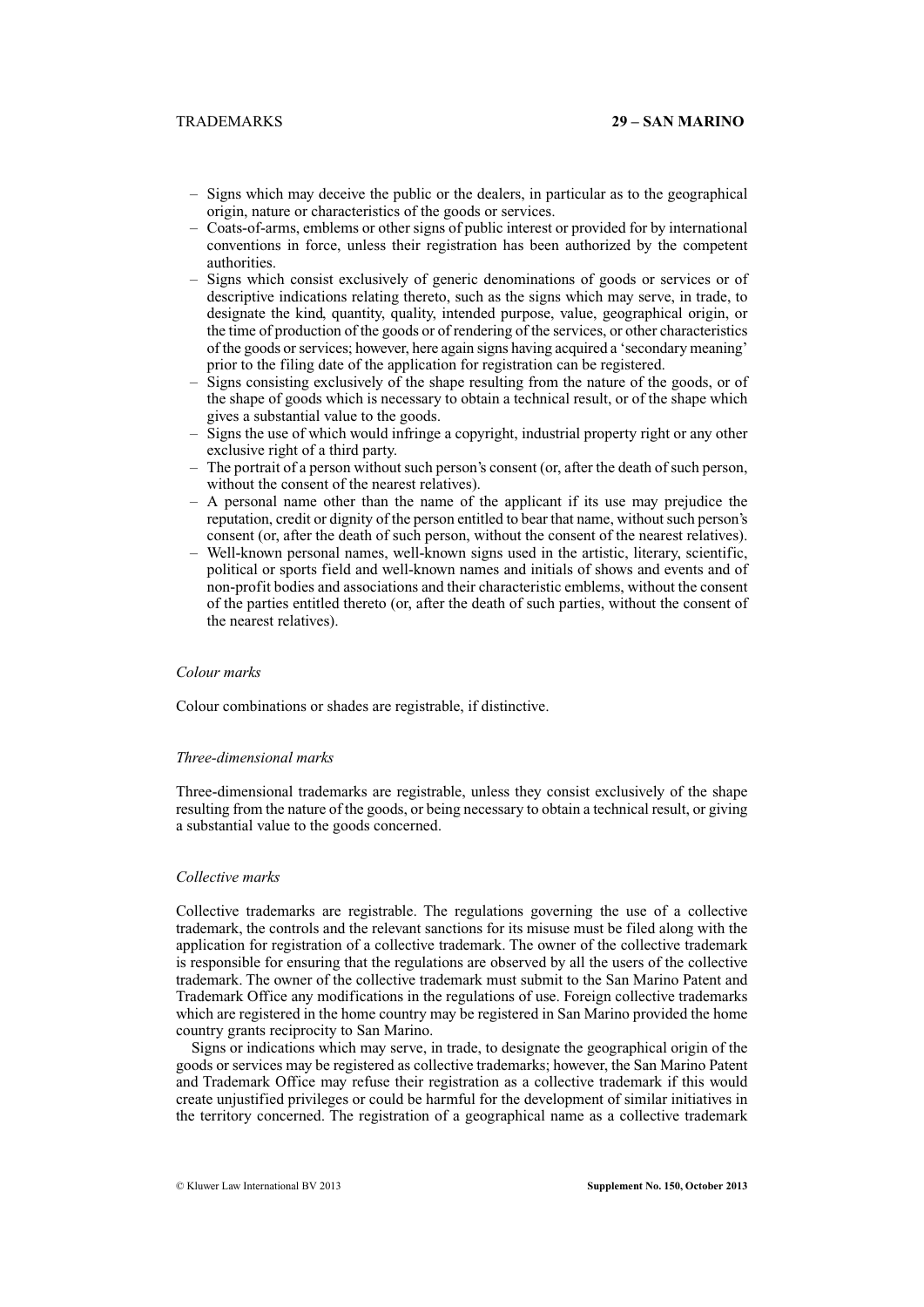- Signs which may deceive the public or the dealers, in particular as to the geographical origin, nature or characteristics of the goods or services.
- Coats-of-arms, emblems or other signs of public interest or provided for by international conventions in force, unless their registration has been authorized by the competent authorities.
- Signs which consist exclusively of generic denominations of goods or services or of descriptive indications relating thereto, such as the signs which may serve, in trade, to designate the kind, quantity, quality, intended purpose, value, geographical origin, or the time of production of the goods or of rendering of the services, or other characteristics of the goods or services; however, here again signs having acquired a 'secondary meaning' prior to the filing date of the application for registration can be registered.
- Signs consisting exclusively of the shape resulting from the nature of the goods, or of the shape of goods which is necessary to obtain a technical result, or of the shape which gives a substantial value to the goods.
- Signs the use of which would infringe a copyright, industrial property right or any other exclusive right of a third party.
- The portrait of a person without such person's consent (or, after the death of such person, without the consent of the nearest relatives).
- A personal name other than the name of the applicant if its use may prejudice the reputation, credit or dignity of the person entitled to bear that name, without such person's consent (or, after the death of such person, without the consent of the nearest relatives).
- Well-known personal names, well-known signs used in the artistic, literary, scientific, political or sports field and well-known names and initials of shows and events and of non-profit bodies and associations and their characteristic emblems, without the consent of the parties entitled thereto (or, after the death of such parties, without the consent of the nearest relatives).

### *Colour marks*

Colour combinations or shades are registrable, if distinctive.

### *Three-dimensional marks*

Three-dimensional trademarks are registrable, unless they consist exclusively of the shape resulting from the nature of the goods, or being necessary to obtain a technical result, or giving a substantial value to the goods concerned.

### *Collective marks*

Collective trademarks are registrable. The regulations governing the use of a collective trademark, the controls and the relevant sanctions for its misuse must be filed along with the application for registration of a collective trademark. The owner of the collective trademark is responsible for ensuring that the regulations are observed by all the users of the collective trademark. The owner of the collective trademark must submit to the San Marino Patent and Trademark Office any modifications in the regulations of use. Foreign collective trademarks which are registered in the home country may be registered in San Marino provided the home country grants reciprocity to San Marino.

Signs or indications which may serve, in trade, to designate the geographical origin of the goods or services may be registered as collective trademarks; however, the San Marino Patent and Trademark Office may refuse their registration as a collective trademark if this would create unjustified privileges or could be harmful for the development of similar initiatives in the territory concerned. The registration of a geographical name as a collective trademark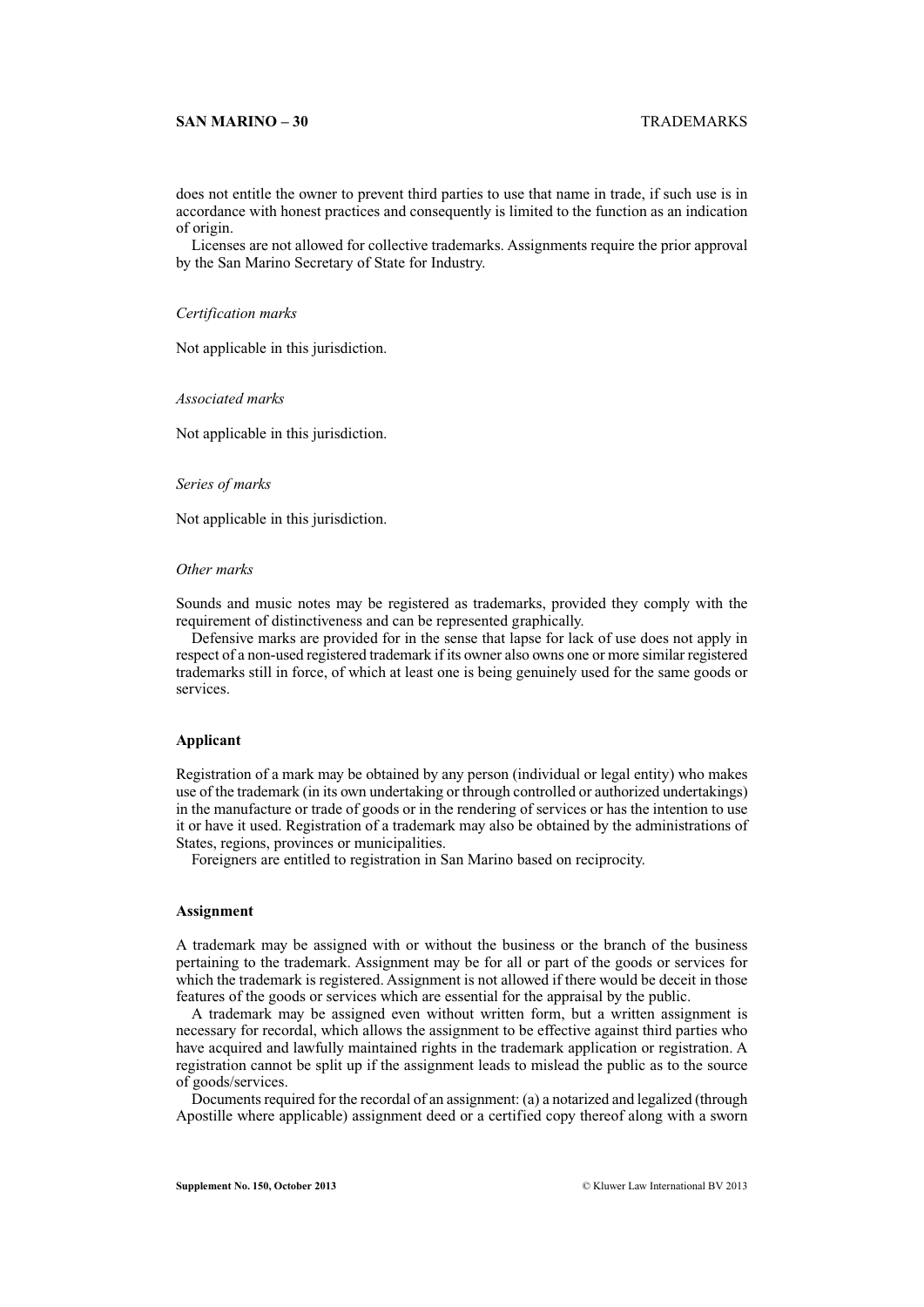does not entitle the owner to prevent third parties to use that name in trade, if such use is in accordance with honest practices and consequently is limited to the function as an indication of origin.

Licenses are not allowed for collective trademarks. Assignments require the prior approval by the San Marino Secretary of State for Industry.

*Certification marks*

Not applicable in this jurisdiction.

*Associated marks*

Not applicable in this jurisdiction.

*Series of marks*

Not applicable in this jurisdiction.

*Other marks*

Sounds and music notes may be registered as trademarks, provided they comply with the requirement of distinctiveness and can be represented graphically.

Defensive marks are provided for in the sense that lapse for lack of use does not apply in respect of a non-used registered trademark if its owner also owns one or more similar registered trademarks still in force, of which at least one is being genuinely used for the same goods or services.

## Applicant

Registration of a mark may be obtained by any person (individual or legal entity) who makes use of the trademark (in its own undertaking or through controlled or authorized undertakings) in the manufacture or trade of goods or in the rendering of services or has the intention to use it or have it used. Registration of a trademark may also be obtained by the administrations of States, regions, provinces or municipalities.

Foreigners are entitled to registration in San Marino based on reciprocity.

## Assignment

A trademark may be assigned with or without the business or the branch of the business pertaining to the trademark. Assignment may be for all or part of the goods or services for which the trademark is registered. Assignment is not allowed if there would be deceit in those features of the goods or services which are essential for the appraisal by the public.

A trademark may be assigned even without written form, but a written assignment is necessary for recordal, which allows the assignment to be effective against third parties who have acquired and lawfully maintained rights in the trademark application or registration. A registration cannot be split up if the assignment leads to mislead the public as to the source of goods/services.

Documents required for the recordal of an assignment: (a) a notarized and legalized (through Apostille where applicable) assignment deed or a certified copy thereof along with a sworn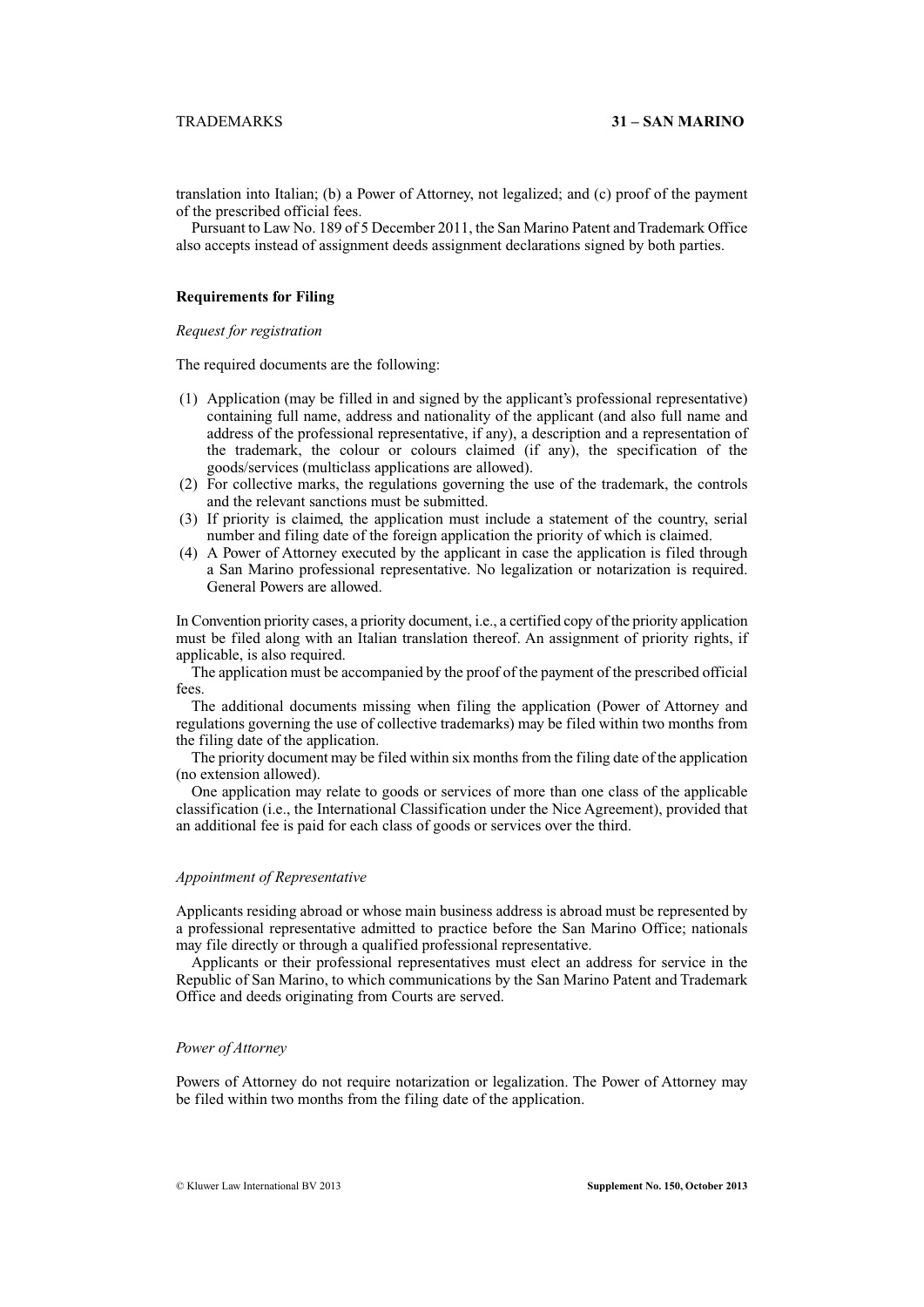translation into Italian; (b) a Power of Attorney, not legalized; and (c) proof of the payment of the prescribed official fees.

Pursuant to Law No. 189 of 5 December 2011, the San Marino Patent and Trademark Office also accepts instead of assignment deeds assignment declarations signed by both parties.

## Requirements for Filing

*Request for registration*

The required documents are the following:

(1) Application (may be filled in and signed by the applicant's professional representative) containing full name, address and nationality of the applicant (and also full name and address of the professional representative, if any), a description and a representation of the trademark, the colour or colours claimed (if any), the specification of the goods/services (multiclass applications are allowed).
(2) For collective marks, the regulations governing the use of the trademark, the controls and the relevant sanctions must be submitted.
(3) If priority is claimed, the application must include a statement of the country, serial number and filing date of the foreign application the priority of which is claimed.
(4) A Power of Attorney executed by the applicant in case the application is filed through a San Marino professional representative. No legalization or notarization is required. General Powers are allowed.

In Convention priority cases, a priority document, i.e., a certified copy of the priority application must be filed along with an Italian translation thereof. An assignment of priority rights, if applicable, is also required.

The application must be accompanied by the proof of the payment of the prescribed official fees.

The additional documents missing when filing the application (Power of Attorney and regulations governing the use of collective trademarks) may be filed within two months from the filing date of the application.

The priority document may be filed within six months from the filing date of the application (no extension allowed).

One application may relate to goods or services of more than one class of the applicable classification (i.e., the International Classification under the Nice Agreement), provided that an additional fee is paid for each class of goods or services over the third.

*Appointment of Representative*

Applicants residing abroad or whose main business address is abroad must be represented by a professional representative admitted to practice before the San Marino Office; nationals may file directly or through a qualified professional representative.

Applicants or their professional representatives must elect an address for service in the Republic of San Marino, to which communications by the San Marino Patent and Trademark Office and deeds originating from Courts are served.

*Power of Attorney*

Powers of Attorney do not require notarization or legalization. The Power of Attorney may be filed within two months from the filing date of the application.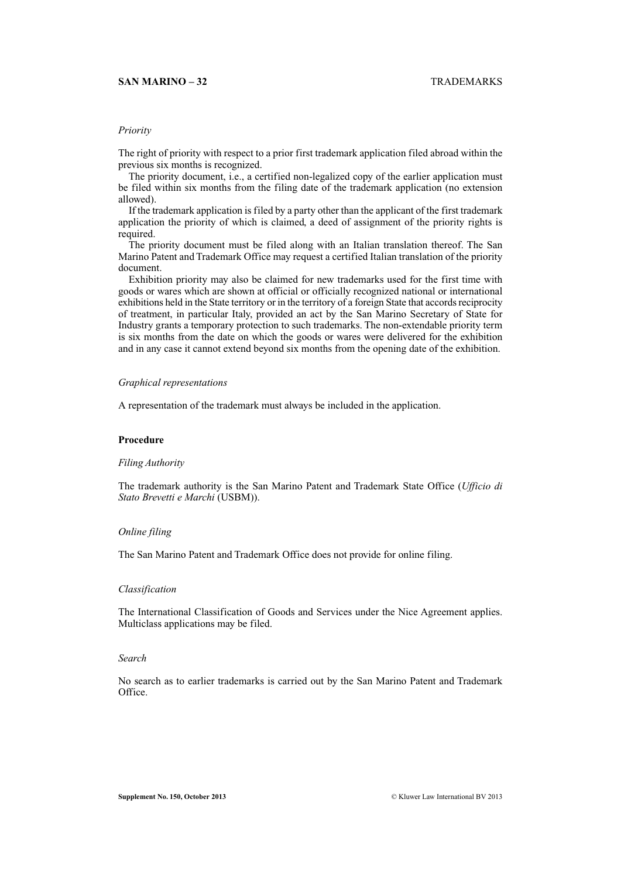*Priority*

The right of priority with respect to a prior first trademark application filed abroad within the previous six months is recognized.

The priority document, i.e., a certified non-legalized copy of the earlier application must be filed within six months from the filing date of the trademark application (no extension allowed).

If the trademark application is filed by a party other than the applicant of the first trademark application the priority of which is claimed, a deed of assignment of the priority rights is required.

The priority document must be filed along with an Italian translation thereof. The San Marino Patent and Trademark Office may request a certified Italian translation of the priority document.

Exhibition priority may also be claimed for new trademarks used for the first time with goods or wares which are shown at official or officially recognized national or international exhibitions held in the State territory or in the territory of a foreign State that accords reciprocity of treatment, in particular Italy, provided an act by the San Marino Secretary of State for Industry grants a temporary protection to such trademarks. The non-extendable priority term is six months from the date on which the goods or wares were delivered for the exhibition and in any case it cannot extend beyond six months from the opening date of the exhibition.

*Graphical representations*

A representation of the trademark must always be included in the application.

**Procedure**

*Filing Authority*

The trademark authority is the San Marino Patent and Trademark State Office (*Ufficio di Stato Brevetti e Marchi* (USBM)).

*Online filing*

The San Marino Patent and Trademark Office does not provide for online filing.

*Classification*

The International Classification of Goods and Services under the Nice Agreement applies. Multiclass applications may be filed.

*Search*

No search as to earlier trademarks is carried out by the San Marino Patent and Trademark Office.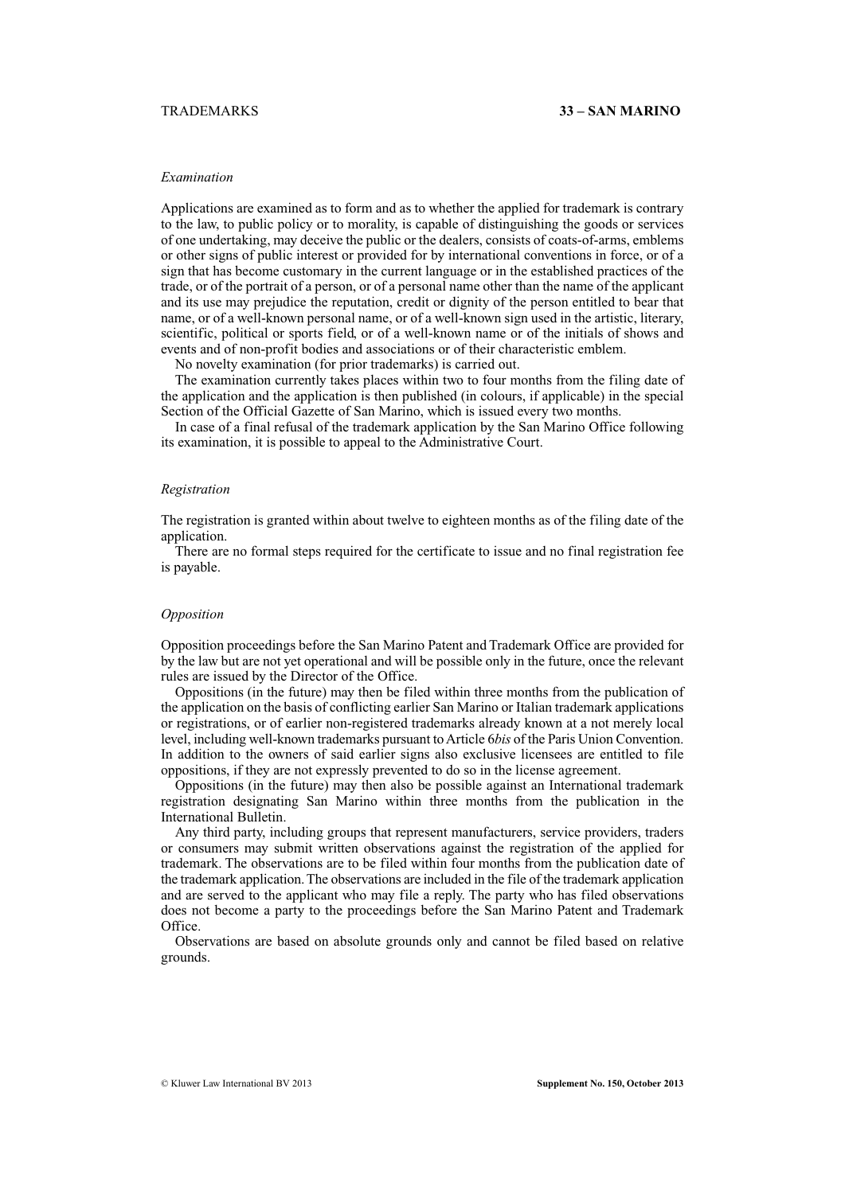*Examination*

Applications are examined as to form and as to whether the applied for trademark is contrary to the law, to public policy or to morality, is capable of distinguishing the goods or services of one undertaking, may deceive the public or the dealers, consists of coats-of-arms, emblems or other signs of public interest or provided for by international conventions in force, or of a sign that has become customary in the current language or in the established practices of the trade, or of the portrait of a person, or of a personal name other than the name of the applicant and its use may prejudice the reputation, credit or dignity of the person entitled to bear that name, or of a well-known personal name, or of a well-known sign used in the artistic, literary, scientific, political or sports field, or of a well-known name or of the initials of shows and events and of non-profit bodies and associations or of their characteristic emblem.

No novelty examination (for prior trademarks) is carried out.

The examination currently takes places within two to four months from the filing date of the application and the application is then published (in colours, if applicable) in the special Section of the Official Gazette of San Marino, which is issued every two months.

In case of a final refusal of the trademark application by the San Marino Office following its examination, it is possible to appeal to the Administrative Court.

*Registration*

The registration is granted within about twelve to eighteen months as of the filing date of the application.

There are no formal steps required for the certificate to issue and no final registration fee is payable.

*Opposition*

Opposition proceedings before the San Marino Patent and Trademark Office are provided for by the law but are not yet operational and will be possible only in the future, once the relevant rules are issued by the Director of the Office.

Oppositions (in the future) may then be filed within three months from the publication of the application on the basis of conflicting earlier San Marino or Italian trademark applications or registrations, or of earlier non-registered trademarks already known at a not merely local level, including well-known trademarks pursuant to Article 6*bis* of the Paris Union Convention. In addition to the owners of said earlier signs also exclusive licensees are entitled to file oppositions, if they are not expressly prevented to do so in the license agreement.

Oppositions (in the future) may then also be possible against an International trademark registration designating San Marino within three months from the publication in the International Bulletin.

Any third party, including groups that represent manufacturers, service providers, traders or consumers may submit written observations against the registration of the applied for trademark. The observations are to be filed within four months from the publication date of the trademark application. The observations are included in the file of the trademark application and are served to the applicant who may file a reply. The party who has filed observations does not become a party to the proceedings before the San Marino Patent and Trademark Office.

Observations are based on absolute grounds only and cannot be filed based on relative grounds.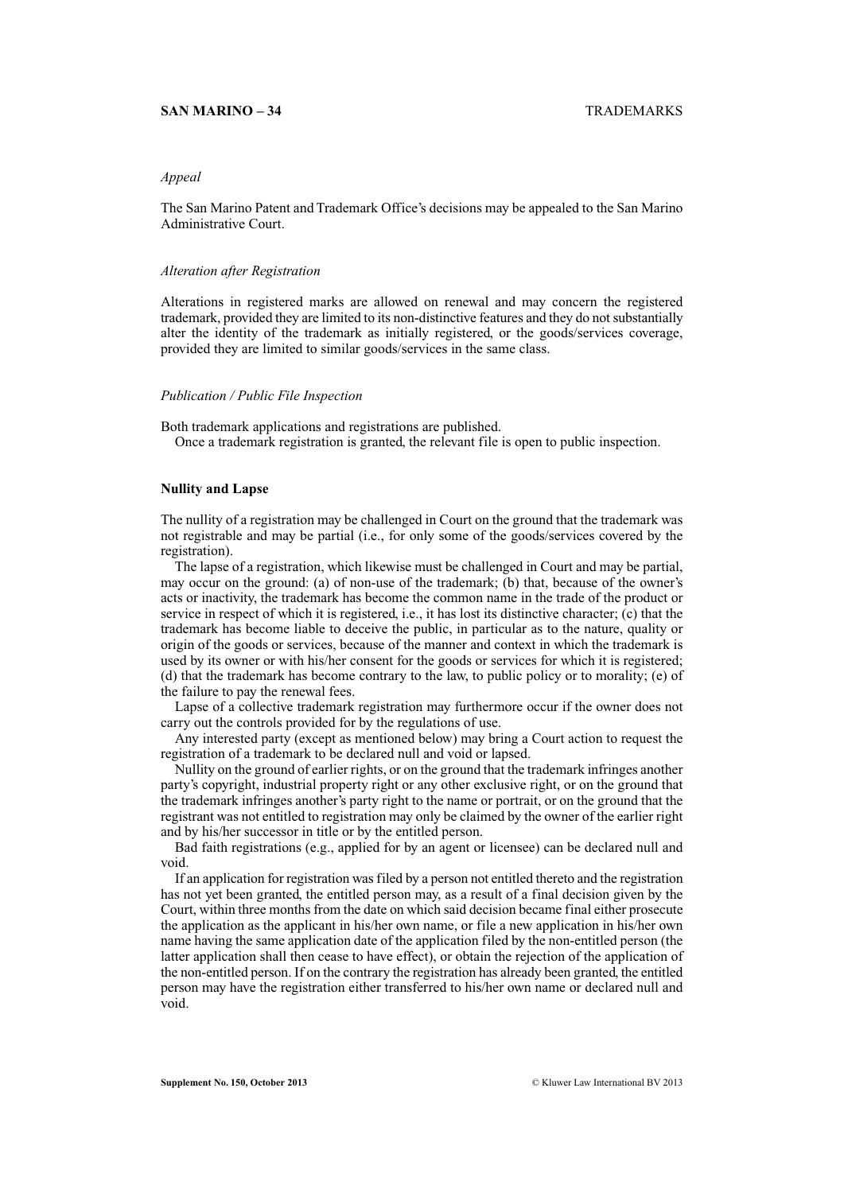*Appeal*

The San Marino Patent and Trademark Office's decisions may be appealed to the San Marino Administrative Court.

*Alteration after Registration*

Alterations in registered marks are allowed on renewal and may concern the registered trademark, provided they are limited to its non-distinctive features and they do not substantially alter the identity of the trademark as initially registered, or the goods/services coverage, provided they are limited to similar goods/services in the same class.

*Publication / Public File Inspection*

Both trademark applications and registrations are published.

Once a trademark registration is granted, the relevant file is open to public inspection.

**Nullity and Lapse**

The nullity of a registration may be challenged in Court on the ground that the trademark was not registrable and may be partial (i.e., for only some of the goods/services covered by the registration).

The lapse of a registration, which likewise must be challenged in Court and may be partial, may occur on the ground: (a) of non-use of the trademark; (b) that, because of the owner's acts or inactivity, the trademark has become the common name in the trade of the product or service in respect of which it is registered, i.e., it has lost its distinctive character; (c) that the trademark has become liable to deceive the public, in particular as to the nature, quality or origin of the goods or services, because of the manner and context in which the trademark is used by its owner or with his/her consent for the goods or services for which it is registered; (d) that the trademark has become contrary to the law, to public policy or to morality; (e) of the failure to pay the renewal fees.

Lapse of a collective trademark registration may furthermore occur if the owner does not carry out the controls provided for by the regulations of use.

Any interested party (except as mentioned below) may bring a Court action to request the registration of a trademark to be declared null and void or lapsed.

Nullity on the ground of earlier rights, or on the ground that the trademark infringes another party's copyright, industrial property right or any other exclusive right, or on the ground that the trademark infringes another's party right to the name or portrait, or on the ground that the registrant was not entitled to registration may only be claimed by the owner of the earlier right and by his/her successor in title or by the entitled person.

Bad faith registrations (e.g., applied for by an agent or licensee) can be declared null and void.

If an application for registration was filed by a person not entitled thereto and the registration has not yet been granted, the entitled person may, as a result of a final decision given by the Court, within three months from the date on which said decision became final either prosecute the application as the applicant in his/her own name, or file a new application in his/her own name having the same application date of the application filed by the non-entitled person (the latter application shall then cease to have effect), or obtain the rejection of the application of the non-entitled person. If on the contrary the registration has already been granted, the entitled person may have the registration either transferred to his/her own name or declared null and void.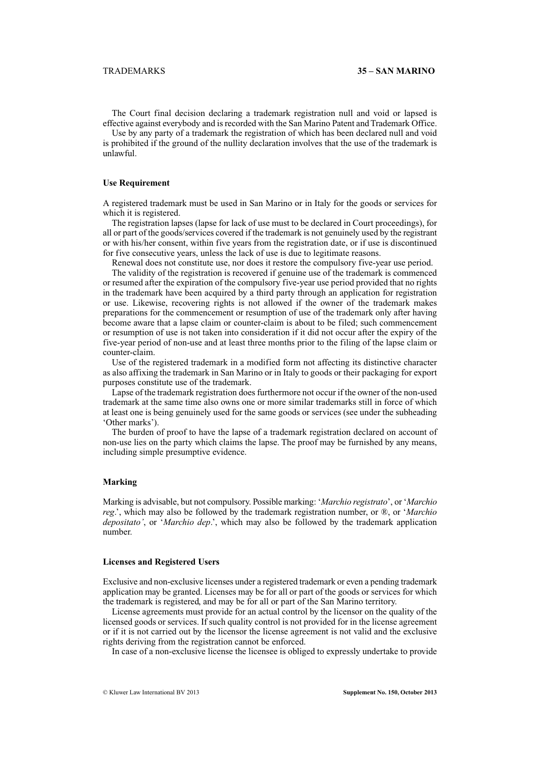The Court final decision declaring a trademark registration null and void or lapsed is effective against everybody and is recorded with the San Marino Patent and Trademark Office.

Use by any party of a trademark the registration of which has been declared null and void is prohibited if the ground of the nullity declaration involves that the use of the trademark is unlawful.

### Use Requirement

A registered trademark must be used in San Marino or in Italy for the goods or services for which it is registered.

The registration lapses (lapse for lack of use must to be declared in Court proceedings), for all or part of the goods/services covered if the trademark is not genuinely used by the registrant or with his/her consent, within five years from the registration date, or if use is discontinued for five consecutive years, unless the lack of use is due to legitimate reasons.

Renewal does not constitute use, nor does it restore the compulsory five-year use period.

The validity of the registration is recovered if genuine use of the trademark is commenced or resumed after the expiration of the compulsory five-year use period provided that no rights in the trademark have been acquired by a third party through an application for registration or use. Likewise, recovering rights is not allowed if the owner of the trademark makes preparations for the commencement or resumption of use of the trademark only after having become aware that a lapse claim or counter-claim is about to be filed; such commencement or resumption of use is not taken into consideration if it did not occur after the expiry of the five-year period of non-use and at least three months prior to the filing of the lapse claim or counter-claim.

Use of the registered trademark in a modified form not affecting its distinctive character as also affixing the trademark in San Marino or in Italy to goods or their packaging for export purposes constitute use of the trademark.

Lapse of the trademark registration does furthermore not occur if the owner of the non-used trademark at the same time also owns one or more similar trademarks still in force of which at least one is being genuinely used for the same goods or services (see under the subheading 'Other marks').

The burden of proof to have the lapse of a trademark registration declared on account of non-use lies on the party which claims the lapse. The proof may be furnished by any means, including simple presumptive evidence.

### Marking

Marking is advisable, but not compulsory. Possible marking: '*Marchio registrato*', or '*Marchio reg*.', which may also be followed by the trademark registration number, or ®, or '*Marchio depositato'*, or '*Marchio dep*.', which may also be followed by the trademark application number.

### Licenses and Registered Users

Exclusive and non-exclusive licenses under a registered trademark or even a pending trademark application may be granted. Licenses may be for all or part of the goods or services for which the trademark is registered, and may be for all or part of the San Marino territory.

License agreements must provide for an actual control by the licensor on the quality of the licensed goods or services. If such quality control is not provided for in the license agreement or if it is not carried out by the licensor the license agreement is not valid and the exclusive rights deriving from the registration cannot be enforced.

In case of a non-exclusive license the licensee is obliged to expressly undertake to provide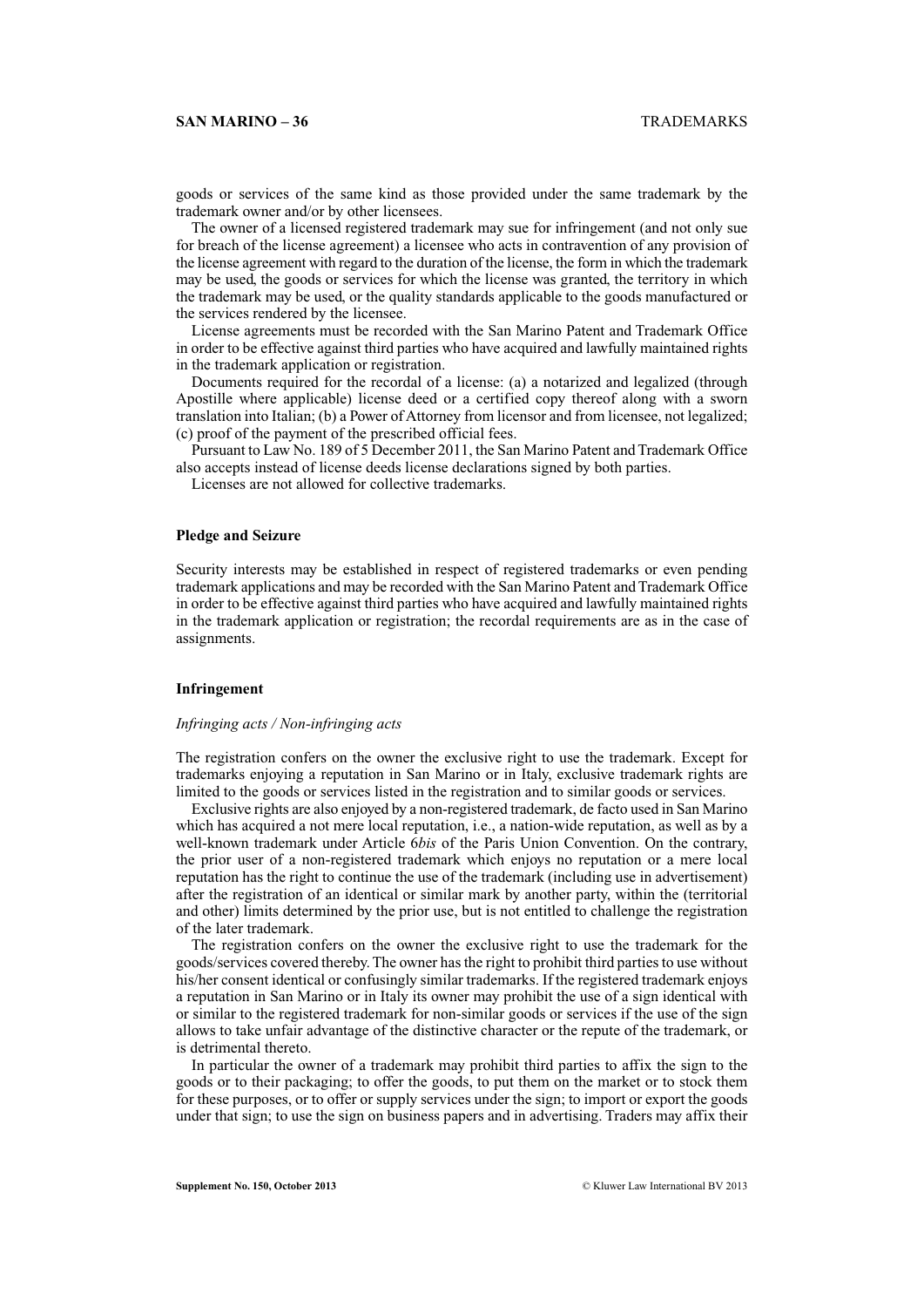goods or services of the same kind as those provided under the same trademark by the trademark owner and/or by other licensees.

The owner of a licensed registered trademark may sue for infringement (and not only sue for breach of the license agreement) a licensee who acts in contravention of any provision of the license agreement with regard to the duration of the license, the form in which the trademark may be used, the goods or services for which the license was granted, the territory in which the trademark may be used, or the quality standards applicable to the goods manufactured or the services rendered by the licensee.

License agreements must be recorded with the San Marino Patent and Trademark Office in order to be effective against third parties who have acquired and lawfully maintained rights in the trademark application or registration.

Documents required for the recordal of a license: (a) a notarized and legalized (through Apostille where applicable) license deed or a certified copy thereof along with a sworn translation into Italian; (b) a Power of Attorney from licensor and from licensee, not legalized; (c) proof of the payment of the prescribed official fees.

Pursuant to Law No. 189 of 5 December 2011, the San Marino Patent and Trademark Office also accepts instead of license deeds license declarations signed by both parties.

Licenses are not allowed for collective trademarks.

### Pledge and Seizure

Security interests may be established in respect of registered trademarks or even pending trademark applications and may be recorded with the San Marino Patent and Trademark Office in order to be effective against third parties who have acquired and lawfully maintained rights in the trademark application or registration; the recordal requirements are as in the case of assignments.

### Infringement

*Infringing acts / Non-infringing acts*

The registration confers on the owner the exclusive right to use the trademark. Except for trademarks enjoying a reputation in San Marino or in Italy, exclusive trademark rights are limited to the goods or services listed in the registration and to similar goods or services.

Exclusive rights are also enjoyed by a non-registered trademark, de facto used in San Marino which has acquired a not mere local reputation, i.e., a nation-wide reputation, as well as by a well-known trademark under Article 6*bis* of the Paris Union Convention. On the contrary, the prior user of a non-registered trademark which enjoys no reputation or a mere local reputation has the right to continue the use of the trademark (including use in advertisement) after the registration of an identical or similar mark by another party, within the (territorial and other) limits determined by the prior use, but is not entitled to challenge the registration of the later trademark.

The registration confers on the owner the exclusive right to use the trademark for the goods/services covered thereby. The owner has the right to prohibit third parties to use without his/her consent identical or confusingly similar trademarks. If the registered trademark enjoys a reputation in San Marino or in Italy its owner may prohibit the use of a sign identical with or similar to the registered trademark for non-similar goods or services if the use of the sign allows to take unfair advantage of the distinctive character or the repute of the trademark, or is detrimental thereto.

In particular the owner of a trademark may prohibit third parties to affix the sign to the goods or to their packaging; to offer the goods, to put them on the market or to stock them for these purposes, or to offer or supply services under the sign; to import or export the goods under that sign; to use the sign on business papers and in advertising. Traders may affix their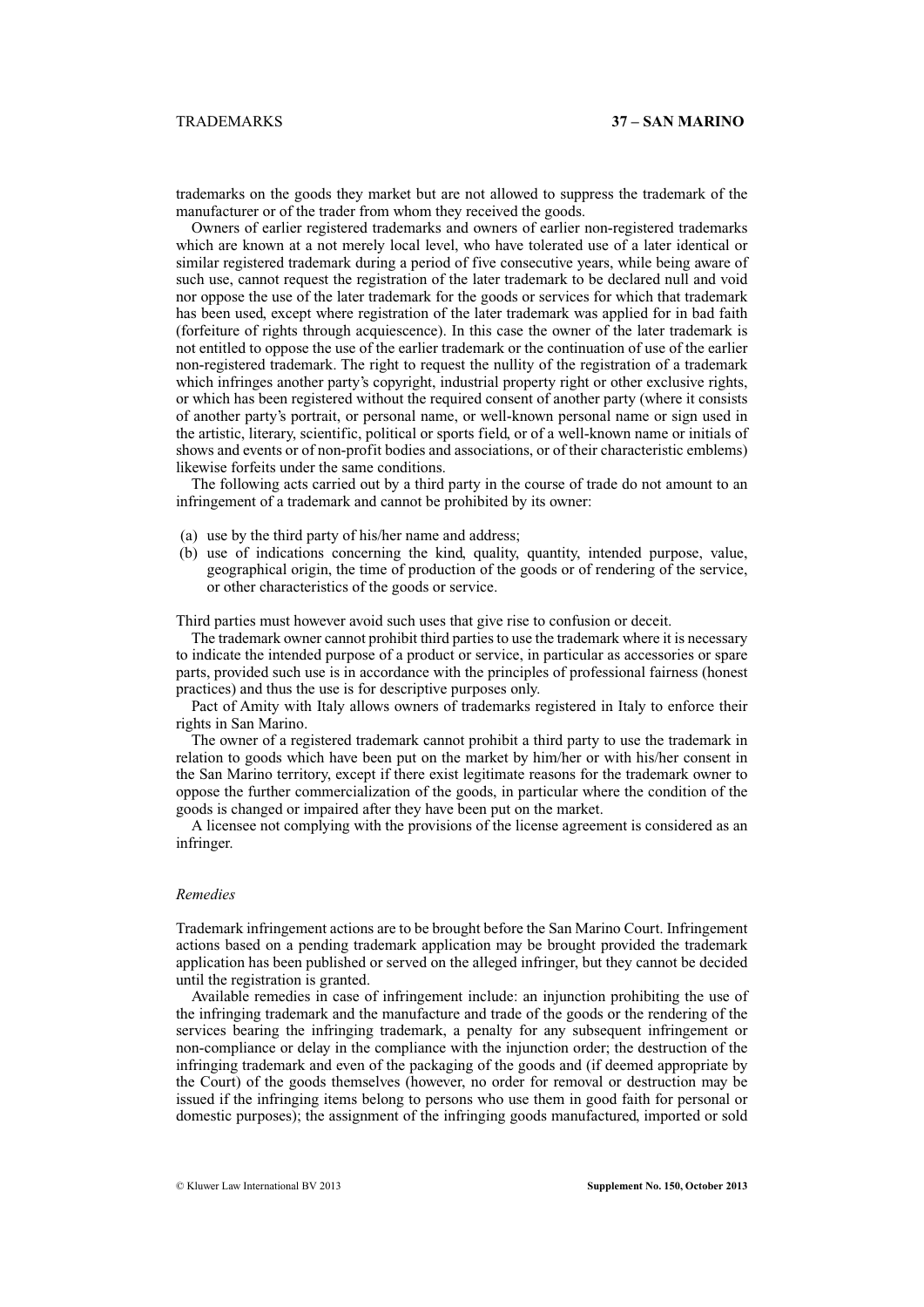trademarks on the goods they market but are not allowed to suppress the trademark of the manufacturer or of the trader from whom they received the goods.

Owners of earlier registered trademarks and owners of earlier non-registered trademarks which are known at a not merely local level, who have tolerated use of a later identical or similar registered trademark during a period of five consecutive years, while being aware of such use, cannot request the registration of the later trademark to be declared null and void nor oppose the use of the later trademark for the goods or services for which that trademark has been used, except where registration of the later trademark was applied for in bad faith (forfeiture of rights through acquiescence). In this case the owner of the later trademark is not entitled to oppose the use of the earlier trademark or the continuation of use of the earlier non-registered trademark. The right to request the nullity of the registration of a trademark which infringes another party's copyright, industrial property right or other exclusive rights, or which has been registered without the required consent of another party (where it consists of another party's portrait, or personal name, or well-known personal name or sign used in the artistic, literary, scientific, political or sports field, or of a well-known name or initials of shows and events or of non-profit bodies and associations, or of their characteristic emblems) likewise forfeits under the same conditions.

The following acts carried out by a third party in the course of trade do not amount to an infringement of a trademark and cannot be prohibited by its owner:

(a) use by the third party of his/her name and address;
(b) use of indications concerning the kind, quality, quantity, intended purpose, value, geographical origin, the time of production of the goods or of rendering of the service, or other characteristics of the goods or service.

Third parties must however avoid such uses that give rise to confusion or deceit.

The trademark owner cannot prohibit third parties to use the trademark where it is necessary to indicate the intended purpose of a product or service, in particular as accessories or spare parts, provided such use is in accordance with the principles of professional fairness (honest practices) and thus the use is for descriptive purposes only.

Pact of Amity with Italy allows owners of trademarks registered in Italy to enforce their rights in San Marino.

The owner of a registered trademark cannot prohibit a third party to use the trademark in relation to goods which have been put on the market by him/her or with his/her consent in the San Marino territory, except if there exist legitimate reasons for the trademark owner to oppose the further commercialization of the goods, in particular where the condition of the goods is changed or impaired after they have been put on the market.

A licensee not complying with the provisions of the license agreement is considered as an infringer.

*Remedies*

Trademark infringement actions are to be brought before the San Marino Court. Infringement actions based on a pending trademark application may be brought provided the trademark application has been published or served on the alleged infringer, but they cannot be decided until the registration is granted.

Available remedies in case of infringement include: an injunction prohibiting the use of the infringing trademark and the manufacture and trade of the goods or the rendering of the services bearing the infringing trademark, a penalty for any subsequent infringement or non-compliance or delay in the compliance with the injunction order; the destruction of the infringing trademark and even of the packaging of the goods and (if deemed appropriate by the Court) of the goods themselves (however, no order for removal or destruction may be issued if the infringing items belong to persons who use them in good faith for personal or domestic purposes); the assignment of the infringing goods manufactured, imported or sold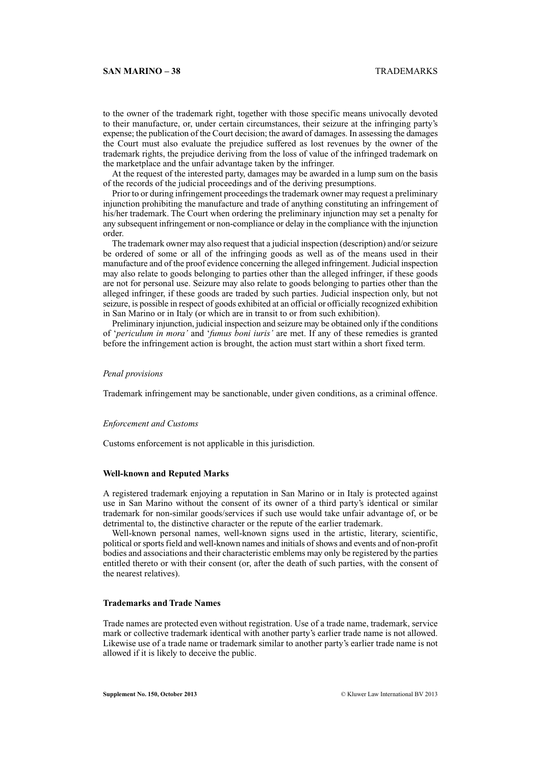to the owner of the trademark right, together with those specific means univocally devoted to their manufacture, or, under certain circumstances, their seizure at the infringing party's expense; the publication of the Court decision; the award of damages. In assessing the damages the Court must also evaluate the prejudice suffered as lost revenues by the owner of the trademark rights, the prejudice deriving from the loss of value of the infringed trademark on the marketplace and the unfair advantage taken by the infringer.

At the request of the interested party, damages may be awarded in a lump sum on the basis of the records of the judicial proceedings and of the deriving presumptions.

Prior to or during infringement proceedings the trademark owner may request a preliminary injunction prohibiting the manufacture and trade of anything constituting an infringement of his/her trademark. The Court when ordering the preliminary injunction may set a penalty for any subsequent infringement or non-compliance or delay in the compliance with the injunction order.

The trademark owner may also request that a judicial inspection (description) and/or seizure be ordered of some or all of the infringing goods as well as of the means used in their manufacture and of the proof evidence concerning the alleged infringement. Judicial inspection may also relate to goods belonging to parties other than the alleged infringer, if these goods are not for personal use. Seizure may also relate to goods belonging to parties other than the alleged infringer, if these goods are traded by such parties. Judicial inspection only, but not seizure, is possible in respect of goods exhibited at an official or officially recognized exhibition in San Marino or in Italy (or which are in transit to or from such exhibition).

Preliminary injunction, judicial inspection and seizure may be obtained only if the conditions of '*periculum in mora'* and '*fumus boni iuris'* are met. If any of these remedies is granted before the infringement action is brought, the action must start within a short fixed term.

*Penal provisions*

Trademark infringement may be sanctionable, under given conditions, as a criminal offence.

*Enforcement and Customs*

Customs enforcement is not applicable in this jurisdiction.

## Well-known and Reputed Marks

A registered trademark enjoying a reputation in San Marino or in Italy is protected against use in San Marino without the consent of its owner of a third party's identical or similar trademark for non-similar goods/services if such use would take unfair advantage of, or be detrimental to, the distinctive character or the repute of the earlier trademark.

Well-known personal names, well-known signs used in the artistic, literary, scientific, political or sports field and well-known names and initials of shows and events and of non-profit bodies and associations and their characteristic emblems may only be registered by the parties entitled thereto or with their consent (or, after the death of such parties, with the consent of the nearest relatives).

## Trademarks and Trade Names

Trade names are protected even without registration. Use of a trade name, trademark, service mark or collective trademark identical with another party's earlier trade name is not allowed. Likewise use of a trade name or trademark similar to another party's earlier trade name is not allowed if it is likely to deceive the public.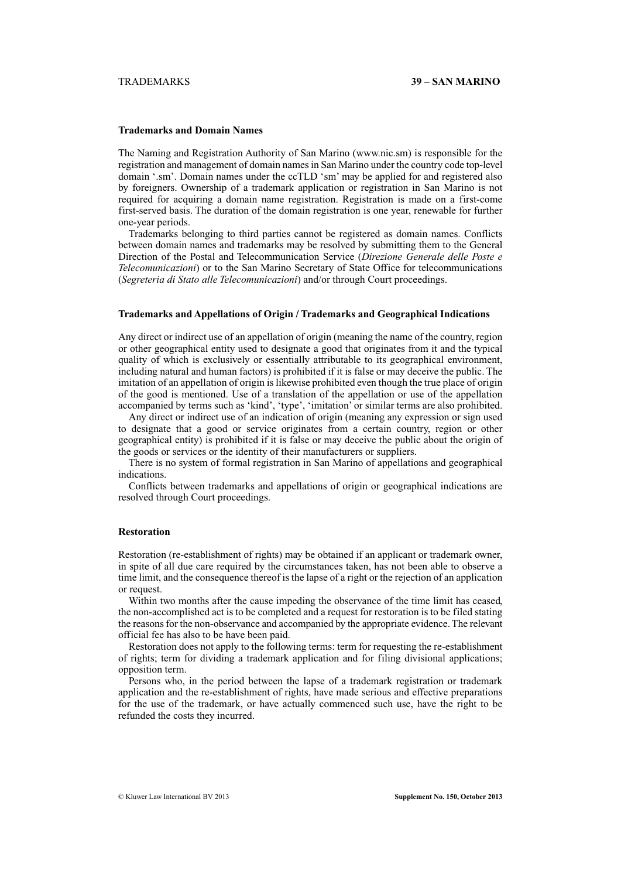## Trademarks and Domain Names

The Naming and Registration Authority of San Marino (www.nic.sm) is responsible for the registration and management of domain names in San Marino under the country code top-level domain '.sm'. Domain names under the ccTLD 'sm' may be applied for and registered also by foreigners. Ownership of a trademark application or registration in San Marino is not required for acquiring a domain name registration. Registration is made on a first-come first-served basis. The duration of the domain registration is one year, renewable for further one-year periods.

Trademarks belonging to third parties cannot be registered as domain names. Conflicts between domain names and trademarks may be resolved by submitting them to the General Direction of the Postal and Telecommunication Service (*Direzione Generale delle Poste e Telecomunicazioni*) or to the San Marino Secretary of State Office for telecommunications (*Segreteria di Stato alle Telecomunicazioni*) and/or through Court proceedings.

## Trademarks and Appellations of Origin / Trademarks and Geographical Indications

Any direct or indirect use of an appellation of origin (meaning the name of the country, region or other geographical entity used to designate a good that originates from it and the typical quality of which is exclusively or essentially attributable to its geographical environment, including natural and human factors) is prohibited if it is false or may deceive the public. The imitation of an appellation of origin is likewise prohibited even though the true place of origin of the good is mentioned. Use of a translation of the appellation or use of the appellation accompanied by terms such as 'kind', 'type', 'imitation' or similar terms are also prohibited.

Any direct or indirect use of an indication of origin (meaning any expression or sign used to designate that a good or service originates from a certain country, region or other geographical entity) is prohibited if it is false or may deceive the public about the origin of the goods or services or the identity of their manufacturers or suppliers.

There is no system of formal registration in San Marino of appellations and geographical indications.

Conflicts between trademarks and appellations of origin or geographical indications are resolved through Court proceedings.

## Restoration

Restoration (re-establishment of rights) may be obtained if an applicant or trademark owner, in spite of all due care required by the circumstances taken, has not been able to observe a time limit, and the consequence thereof is the lapse of a right or the rejection of an application or request.

Within two months after the cause impeding the observance of the time limit has ceased, the non-accomplished act is to be completed and a request for restoration is to be filed stating the reasons for the non-observance and accompanied by the appropriate evidence. The relevant official fee has also to be have been paid.

Restoration does not apply to the following terms: term for requesting the re-establishment of rights; term for dividing a trademark application and for filing divisional applications; opposition term.

Persons who, in the period between the lapse of a trademark registration or trademark application and the re-establishment of rights, have made serious and effective preparations for the use of the trademark, or have actually commenced such use, have the right to be refunded the costs they incurred.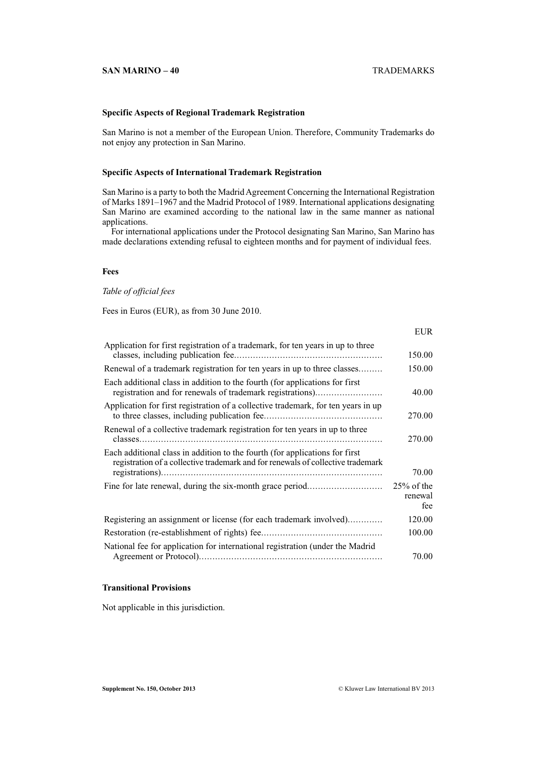### Specific Aspects of Regional Trademark Registration

San Marino is not a member of the European Union. Therefore, Community Trademarks do not enjoy any protection in San Marino.

### Specific Aspects of International Trademark Registration

San Marino is a party to both the Madrid Agreement Concerning the International Registration of Marks 1891–1967 and the Madrid Protocol of 1989. International applications designating San Marino are examined according to the national law in the same manner as national applications.

For international applications under the Protocol designating San Marino, San Marino has made declarations extending refusal to eighteen months and for payment of individual fees.

### Fees

*Table of official fees*

Fees in Euros (EUR), as from 30 June 2010.

| | EUR |
|---|---|
| Application for first registration of a trademark, for ten years in up to three classes, including publication fee | 150.00 |
| Renewal of a trademark registration for ten years in up to three classes | 150.00 |
| Each additional class in addition to the fourth (for applications for first registration and for renewals of trademark registrations) | 40.00 |
| Application for first registration of a collective trademark, for ten years in up to three classes, including publication fee | 270.00 |
| Renewal of a collective trademark registration for ten years in up to three classes | 270.00 |
| Each additional class in addition to the fourth (for applications for first registration of a collective trademark and for renewals of collective trademark registrations) | 70.00 |
| Fine for late renewal, during the six-month grace period | 25% of the renewal fee |
| Registering an assignment or license (for each trademark involved) | 120.00 |
| Restoration (re-establishment of rights) fee | 100.00 |
| National fee for application for international registration (under the Madrid Agreement or Protocol) | 70.00 |

### Transitional Provisions

Not applicable in this jurisdiction.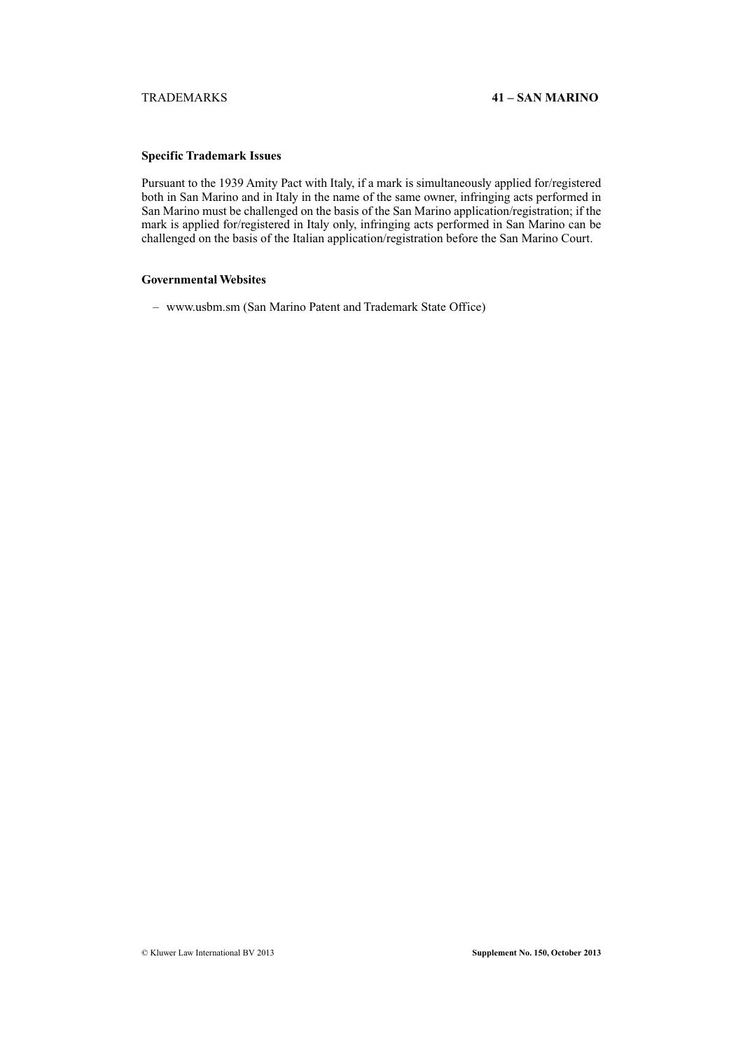### Specific Trademark Issues

Pursuant to the 1939 Amity Pact with Italy, if a mark is simultaneously applied for/registered both in San Marino and in Italy in the name of the same owner, infringing acts performed in San Marino must be challenged on the basis of the San Marino application/registration; if the mark is applied for/registered in Italy only, infringing acts performed in San Marino can be challenged on the basis of the Italian application/registration before the San Marino Court.

### Governmental Websites

- www.usbm.sm (San Marino Patent and Trademark State Office)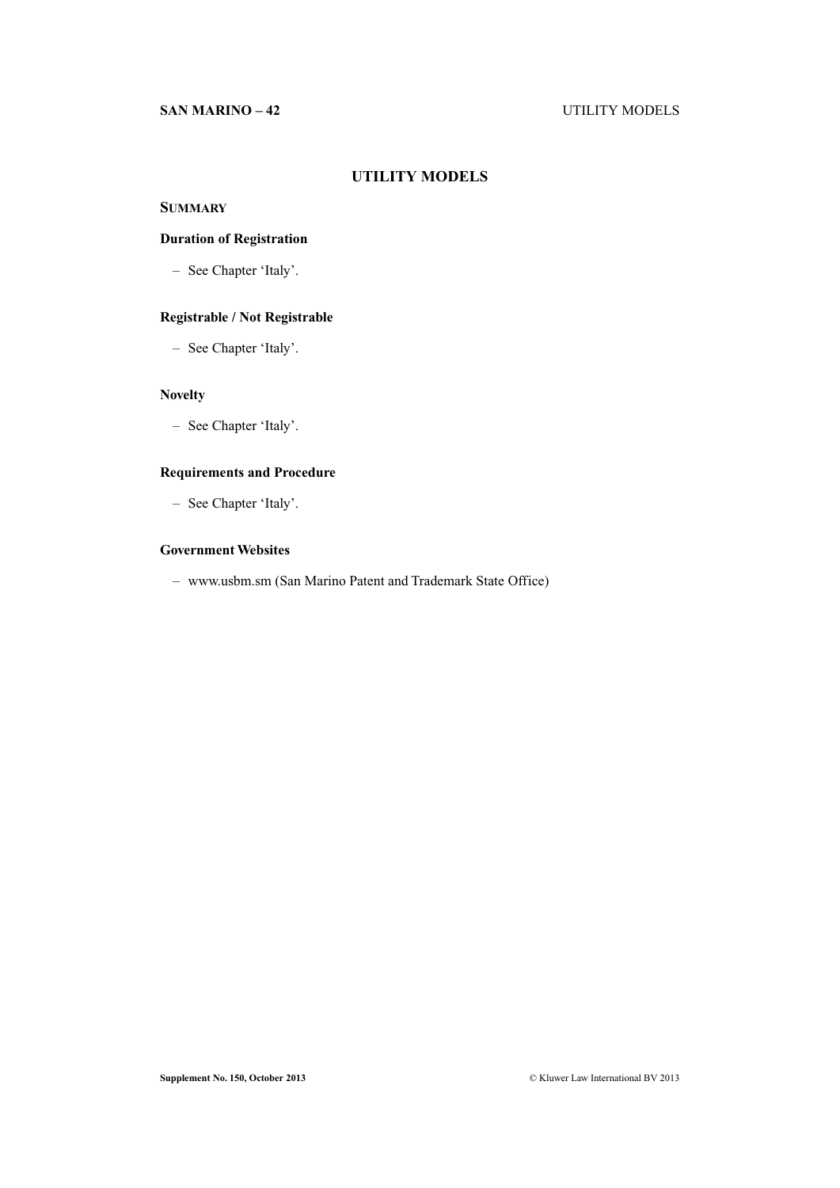# UTILITY MODELS

## SUMMARY

### Duration of Registration

- See Chapter 'Italy'.

### Registrable / Not Registrable

- See Chapter 'Italy'.

### Novelty

- See Chapter 'Italy'.

### Requirements and Procedure

- See Chapter 'Italy'.

### Government Websites

- www.usbm.sm (San Marino Patent and Trademark State Office)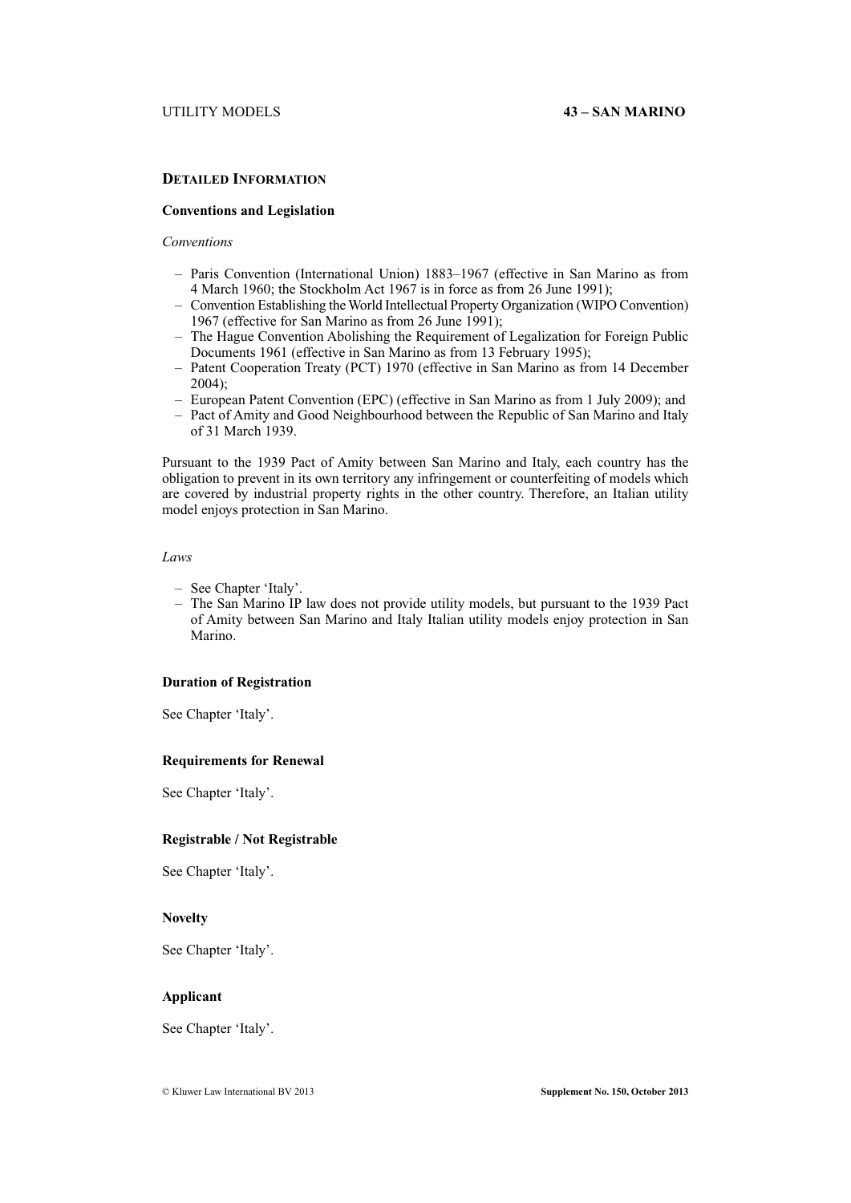## Detailed Information

### Conventions and Legislation

*Conventions*

- Paris Convention (International Union) 1883–1967 (effective in San Marino as from 4 March 1960; the Stockholm Act 1967 is in force as from 26 June 1991);
- Convention Establishing the World Intellectual Property Organization (WIPO Convention) 1967 (effective for San Marino as from 26 June 1991);
- The Hague Convention Abolishing the Requirement of Legalization for Foreign Public Documents 1961 (effective in San Marino as from 13 February 1995);
- Patent Cooperation Treaty (PCT) 1970 (effective in San Marino as from 14 December 2004);
- European Patent Convention (EPC) (effective in San Marino as from 1 July 2009); and
- Pact of Amity and Good Neighbourhood between the Republic of San Marino and Italy of 31 March 1939.

Pursuant to the 1939 Pact of Amity between San Marino and Italy, each country has the obligation to prevent in its own territory any infringement or counterfeiting of models which are covered by industrial property rights in the other country. Therefore, an Italian utility model enjoys protection in San Marino.

*Laws*

- See Chapter 'Italy'.
- The San Marino IP law does not provide utility models, but pursuant to the 1939 Pact of Amity between San Marino and Italy Italian utility models enjoy protection in San Marino.

### Duration of Registration

See Chapter 'Italy'.

### Requirements for Renewal

See Chapter 'Italy'.

### Registrable / Not Registrable

See Chapter 'Italy'.

### Novelty

See Chapter 'Italy'.

### Applicant

See Chapter 'Italy'.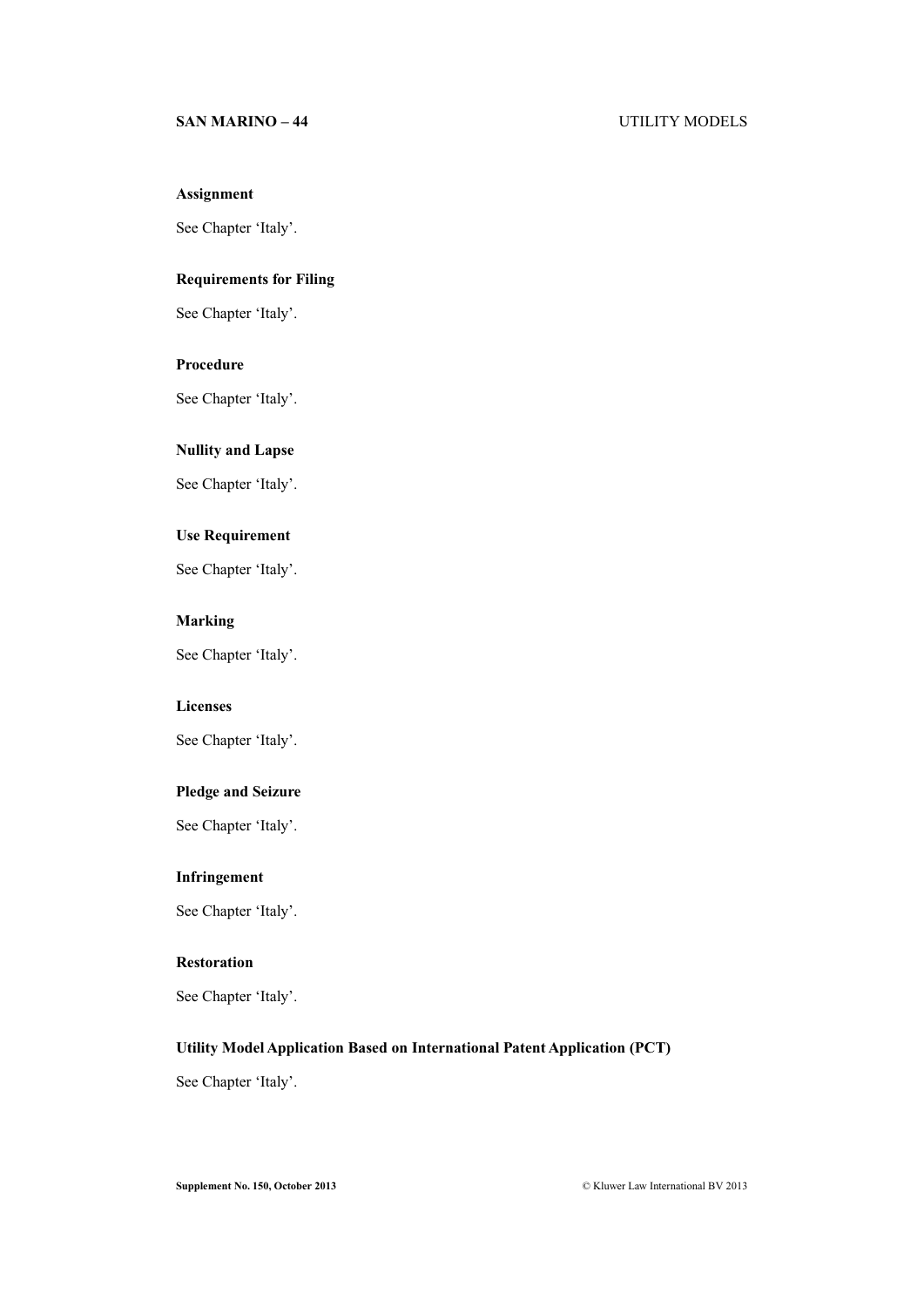### Assignment

See Chapter 'Italy'.

### Requirements for Filing

See Chapter 'Italy'.

### Procedure

See Chapter 'Italy'.

### Nullity and Lapse

See Chapter 'Italy'.

### Use Requirement

See Chapter 'Italy'.

### Marking

See Chapter 'Italy'.

### Licenses

See Chapter 'Italy'.

### Pledge and Seizure

See Chapter 'Italy'.

### Infringement

See Chapter 'Italy'.

### Restoration

See Chapter 'Italy'.

### Utility Model Application Based on International Patent Application (PCT)

See Chapter 'Italy'.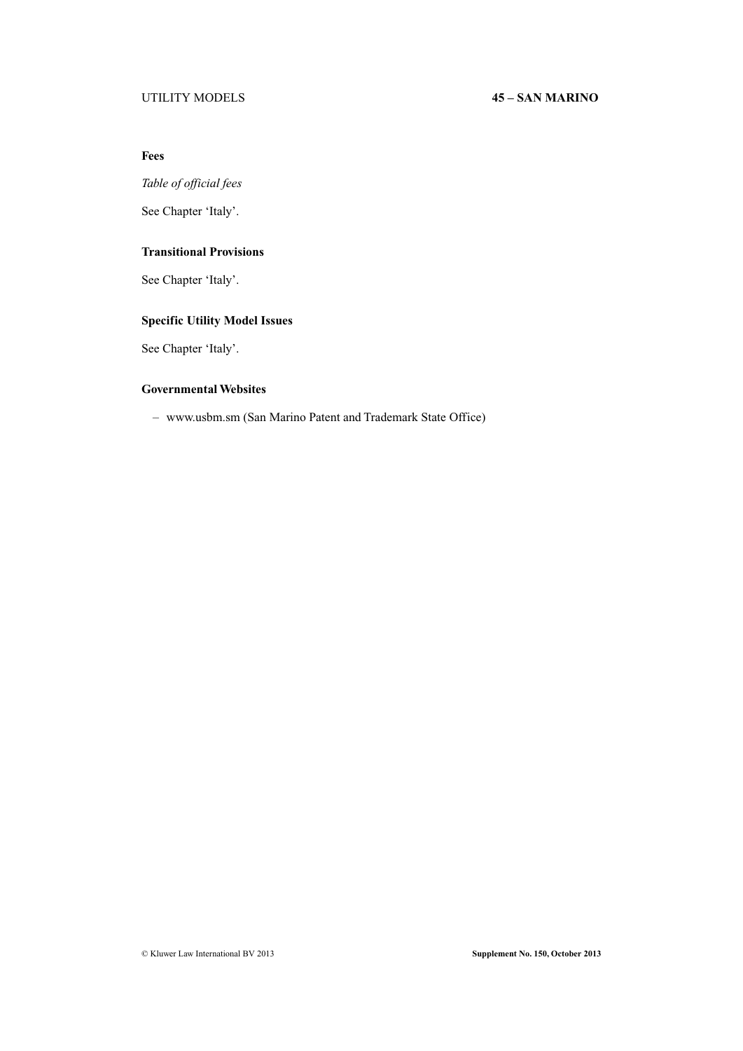## Fees

*Table of official fees*

See Chapter 'Italy'.

## Transitional Provisions

See Chapter 'Italy'.

## Specific Utility Model Issues

See Chapter 'Italy'.

## Governmental Websites

- www.usbm.sm (San Marino Patent and Trademark State Office)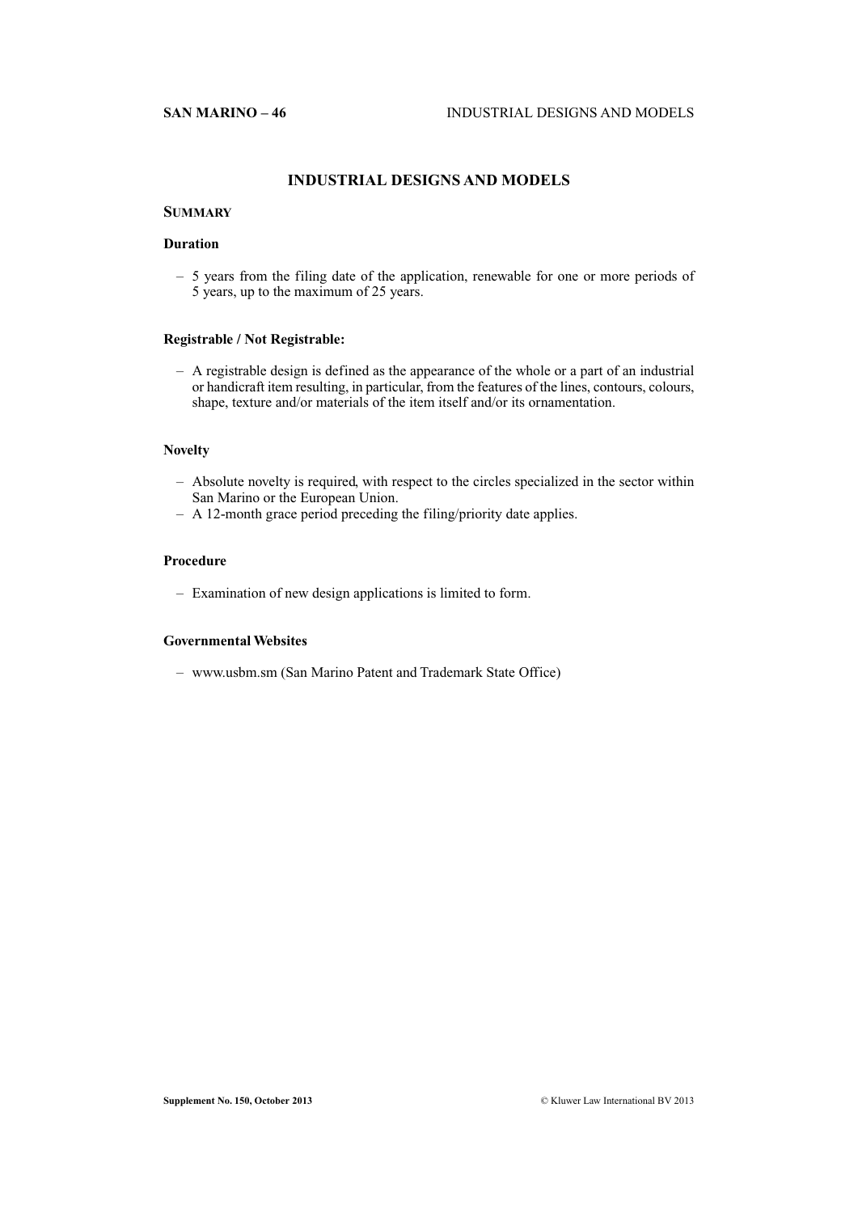# INDUSTRIAL DESIGNS AND MODELS

## SUMMARY

### Duration

– 5 years from the filing date of the application, renewable for one or more periods of 5 years, up to the maximum of 25 years.

### Registrable / Not Registrable:

– A registrable design is defined as the appearance of the whole or a part of an industrial or handicraft item resulting, in particular, from the features of the lines, contours, colours, shape, texture and/or materials of the item itself and/or its ornamentation.

### Novelty

– Absolute novelty is required, with respect to the circles specialized in the sector within San Marino or the European Union.
– A 12-month grace period preceding the filing/priority date applies.

### Procedure

– Examination of new design applications is limited to form.

### Governmental Websites

– www.usbm.sm (San Marino Patent and Trademark State Office)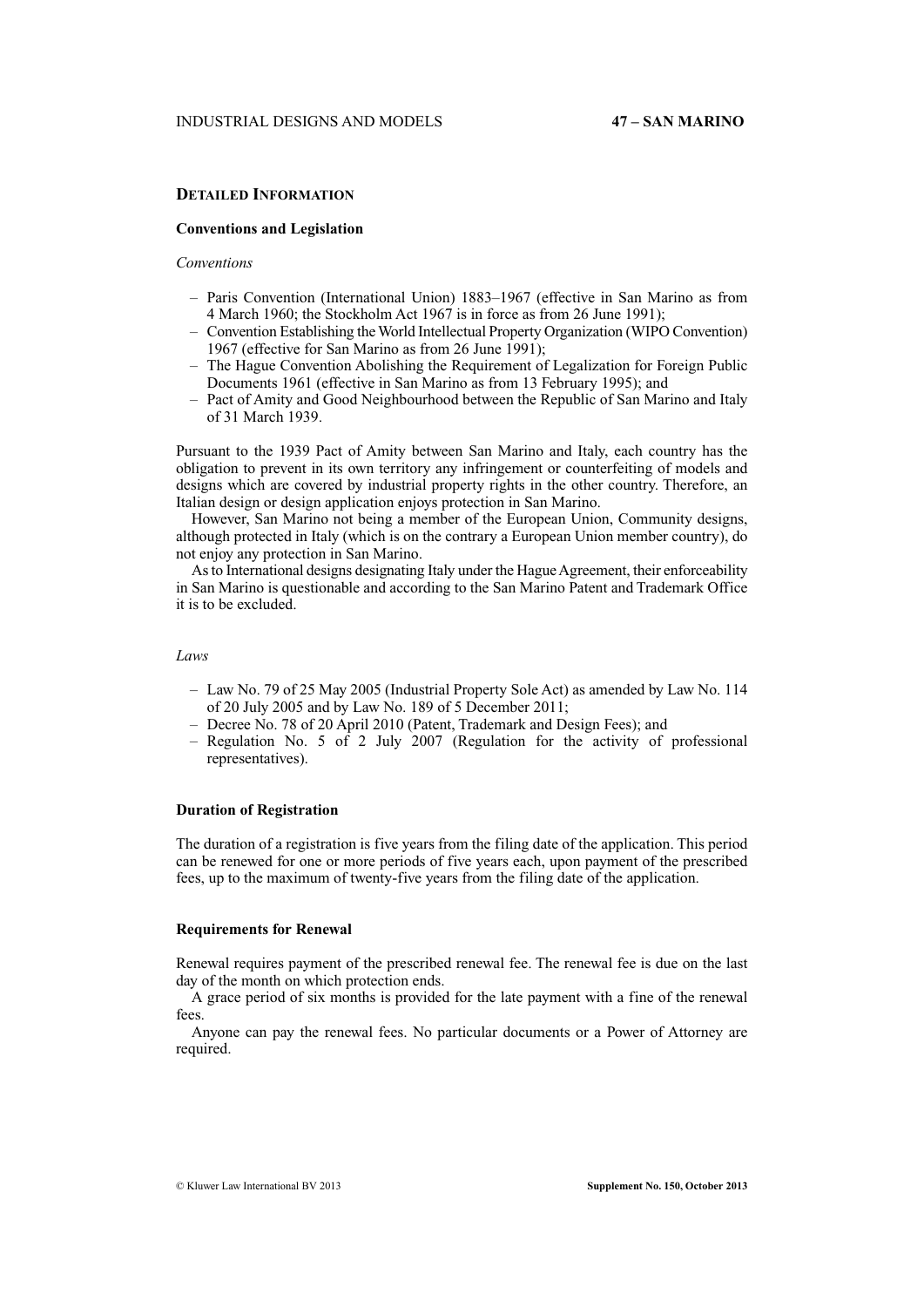## Detailed Information

### Conventions and Legislation

*Conventions*

- Paris Convention (International Union) 1883–1967 (effective in San Marino as from 4 March 1960; the Stockholm Act 1967 is in force as from 26 June 1991);
- Convention Establishing the World Intellectual Property Organization (WIPO Convention) 1967 (effective for San Marino as from 26 June 1991);
- The Hague Convention Abolishing the Requirement of Legalization for Foreign Public Documents 1961 (effective in San Marino as from 13 February 1995); and
- Pact of Amity and Good Neighbourhood between the Republic of San Marino and Italy of 31 March 1939.

Pursuant to the 1939 Pact of Amity between San Marino and Italy, each country has the obligation to prevent in its own territory any infringement or counterfeiting of models and designs which are covered by industrial property rights in the other country. Therefore, an Italian design or design application enjoys protection in San Marino.

However, San Marino not being a member of the European Union, Community designs, although protected in Italy (which is on the contrary a European Union member country), do not enjoy any protection in San Marino.

As to International designs designating Italy under the Hague Agreement, their enforceability in San Marino is questionable and according to the San Marino Patent and Trademark Office it is to be excluded.

*Laws*

- Law No. 79 of 25 May 2005 (Industrial Property Sole Act) as amended by Law No. 114 of 20 July 2005 and by Law No. 189 of 5 December 2011;
- Decree No. 78 of 20 April 2010 (Patent, Trademark and Design Fees); and
- Regulation No. 5 of 2 July 2007 (Regulation for the activity of professional representatives).

### Duration of Registration

The duration of a registration is five years from the filing date of the application. This period can be renewed for one or more periods of five years each, upon payment of the prescribed fees, up to the maximum of twenty-five years from the filing date of the application.

### Requirements for Renewal

Renewal requires payment of the prescribed renewal fee. The renewal fee is due on the last day of the month on which protection ends.

A grace period of six months is provided for the late payment with a fine of the renewal fees.

Anyone can pay the renewal fees. No particular documents or a Power of Attorney are required.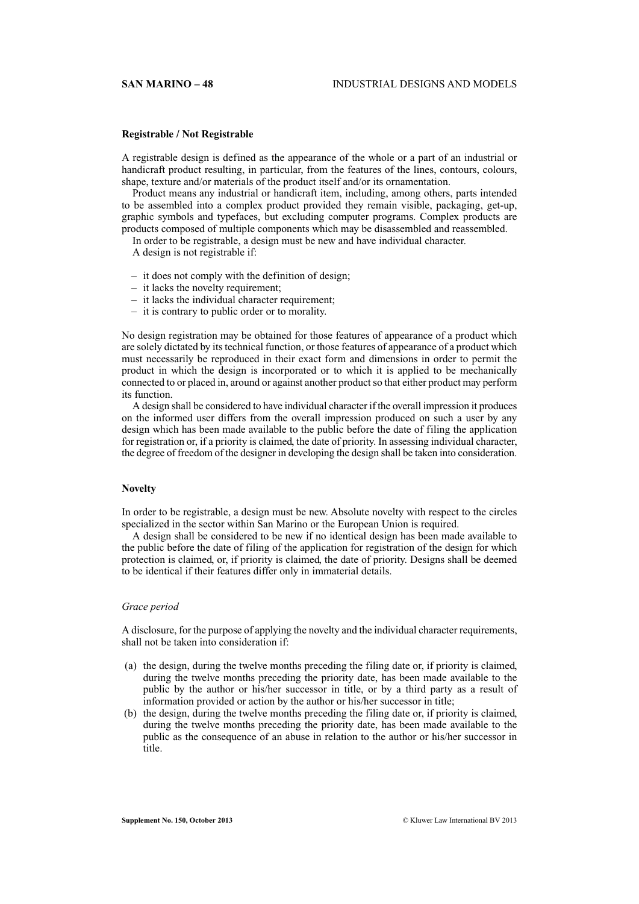### Registrable / Not Registrable

A registrable design is defined as the appearance of the whole or a part of an industrial or handicraft product resulting, in particular, from the features of the lines, contours, colours, shape, texture and/or materials of the product itself and/or its ornamentation.

Product means any industrial or handicraft item, including, among others, parts intended to be assembled into a complex product provided they remain visible, packaging, get-up, graphic symbols and typefaces, but excluding computer programs. Complex products are products composed of multiple components which may be disassembled and reassembled.

In order to be registrable, a design must be new and have individual character.

A design is not registrable if:

– it does not comply with the definition of design;
– it lacks the novelty requirement;
– it lacks the individual character requirement;
– it is contrary to public order or to morality.

No design registration may be obtained for those features of appearance of a product which are solely dictated by its technical function, or those features of appearance of a product which must necessarily be reproduced in their exact form and dimensions in order to permit the product in which the design is incorporated or to which it is applied to be mechanically connected to or placed in, around or against another product so that either product may perform its function.

A design shall be considered to have individual character if the overall impression it produces on the informed user differs from the overall impression produced on such a user by any design which has been made available to the public before the date of filing the application for registration or, if a priority is claimed, the date of priority. In assessing individual character, the degree of freedom of the designer in developing the design shall be taken into consideration.

### Novelty

In order to be registrable, a design must be new. Absolute novelty with respect to the circles specialized in the sector within San Marino or the European Union is required.

A design shall be considered to be new if no identical design has been made available to the public before the date of filing of the application for registration of the design for which protection is claimed, or, if priority is claimed, the date of priority. Designs shall be deemed to be identical if their features differ only in immaterial details.

#### *Grace period*

A disclosure, for the purpose of applying the novelty and the individual character requirements, shall not be taken into consideration if:

(a) the design, during the twelve months preceding the filing date or, if priority is claimed, during the twelve months preceding the priority date, has been made available to the public by the author or his/her successor in title, or by a third party as a result of information provided or action by the author or his/her successor in title;
(b) the design, during the twelve months preceding the filing date or, if priority is claimed, during the twelve months preceding the priority date, has been made available to the public as the consequence of an abuse in relation to the author or his/her successor in title.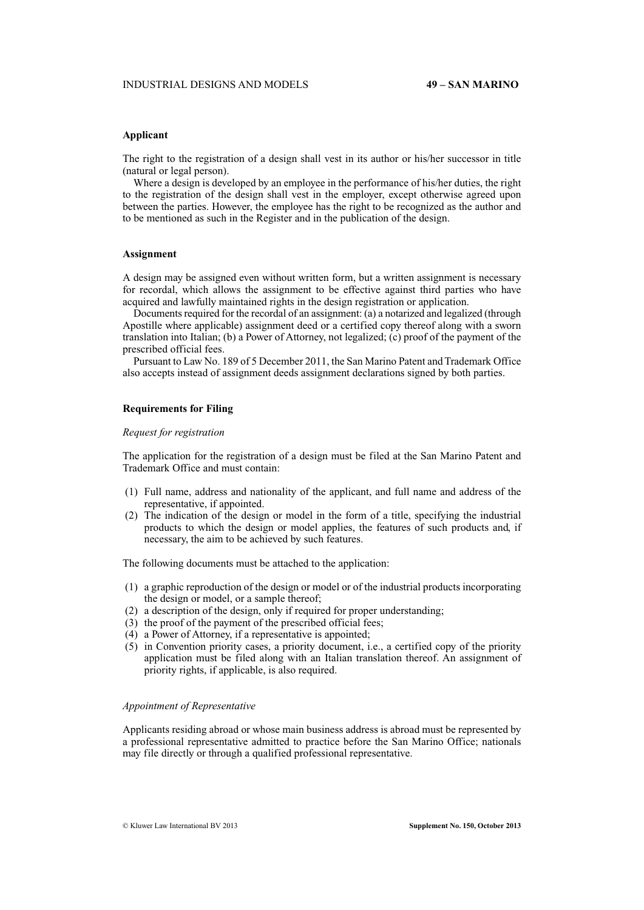### Applicant

The right to the registration of a design shall vest in its author or his/her successor in title (natural or legal person).

Where a design is developed by an employee in the performance of his/her duties, the right to the registration of the design shall vest in the employer, except otherwise agreed upon between the parties. However, the employee has the right to be recognized as the author and to be mentioned as such in the Register and in the publication of the design.

### Assignment

A design may be assigned even without written form, but a written assignment is necessary for recordal, which allows the assignment to be effective against third parties who have acquired and lawfully maintained rights in the design registration or application.

Documents required for the recordal of an assignment: (a) a notarized and legalized (through Apostille where applicable) assignment deed or a certified copy thereof along with a sworn translation into Italian; (b) a Power of Attorney, not legalized; (c) proof of the payment of the prescribed official fees.

Pursuant to Law No. 189 of 5 December 2011, the San Marino Patent and Trademark Office also accepts instead of assignment deeds assignment declarations signed by both parties.

### Requirements for Filing

#### *Request for registration*

The application for the registration of a design must be filed at the San Marino Patent and Trademark Office and must contain:

(1) Full name, address and nationality of the applicant, and full name and address of the representative, if appointed.
(2) The indication of the design or model in the form of a title, specifying the industrial products to which the design or model applies, the features of such products and, if necessary, the aim to be achieved by such features.

The following documents must be attached to the application:

(1) a graphic reproduction of the design or model or of the industrial products incorporating the design or model, or a sample thereof;
(2) a description of the design, only if required for proper understanding;
(3) the proof of the payment of the prescribed official fees;
(4) a Power of Attorney, if a representative is appointed;
(5) in Convention priority cases, a priority document, i.e., a certified copy of the priority application must be filed along with an Italian translation thereof. An assignment of priority rights, if applicable, is also required.

#### *Appointment of Representative*

Applicants residing abroad or whose main business address is abroad must be represented by a professional representative admitted to practice before the San Marino Office; nationals may file directly or through a qualified professional representative.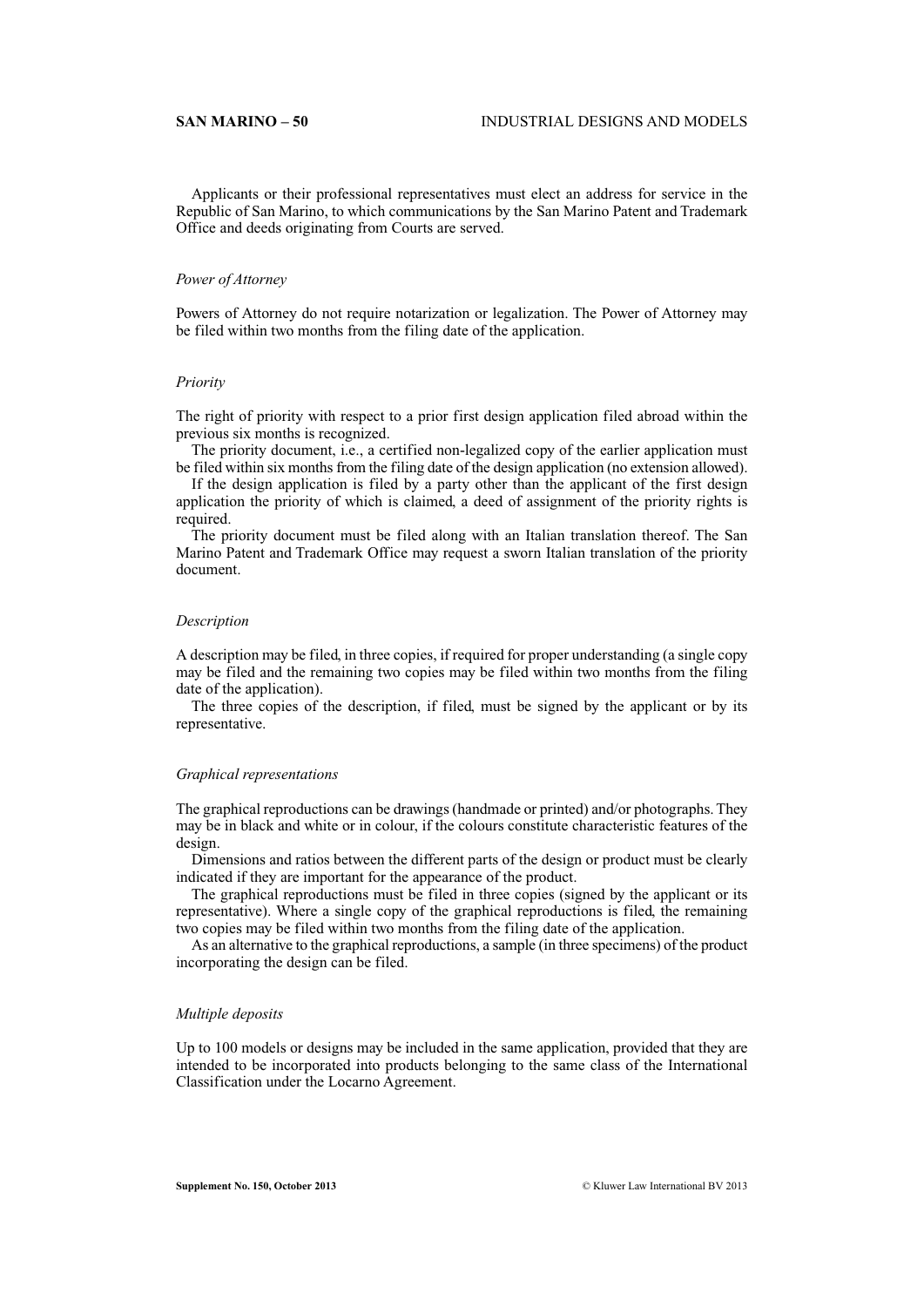Applicants or their professional representatives must elect an address for service in the Republic of San Marino, to which communications by the San Marino Patent and Trademark Office and deeds originating from Courts are served.

*Power of Attorney*

Powers of Attorney do not require notarization or legalization. The Power of Attorney may be filed within two months from the filing date of the application.

*Priority*

The right of priority with respect to a prior first design application filed abroad within the previous six months is recognized.

The priority document, i.e., a certified non-legalized copy of the earlier application must be filed within six months from the filing date of the design application (no extension allowed).

If the design application is filed by a party other than the applicant of the first design application the priority of which is claimed, a deed of assignment of the priority rights is required.

The priority document must be filed along with an Italian translation thereof. The San Marino Patent and Trademark Office may request a sworn Italian translation of the priority document.

*Description*

A description may be filed, in three copies, if required for proper understanding (a single copy may be filed and the remaining two copies may be filed within two months from the filing date of the application).

The three copies of the description, if filed, must be signed by the applicant or by its representative.

*Graphical representations*

The graphical reproductions can be drawings (handmade or printed) and/or photographs. They may be in black and white or in colour, if the colours constitute characteristic features of the design.

Dimensions and ratios between the different parts of the design or product must be clearly indicated if they are important for the appearance of the product.

The graphical reproductions must be filed in three copies (signed by the applicant or its representative). Where a single copy of the graphical reproductions is filed, the remaining two copies may be filed within two months from the filing date of the application.

As an alternative to the graphical reproductions, a sample (in three specimens) of the product incorporating the design can be filed.

*Multiple deposits*

Up to 100 models or designs may be included in the same application, provided that they are intended to be incorporated into products belonging to the same class of the International Classification under the Locarno Agreement.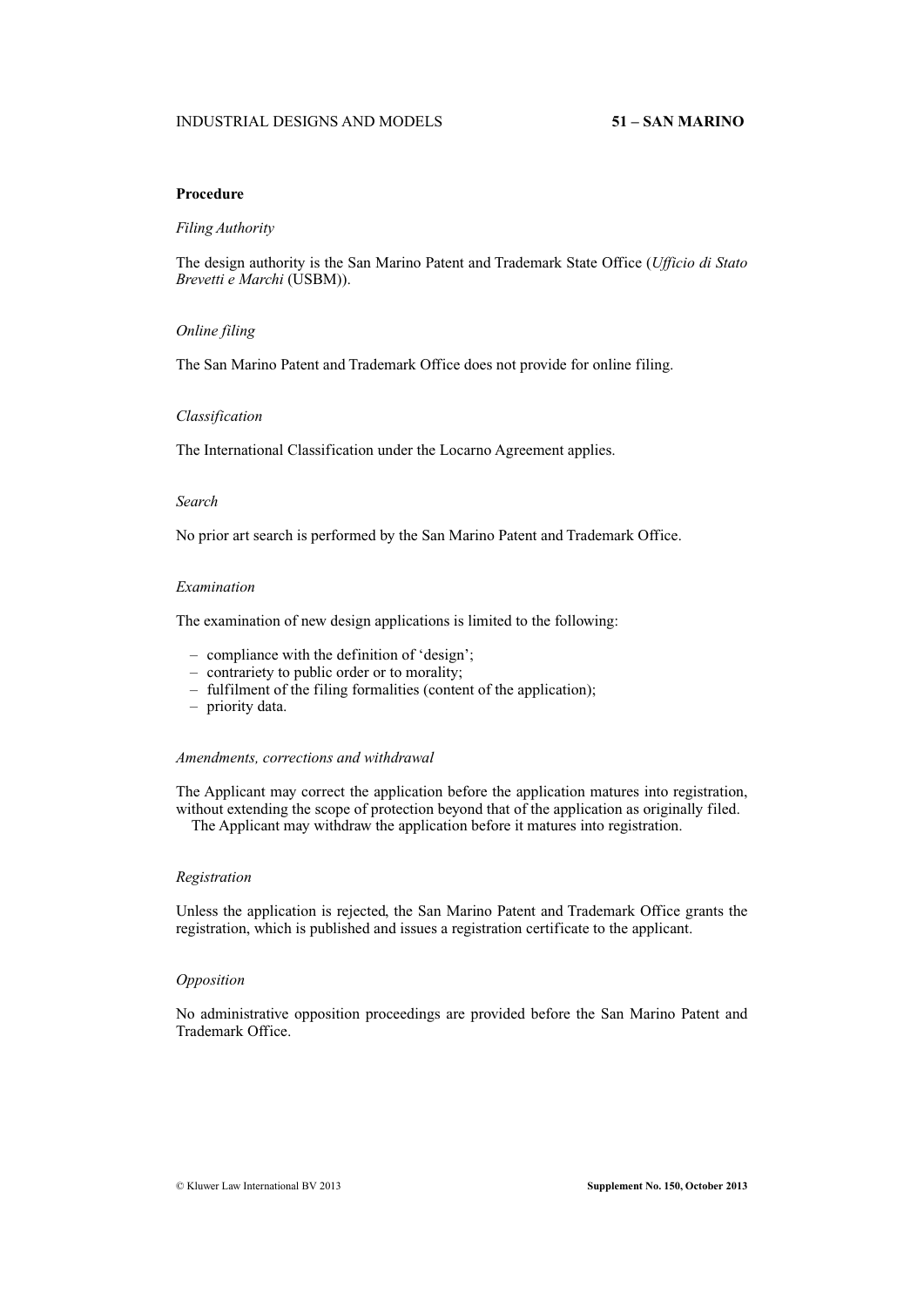**Procedure**

*Filing Authority*

The design authority is the San Marino Patent and Trademark State Office (*Ufficio di Stato Brevetti e Marchi* (USBM)).

*Online filing*

The San Marino Patent and Trademark Office does not provide for online filing.

*Classification*

The International Classification under the Locarno Agreement applies.

*Search*

No prior art search is performed by the San Marino Patent and Trademark Office.

*Examination*

The examination of new design applications is limited to the following:

- compliance with the definition of 'design';
- contrariety to public order or to morality;
- fulfilment of the filing formalities (content of the application);
- priority data.

*Amendments, corrections and withdrawal*

The Applicant may correct the application before the application matures into registration, without extending the scope of protection beyond that of the application as originally filed.

The Applicant may withdraw the application before it matures into registration.

*Registration*

Unless the application is rejected, the San Marino Patent and Trademark Office grants the registration, which is published and issues a registration certificate to the applicant.

*Opposition*

No administrative opposition proceedings are provided before the San Marino Patent and Trademark Office.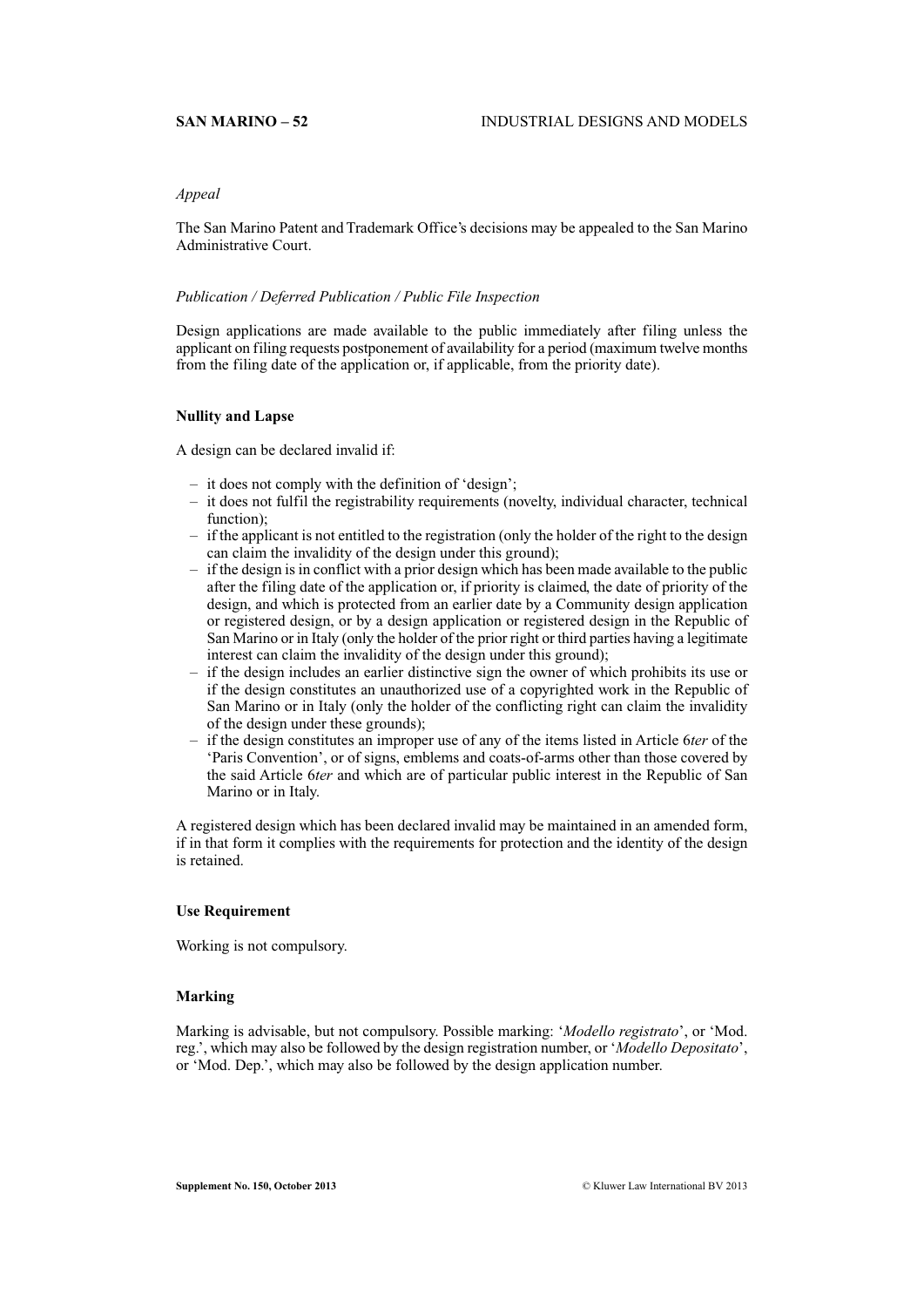*Appeal*

The San Marino Patent and Trademark Office's decisions may be appealed to the San Marino Administrative Court.

*Publication / Deferred Publication / Public File Inspection*

Design applications are made available to the public immediately after filing unless the applicant on filing requests postponement of availability for a period (maximum twelve months from the filing date of the application or, if applicable, from the priority date).

**Nullity and Lapse**

A design can be declared invalid if:

– it does not comply with the definition of 'design';
– it does not fulfil the registrability requirements (novelty, individual character, technical function);
– if the applicant is not entitled to the registration (only the holder of the right to the design can claim the invalidity of the design under this ground);
– if the design is in conflict with a prior design which has been made available to the public after the filing date of the application or, if priority is claimed, the date of priority of the design, and which is protected from an earlier date by a Community design application or registered design, or by a design application or registered design in the Republic of San Marino or in Italy (only the holder of the prior right or third parties having a legitimate interest can claim the invalidity of the design under this ground);
– if the design includes an earlier distinctive sign the owner of which prohibits its use or if the design constitutes an unauthorized use of a copyrighted work in the Republic of San Marino or in Italy (only the holder of the conflicting right can claim the invalidity of the design under these grounds);
– if the design constitutes an improper use of any of the items listed in Article 6*ter* of the 'Paris Convention', or of signs, emblems and coats-of-arms other than those covered by the said Article 6*ter* and which are of particular public interest in the Republic of San Marino or in Italy.

A registered design which has been declared invalid may be maintained in an amended form, if in that form it complies with the requirements for protection and the identity of the design is retained.

**Use Requirement**

Working is not compulsory.

**Marking**

Marking is advisable, but not compulsory. Possible marking: '*Modello registrato*', or 'Mod. reg.', which may also be followed by the design registration number, or '*Modello Depositato*', or 'Mod. Dep.', which may also be followed by the design application number.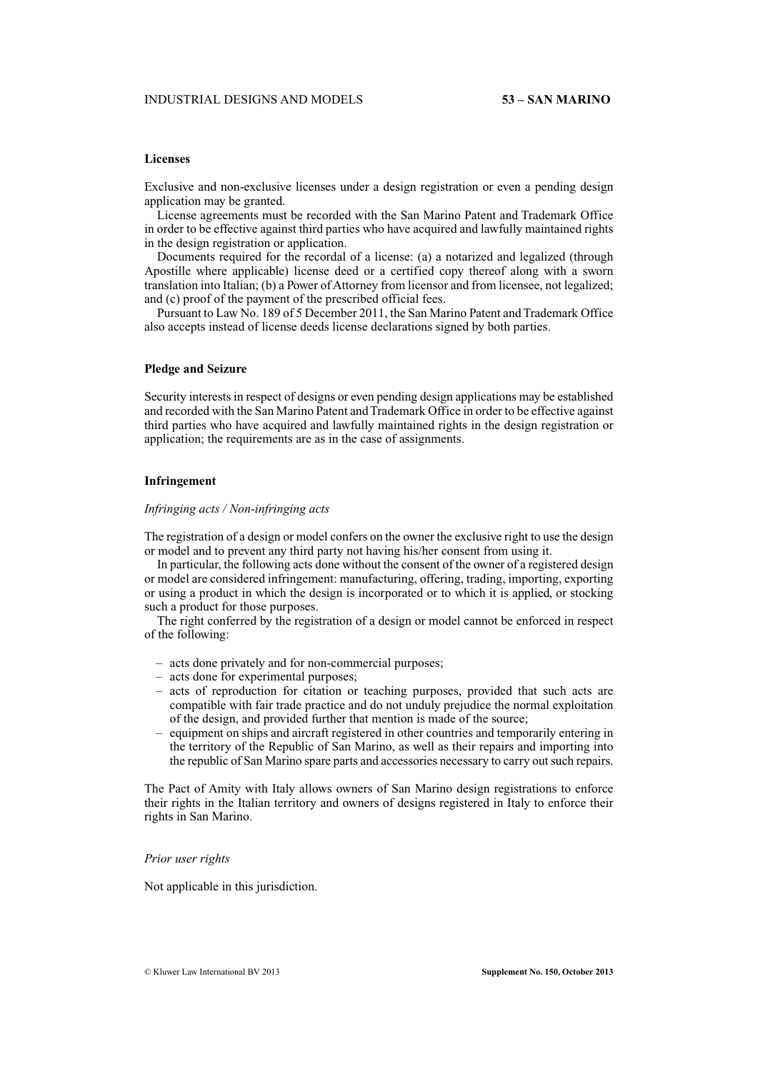### Licenses

Exclusive and non-exclusive licenses under a design registration or even a pending design application may be granted.

License agreements must be recorded with the San Marino Patent and Trademark Office in order to be effective against third parties who have acquired and lawfully maintained rights in the design registration or application.

Documents required for the recordal of a license: (a) a notarized and legalized (through Apostille where applicable) license deed or a certified copy thereof along with a sworn translation into Italian; (b) a Power of Attorney from licensor and from licensee, not legalized; and (c) proof of the payment of the prescribed official fees.

Pursuant to Law No. 189 of 5 December 2011, the San Marino Patent and Trademark Office also accepts instead of license deeds license declarations signed by both parties.

### Pledge and Seizure

Security interests in respect of designs or even pending design applications may be established and recorded with the San Marino Patent and Trademark Office in order to be effective against third parties who have acquired and lawfully maintained rights in the design registration or application; the requirements are as in the case of assignments.

### Infringement

*Infringing acts / Non-infringing acts*

The registration of a design or model confers on the owner the exclusive right to use the design or model and to prevent any third party not having his/her consent from using it.

In particular, the following acts done without the consent of the owner of a registered design or model are considered infringement: manufacturing, offering, trading, importing, exporting or using a product in which the design is incorporated or to which it is applied, or stocking such a product for those purposes.

The right conferred by the registration of a design or model cannot be enforced in respect of the following:

- acts done privately and for non-commercial purposes;
- acts done for experimental purposes;
- acts of reproduction for citation or teaching purposes, provided that such acts are compatible with fair trade practice and do not unduly prejudice the normal exploitation of the design, and provided further that mention is made of the source;
- equipment on ships and aircraft registered in other countries and temporarily entering in the territory of the Republic of San Marino, as well as their repairs and importing into the republic of San Marino spare parts and accessories necessary to carry out such repairs.

The Pact of Amity with Italy allows owners of San Marino design registrations to enforce their rights in the Italian territory and owners of designs registered in Italy to enforce their rights in San Marino.

*Prior user rights*

Not applicable in this jurisdiction.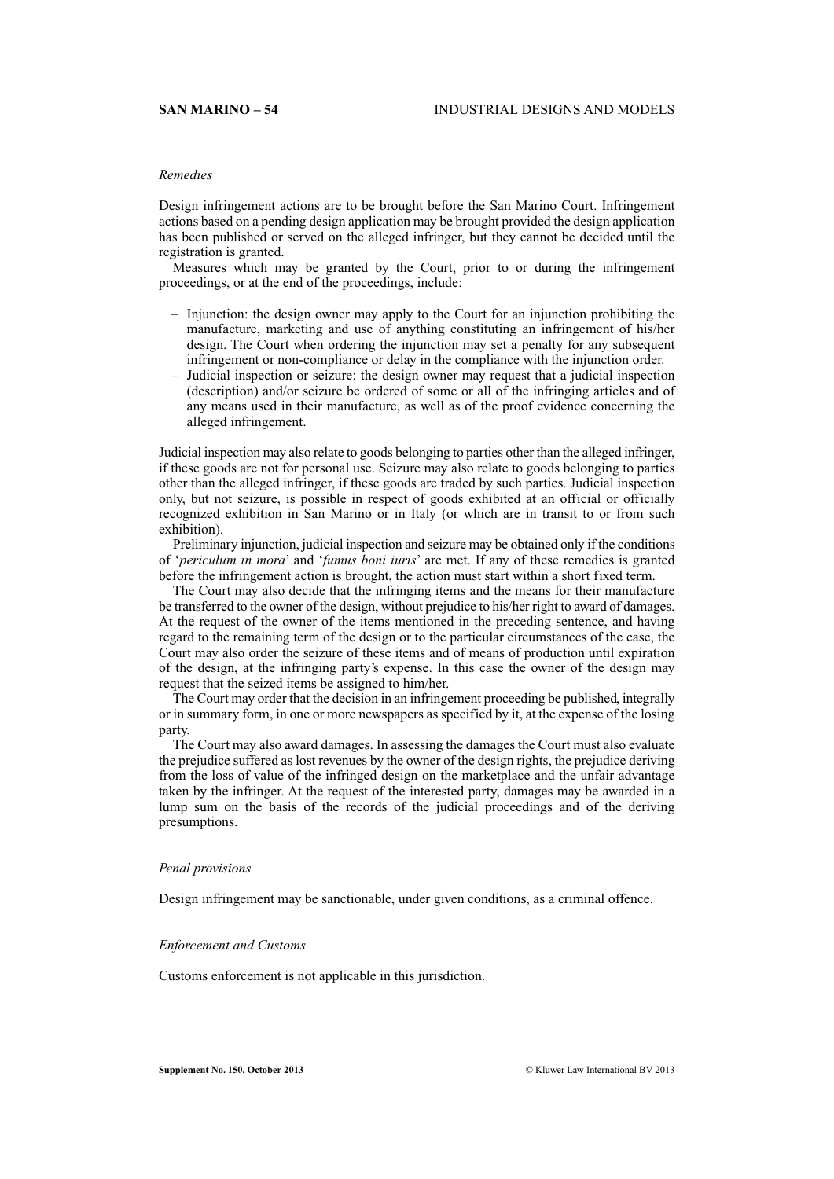*Remedies*

Design infringement actions are to be brought before the San Marino Court. Infringement actions based on a pending design application may be brought provided the design application has been published or served on the alleged infringer, but they cannot be decided until the registration is granted.

Measures which may be granted by the Court, prior to or during the infringement proceedings, or at the end of the proceedings, include:

– Injunction: the design owner may apply to the Court for an injunction prohibiting the manufacture, marketing and use of anything constituting an infringement of his/her design. The Court when ordering the injunction may set a penalty for any subsequent infringement or non-compliance or delay in the compliance with the injunction order.
– Judicial inspection or seizure: the design owner may request that a judicial inspection (description) and/or seizure be ordered of some or all of the infringing articles and of any means used in their manufacture, as well as of the proof evidence concerning the alleged infringement.

Judicial inspection may also relate to goods belonging to parties other than the alleged infringer, if these goods are not for personal use. Seizure may also relate to goods belonging to parties other than the alleged infringer, if these goods are traded by such parties. Judicial inspection only, but not seizure, is possible in respect of goods exhibited at an official or officially recognized exhibition in San Marino or in Italy (or which are in transit to or from such exhibition).

Preliminary injunction, judicial inspection and seizure may be obtained only if the conditions of '*periculum in mora*' and '*fumus boni iuris*' are met. If any of these remedies is granted before the infringement action is brought, the action must start within a short fixed term.

The Court may also decide that the infringing items and the means for their manufacture be transferred to the owner of the design, without prejudice to his/her right to award of damages. At the request of the owner of the items mentioned in the preceding sentence, and having regard to the remaining term of the design or to the particular circumstances of the case, the Court may also order the seizure of these items and of means of production until expiration of the design, at the infringing party's expense. In this case the owner of the design may request that the seized items be assigned to him/her.

The Court may order that the decision in an infringement proceeding be published, integrally or in summary form, in one or more newspapers as specified by it, at the expense of the losing party.

The Court may also award damages. In assessing the damages the Court must also evaluate the prejudice suffered as lost revenues by the owner of the design rights, the prejudice deriving from the loss of value of the infringed design on the marketplace and the unfair advantage taken by the infringer. At the request of the interested party, damages may be awarded in a lump sum on the basis of the records of the judicial proceedings and of the deriving presumptions.

*Penal provisions*

Design infringement may be sanctionable, under given conditions, as a criminal offence.

*Enforcement and Customs*

Customs enforcement is not applicable in this jurisdiction.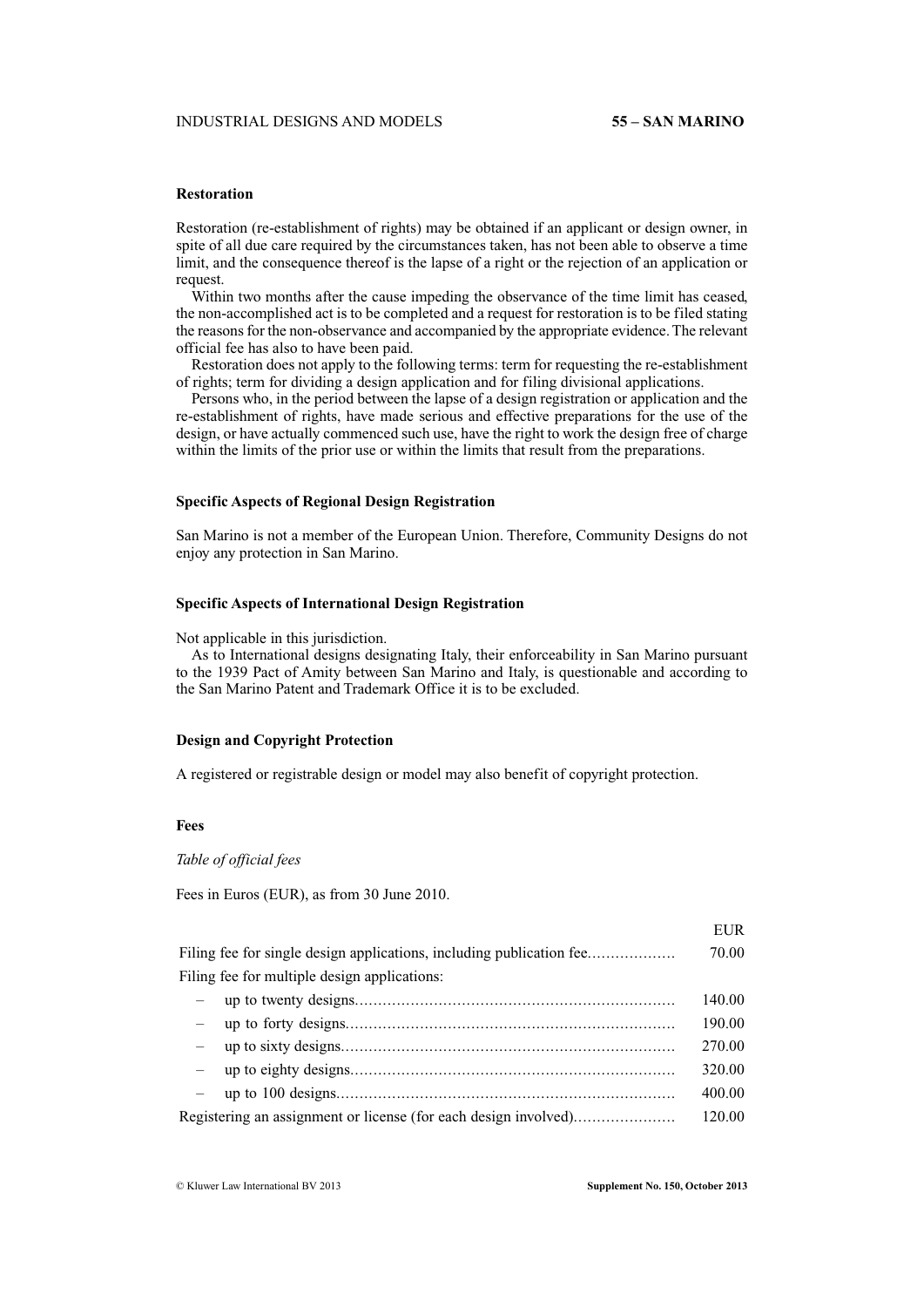### Restoration

Restoration (re-establishment of rights) may be obtained if an applicant or design owner, in spite of all due care required by the circumstances taken, has not been able to observe a time limit, and the consequence thereof is the lapse of a right or the rejection of an application or request.

Within two months after the cause impeding the observance of the time limit has ceased, the non-accomplished act is to be completed and a request for restoration is to be filed stating the reasons for the non-observance and accompanied by the appropriate evidence. The relevant official fee has also to have been paid.

Restoration does not apply to the following terms: term for requesting the re-establishment of rights; term for dividing a design application and for filing divisional applications.

Persons who, in the period between the lapse of a design registration or application and the re-establishment of rights, have made serious and effective preparations for the use of the design, or have actually commenced such use, have the right to work the design free of charge within the limits of the prior use or within the limits that result from the preparations.

### Specific Aspects of Regional Design Registration

San Marino is not a member of the European Union. Therefore, Community Designs do not enjoy any protection in San Marino.

### Specific Aspects of International Design Registration

Not applicable in this jurisdiction.

As to International designs designating Italy, their enforceability in San Marino pursuant to the 1939 Pact of Amity between San Marino and Italy, is questionable and according to the San Marino Patent and Trademark Office it is to be excluded.

### Design and Copyright Protection

A registered or registrable design or model may also benefit of copyright protection.

### Fees

*Table of official fees*

Fees in Euros (EUR), as from 30 June 2010.

| | EUR |
|---|---|
| Filing fee for single design applications, including publication fee | 70.00 |
| Filing fee for multiple design applications: | |
| – up to twenty designs | 140.00 |
| – up to forty designs | 190.00 |
| – up to sixty designs | 270.00 |
| – up to eighty designs | 320.00 |
| – up to 100 designs | 400.00 |
| Registering an assignment or license (for each design involved) | 120.00 |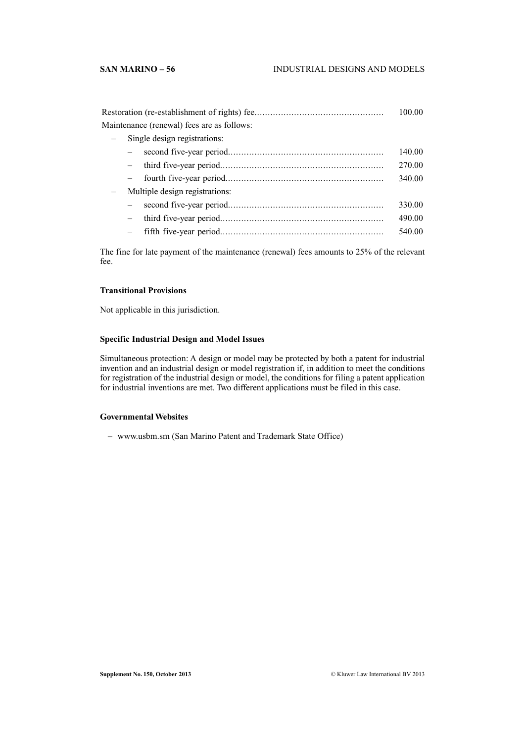| | |
|---|---|
| Restoration (re-establishment of rights) fee | 100.00 |
| Maintenance (renewal) fees are as follows: | |
| – Single design registrations: | |
| – second five-year period | 140.00 |
| – third five-year period | 270.00 |
| – fourth five-year period | 340.00 |
| – Multiple design registrations: | |
| – second five-year period | 330.00 |
| – third five-year period | 490.00 |
| – fifth five-year period | 540.00 |

The fine for late payment of the maintenance (renewal) fees amounts to 25% of the relevant fee.

**Transitional Provisions**

Not applicable in this jurisdiction.

**Specific Industrial Design and Model Issues**

Simultaneous protection: A design or model may be protected by both a patent for industrial invention and an industrial design or model registration if, in addition to meet the conditions for registration of the industrial design or model, the conditions for filing a patent application for industrial inventions are met. Two different applications must be filed in this case.

**Governmental Websites**

- www.usbm.sm (San Marino Patent and Trademark State Office)